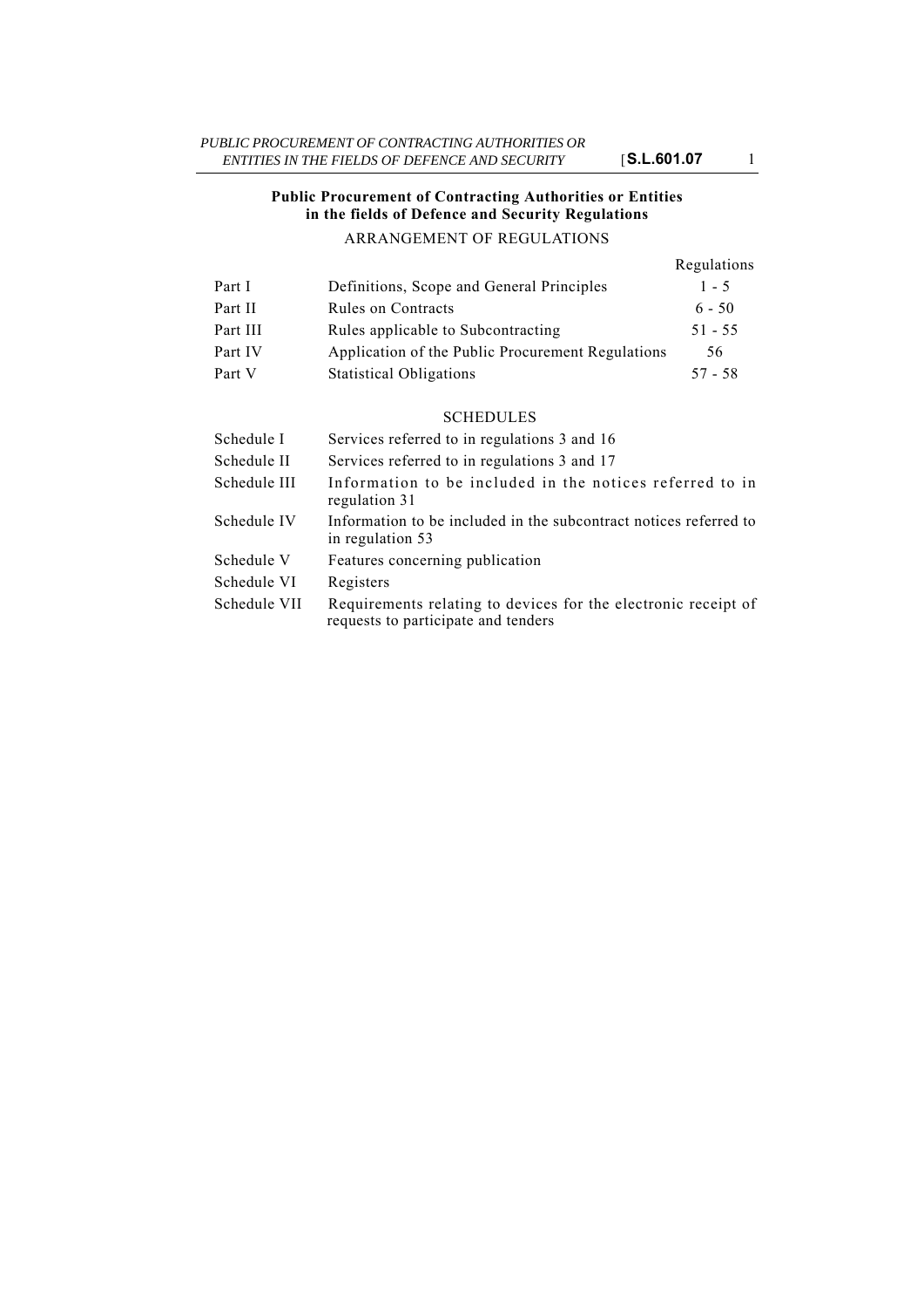# Public Procurement of Contracting Authorities or Entities in the fields of Defence and Security Regulations

## ARRANGEMENT OF REGULATIONS

| | | Regulations |
|---|---|---|
| Part I | Definitions, Scope and General Principles | 1 - 5 |
| Part II | Rules on Contracts | 6 - 50 |
| Part III | Rules applicable to Subcontracting | 51 - 55 |
| Part IV | Application of the Public Procurement Regulations | 56 |
| Part V | Statistical Obligations | 57 - 58 |

## SCHEDULES

| | |
|---|---|
| Schedule I | Services referred to in regulations 3 and 16 |
| Schedule II | Services referred to in regulations 3 and 17 |
| Schedule III | Information to be included in the notices referred to in regulation 31 |
| Schedule IV | Information to be included in the subcontract notices referred to in regulation 53 |
| Schedule V | Features concerning publication |
| Schedule VI | Registers |
| Schedule VII | Requirements relating to devices for the electronic receipt of requests to participate and tenders |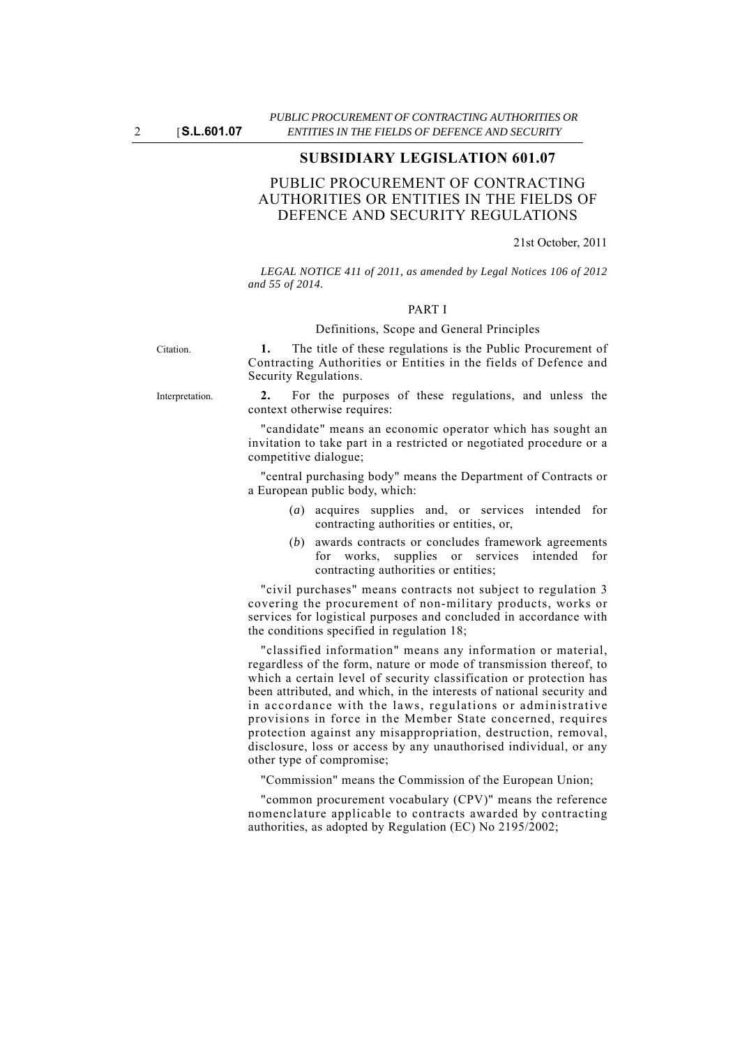## SUBSIDIARY LEGISLATION 601.07

# PUBLIC PROCUREMENT OF CONTRACTING AUTHORITIES OR ENTITIES IN THE FIELDS OF DEFENCE AND SECURITY REGULATIONS

21st October, 2011

*LEGAL NOTICE 411 of 2011, as amended by Legal Notices 106 of 2012 and 55 of 2014.*

PART I

Definitions, Scope and General Principles

Citation.

**1.** The title of these regulations is the Public Procurement of Contracting Authorities or Entities in the fields of Defence and Security Regulations.

Interpretation.

**2.** For the purposes of these regulations, and unless the context otherwise requires:

"candidate" means an economic operator which has sought an invitation to take part in a restricted or negotiated procedure or a competitive dialogue;

"central purchasing body" means the Department of Contracts or a European public body, which:

(*a*) acquires supplies and, or services intended for contracting authorities or entities, or,

(*b*) awards contracts or concludes framework agreements for works, supplies or services intended for contracting authorities or entities;

"civil purchases" means contracts not subject to regulation 3 covering the procurement of non-military products, works or services for logistical purposes and concluded in accordance with the conditions specified in regulation 18;

"classified information" means any information or material, regardless of the form, nature or mode of transmission thereof, to which a certain level of security classification or protection has been attributed, and which, in the interests of national security and in accordance with the laws, regulations or administrative provisions in force in the Member State concerned, requires protection against any misappropriation, destruction, removal, disclosure, loss or access by any unauthorised individual, or any other type of compromise;

"Commission" means the Commission of the European Union;

"common procurement vocabulary (CPV)" means the reference nomenclature applicable to contracts awarded by contracting authorities, as adopted by Regulation (EC) No 2195/2002;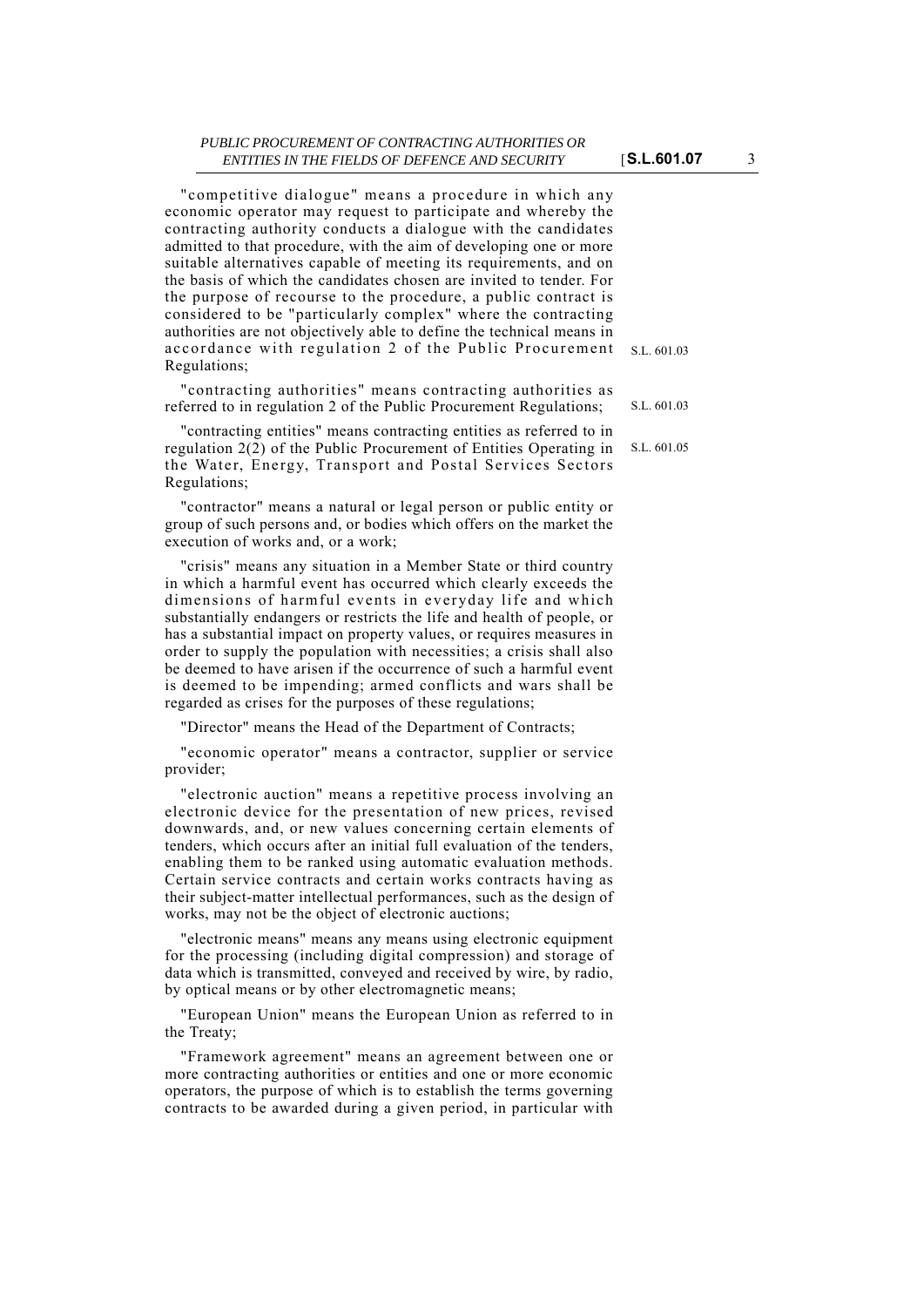"competitive dialogue" means a procedure in which any economic operator may request to participate and whereby the contracting authority conducts a dialogue with the candidates admitted to that procedure, with the aim of developing one or more suitable alternatives capable of meeting its requirements, and on the basis of which the candidates chosen are invited to tender. For the purpose of recourse to the procedure, a public contract is considered to be "particularly complex" where the contracting authorities are not objectively able to define the technical means in accordance with regulation 2 of the Public Procurement Regulations;

S.L. 601.03

"contracting authorities" means contracting authorities as referred to in regulation 2 of the Public Procurement Regulations;

S.L. 601.03

"contracting entities" means contracting entities as referred to in regulation 2(2) of the Public Procurement of Entities Operating in the Water, Energy, Transport and Postal Services Sectors Regulations;

S.L. 601.05

"contractor" means a natural or legal person or public entity or group of such persons and, or bodies which offers on the market the execution of works and, or a work;

"crisis" means any situation in a Member State or third country in which a harmful event has occurred which clearly exceeds the dimensions of harmful events in everyday life and which substantially endangers or restricts the life and health of people, or has a substantial impact on property values, or requires measures in order to supply the population with necessities; a crisis shall also be deemed to have arisen if the occurrence of such a harmful event is deemed to be impending; armed conflicts and wars shall be regarded as crises for the purposes of these regulations;

"Director" means the Head of the Department of Contracts;

"economic operator" means a contractor, supplier or service provider;

"electronic auction" means a repetitive process involving an electronic device for the presentation of new prices, revised downwards, and, or new values concerning certain elements of tenders, which occurs after an initial full evaluation of the tenders, enabling them to be ranked using automatic evaluation methods. Certain service contracts and certain works contracts having as their subject-matter intellectual performances, such as the design of works, may not be the object of electronic auctions;

"electronic means" means any means using electronic equipment for the processing (including digital compression) and storage of data which is transmitted, conveyed and received by wire, by radio, by optical means or by other electromagnetic means;

"European Union" means the European Union as referred to in the Treaty;

"Framework agreement" means an agreement between one or more contracting authorities or entities and one or more economic operators, the purpose of which is to establish the terms governing contracts to be awarded during a given period, in particular with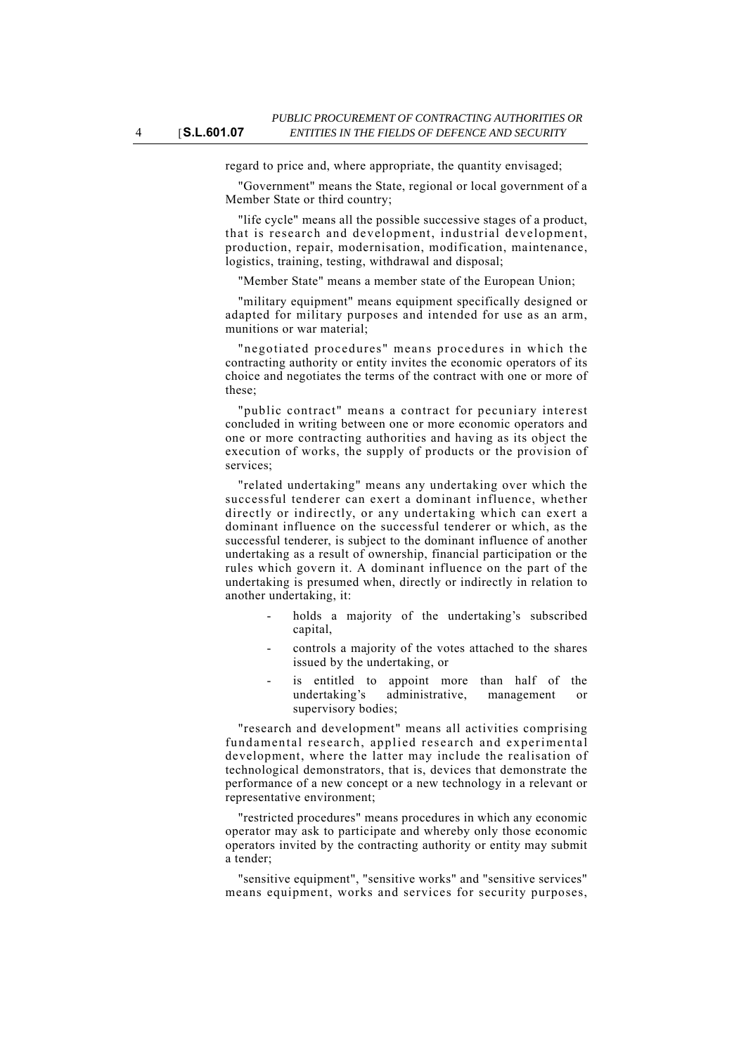regard to price and, where appropriate, the quantity envisaged;

"Government" means the State, regional or local government of a Member State or third country;

"life cycle" means all the possible successive stages of a product, that is research and development, industrial development, production, repair, modernisation, modification, maintenance, logistics, training, testing, withdrawal and disposal;

"Member State" means a member state of the European Union;

"military equipment" means equipment specifically designed or adapted for military purposes and intended for use as an arm, munitions or war material;

"negotiated procedures" means procedures in which the contracting authority or entity invites the economic operators of its choice and negotiates the terms of the contract with one or more of these;

"public contract" means a contract for pecuniary interest concluded in writing between one or more economic operators and one or more contracting authorities and having as its object the execution of works, the supply of products or the provision of services;

"related undertaking" means any undertaking over which the successful tenderer can exert a dominant influence, whether directly or indirectly, or any undertaking which can exert a dominant influence on the successful tenderer or which, as the successful tenderer, is subject to the dominant influence of another undertaking as a result of ownership, financial participation or the rules which govern it. A dominant influence on the part of the undertaking is presumed when, directly or indirectly in relation to another undertaking, it:

- holds a majority of the undertaking's subscribed capital,
- controls a majority of the votes attached to the shares issued by the undertaking, or
- is entitled to appoint more than half of the undertaking's administrative, management or supervisory bodies;

"research and development" means all activities comprising fundamental research, applied research and experimental development, where the latter may include the realisation of technological demonstrators, that is, devices that demonstrate the performance of a new concept or a new technology in a relevant or representative environment;

"restricted procedures" means procedures in which any economic operator may ask to participate and whereby only those economic operators invited by the contracting authority or entity may submit a tender;

"sensitive equipment", "sensitive works" and "sensitive services" means equipment, works and services for security purposes,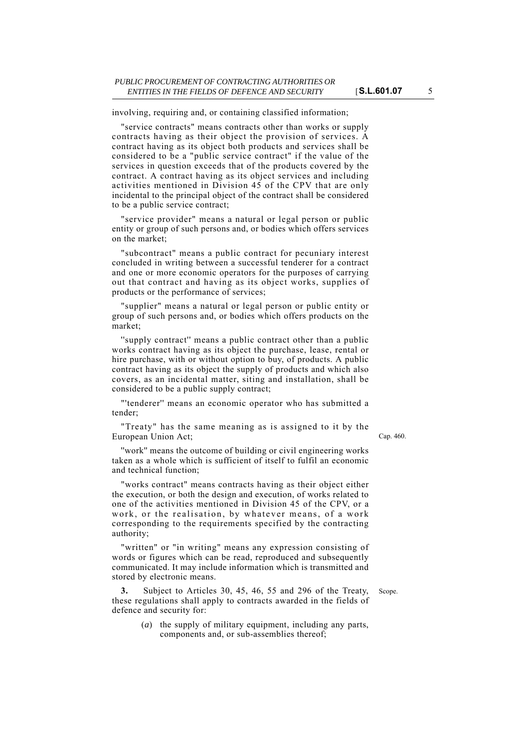involving, requiring and, or containing classified information;

"service contracts" means contracts other than works or supply contracts having as their object the provision of services. A contract having as its object both products and services shall be considered to be a "public service contract" if the value of the services in question exceeds that of the products covered by the contract. A contract having as its object services and including activities mentioned in Division 45 of the CPV that are only incidental to the principal object of the contract shall be considered to be a public service contract;

"service provider" means a natural or legal person or public entity or group of such persons and, or bodies which offers services on the market;

"subcontract" means a public contract for pecuniary interest concluded in writing between a successful tenderer for a contract and one or more economic operators for the purposes of carrying out that contract and having as its object works, supplies of products or the performance of services;

"supplier" means a natural or legal person or public entity or group of such persons and, or bodies which offers products on the market;

''supply contract'' means a public contract other than a public works contract having as its object the purchase, lease, rental or hire purchase, with or without option to buy, of products. A public contract having as its object the supply of products and which also covers, as an incidental matter, siting and installation, shall be considered to be a public supply contract;

"'tenderer'' means an economic operator who has submitted a tender;

"Treaty" has the same meaning as is assigned to it by the European Union Act; Cap. 460.

''work" means the outcome of building or civil engineering works taken as a whole which is sufficient of itself to fulfil an economic and technical function;

"works contract" means contracts having as their object either the execution, or both the design and execution, of works related to one of the activities mentioned in Division 45 of the CPV, or a work, or the realisation, by whatever means, of a work corresponding to the requirements specified by the contracting authority;

"written" or "in writing" means any expression consisting of words or figures which can be read, reproduced and subsequently communicated. It may include information which is transmitted and stored by electronic means.

Scope.

**3.** Subject to Articles 30, 45, 46, 55 and 296 of the Treaty, these regulations shall apply to contracts awarded in the fields of defence and security for:

(*a*) the supply of military equipment, including any parts, components and, or sub-assemblies thereof;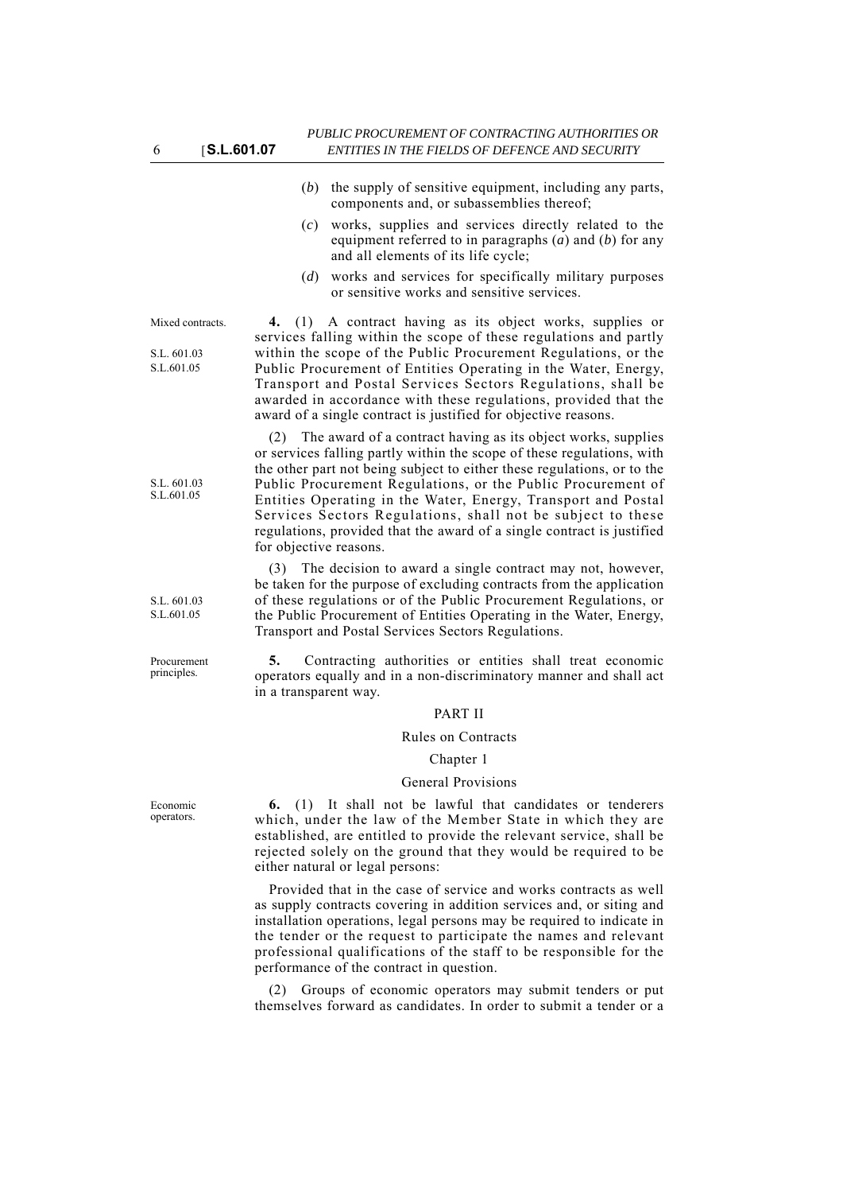(*b*) the supply of sensitive equipment, including any parts, components and, or subassemblies thereof;

(*c*) works, supplies and services directly related to the equipment referred to in paragraphs (*a*) and (*b*) for any and all elements of its life cycle;

(*d*) works and services for specifically military purposes or sensitive works and sensitive services.

Mixed contracts.

**4.** (1) A contract having as its object works, supplies or services falling within the scope of these regulations and partly within the scope of the Public Procurement Regulations, or the Public Procurement of Entities Operating in the Water, Energy, Transport and Postal Services Sectors Regulations, shall be awarded in accordance with these regulations, provided that the award of a single contract is justified for objective reasons.

S.L. 601.03
S.L.601.05

(2) The award of a contract having as its object works, supplies or services falling partly within the scope of these regulations, with the other part not being subject to either these regulations, or to the Public Procurement Regulations, or the Public Procurement of Entities Operating in the Water, Energy, Transport and Postal Services Sectors Regulations, shall not be subject to these regulations, provided that the award of a single contract is justified for objective reasons.

S.L. 601.03
S.L.601.05

(3) The decision to award a single contract may not, however, be taken for the purpose of excluding contracts from the application of these regulations or of the Public Procurement Regulations, or the Public Procurement of Entities Operating in the Water, Energy, Transport and Postal Services Sectors Regulations.

S.L. 601.03
S.L.601.05

Procurement principles.

**5.** Contracting authorities or entities shall treat economic operators equally and in a non-discriminatory manner and shall act in a transparent way.

## PART II

## Rules on Contracts

### Chapter 1

### General Provisions

Economic operators.

**6.** (1) It shall not be lawful that candidates or tenderers which, under the law of the Member State in which they are established, are entitled to provide the relevant service, shall be rejected solely on the ground that they would be required to be either natural or legal persons:

Provided that in the case of service and works contracts as well as supply contracts covering in addition services and, or siting and installation operations, legal persons may be required to indicate in the tender or the request to participate the names and relevant professional qualifications of the staff to be responsible for the performance of the contract in question.

(2) Groups of economic operators may submit tenders or put themselves forward as candidates. In order to submit a tender or a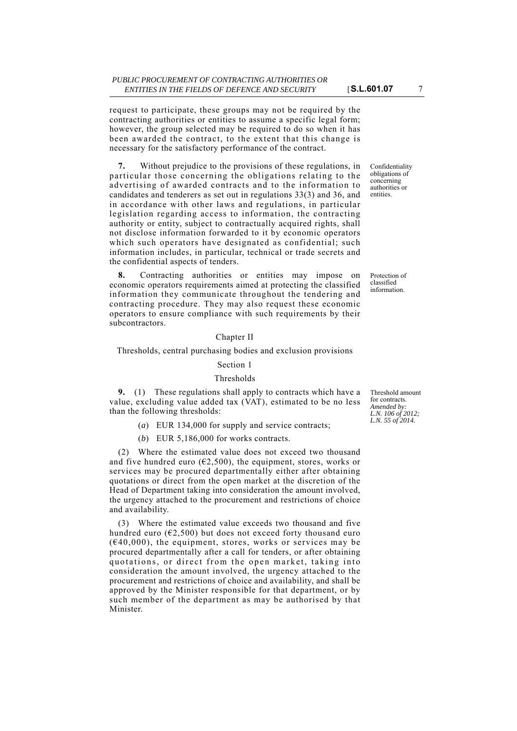request to participate, these groups may not be required by the contracting authorities or entities to assume a specific legal form; however, the group selected may be required to do so when it has been awarded the contract, to the extent that this change is necessary for the satisfactory performance of the contract.

Confidentiality obligations of concerning authorities or entities.

**7.** Without prejudice to the provisions of these regulations, in particular those concerning the obligations relating to the advertising of awarded contracts and to the information to candidates and tenderers as set out in regulations 33(3) and 36, and in accordance with other laws and regulations, in particular legislation regarding access to information, the contracting authority or entity, subject to contractually acquired rights, shall not disclose information forwarded to it by economic operators which such operators have designated as confidential; such information includes, in particular, technical or trade secrets and the confidential aspects of tenders.

Protection of classified information.

**8.** Contracting authorities or entities may impose on economic operators requirements aimed at protecting the classified information they communicate throughout the tendering and contracting procedure. They may also request these economic operators to ensure compliance with such requirements by their subcontractors.

## Chapter II

### Thresholds, central purchasing bodies and exclusion provisions

### Section 1

### Thresholds

Threshold amount for contracts. *Amended by: L.N. 106 of 2012; L.N. 55 of 2014.*

**9.** (1) These regulations shall apply to contracts which have a value, excluding value added tax (VAT), estimated to be no less than the following thresholds:

(*a*) EUR 134,000 for supply and service contracts;

(*b*) EUR 5,186,000 for works contracts.

(2) Where the estimated value does not exceed two thousand and five hundred euro (€2,500), the equipment, stores, works or services may be procured departmentally either after obtaining quotations or direct from the open market at the discretion of the Head of Department taking into consideration the amount involved, the urgency attached to the procurement and restrictions of choice and availability.

(3) Where the estimated value exceeds two thousand and five hundred euro (€2,500) but does not exceed forty thousand euro (€40,000), the equipment, stores, works or services may be procured departmentally after a call for tenders, or after obtaining quotations, or direct from the open market, taking into consideration the amount involved, the urgency attached to the procurement and restrictions of choice and availability, and shall be approved by the Minister responsible for that department, or by such member of the department as may be authorised by that Minister.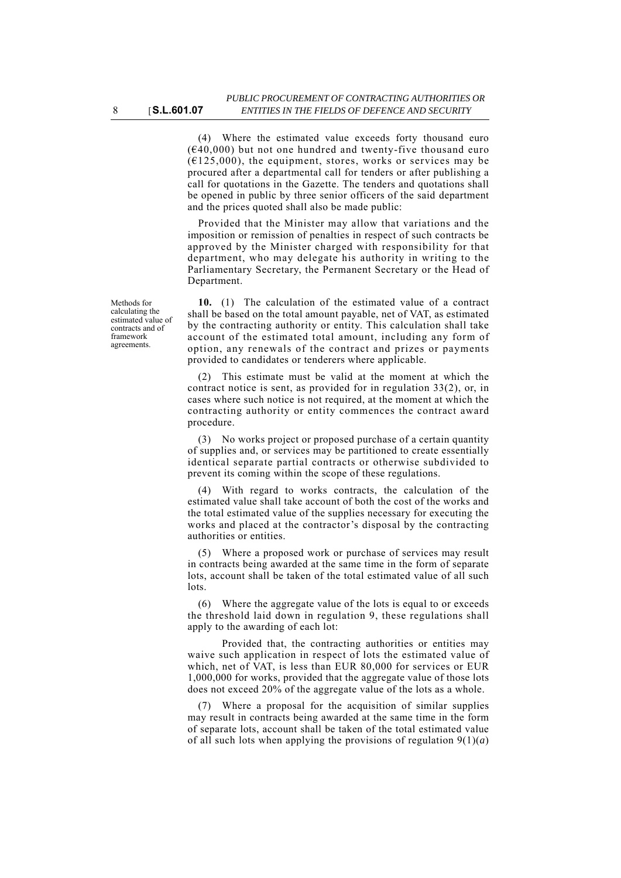(4) Where the estimated value exceeds forty thousand euro (€40,000) but not one hundred and twenty-five thousand euro (€125,000), the equipment, stores, works or services may be procured after a departmental call for tenders or after publishing a call for quotations in the Gazette. The tenders and quotations shall be opened in public by three senior officers of the said department and the prices quoted shall also be made public:

Provided that the Minister may allow that variations and the imposition or remission of penalties in respect of such contracts be approved by the Minister charged with responsibility for that department, who may delegate his authority in writing to the Parliamentary Secretary, the Permanent Secretary or the Head of Department.

*Methods for calculating the estimated value of contracts and of framework agreements.*

**10.** (1) The calculation of the estimated value of a contract shall be based on the total amount payable, net of VAT, as estimated by the contracting authority or entity. This calculation shall take account of the estimated total amount, including any form of option, any renewals of the contract and prizes or payments provided to candidates or tenderers where applicable.

(2) This estimate must be valid at the moment at which the contract notice is sent, as provided for in regulation 33(2), or, in cases where such notice is not required, at the moment at which the contracting authority or entity commences the contract award procedure.

(3) No works project or proposed purchase of a certain quantity of supplies and, or services may be partitioned to create essentially identical separate partial contracts or otherwise subdivided to prevent its coming within the scope of these regulations.

(4) With regard to works contracts, the calculation of the estimated value shall take account of both the cost of the works and the total estimated value of the supplies necessary for executing the works and placed at the contractor's disposal by the contracting authorities or entities.

(5) Where a proposed work or purchase of services may result in contracts being awarded at the same time in the form of separate lots, account shall be taken of the total estimated value of all such lots.

(6) Where the aggregate value of the lots is equal to or exceeds the threshold laid down in regulation 9, these regulations shall apply to the awarding of each lot:

Provided that, the contracting authorities or entities may waive such application in respect of lots the estimated value of which, net of VAT, is less than EUR 80,000 for services or EUR 1,000,000 for works, provided that the aggregate value of those lots does not exceed 20% of the aggregate value of the lots as a whole.

(7) Where a proposal for the acquisition of similar supplies may result in contracts being awarded at the same time in the form of separate lots, account shall be taken of the total estimated value of all such lots when applying the provisions of regulation 9(1)(*a*)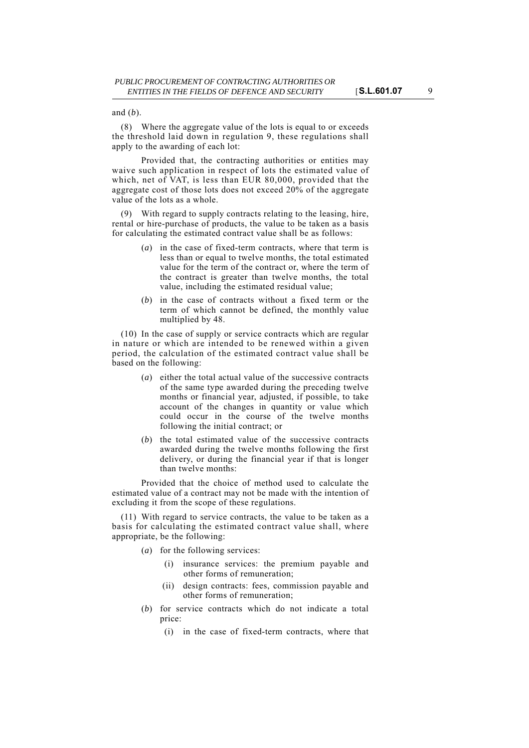and (*b*).

(8) Where the aggregate value of the lots is equal to or exceeds the threshold laid down in regulation 9, these regulations shall apply to the awarding of each lot:

Provided that, the contracting authorities or entities may waive such application in respect of lots the estimated value of which, net of VAT, is less than EUR 80,000, provided that the aggregate cost of those lots does not exceed 20% of the aggregate value of the lots as a whole.

(9) With regard to supply contracts relating to the leasing, hire, rental or hire-purchase of products, the value to be taken as a basis for calculating the estimated contract value shall be as follows:

- (*a*) in the case of fixed-term contracts, where that term is less than or equal to twelve months, the total estimated value for the term of the contract or, where the term of the contract is greater than twelve months, the total value, including the estimated residual value;
- (*b*) in the case of contracts without a fixed term or the term of which cannot be defined, the monthly value multiplied by 48.

(10) In the case of supply or service contracts which are regular in nature or which are intended to be renewed within a given period, the calculation of the estimated contract value shall be based on the following:

- (*a*) either the total actual value of the successive contracts of the same type awarded during the preceding twelve months or financial year, adjusted, if possible, to take account of the changes in quantity or value which could occur in the course of the twelve months following the initial contract; or
- (*b*) the total estimated value of the successive contracts awarded during the twelve months following the first delivery, or during the financial year if that is longer than twelve months:

Provided that the choice of method used to calculate the estimated value of a contract may not be made with the intention of excluding it from the scope of these regulations.

(11) With regard to service contracts, the value to be taken as a basis for calculating the estimated contract value shall, where appropriate, be the following:

- (*a*) for the following services:
  - (i) insurance services: the premium payable and other forms of remuneration;
  - (ii) design contracts: fees, commission payable and other forms of remuneration;
- (*b*) for service contracts which do not indicate a total price:
  - (i) in the case of fixed-term contracts, where that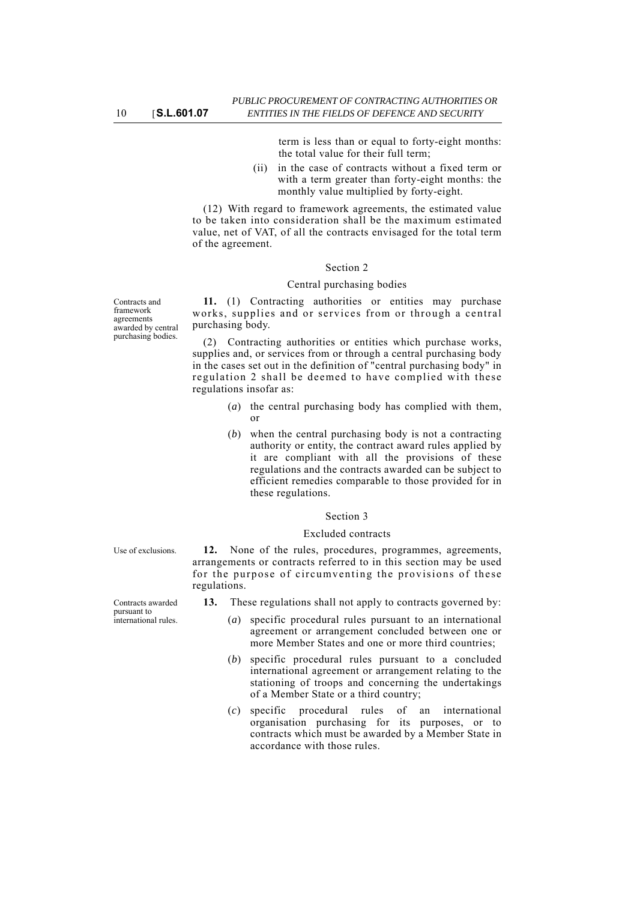term is less than or equal to forty-eight months: the total value for their full term;

(ii) in the case of contracts without a fixed term or with a term greater than forty-eight months: the monthly value multiplied by forty-eight.

(12) With regard to framework agreements, the estimated value to be taken into consideration shall be the maximum estimated value, net of VAT, of all the contracts envisaged for the total term of the agreement.

### Section 2

### Central purchasing bodies

Contracts and framework agreements awarded by central purchasing bodies.

**11.** (1) Contracting authorities or entities may purchase works, supplies and or services from or through a central purchasing body.

(2) Contracting authorities or entities which purchase works, supplies and, or services from or through a central purchasing body in the cases set out in the definition of "central purchasing body" in regulation 2 shall be deemed to have complied with these regulations insofar as:

(*a*) the central purchasing body has complied with them, or

(*b*) when the central purchasing body is not a contracting authority or entity, the contract award rules applied by it are compliant with all the provisions of these regulations and the contracts awarded can be subject to efficient remedies comparable to those provided for in these regulations.

### Section 3

### Excluded contracts

Use of exclusions.

**12.** None of the rules, procedures, programmes, agreements, arrangements or contracts referred to in this section may be used for the purpose of circumventing the provisions of these regulations.

Contracts awarded pursuant to international rules.

**13.** These regulations shall not apply to contracts governed by:

(*a*) specific procedural rules pursuant to an international agreement or arrangement concluded between one or more Member States and one or more third countries;

(*b*) specific procedural rules pursuant to a concluded international agreement or arrangement relating to the stationing of troops and concerning the undertakings of a Member State or a third country;

(*c*) specific procedural rules of an international organisation purchasing for its purposes, or to contracts which must be awarded by a Member State in accordance with those rules.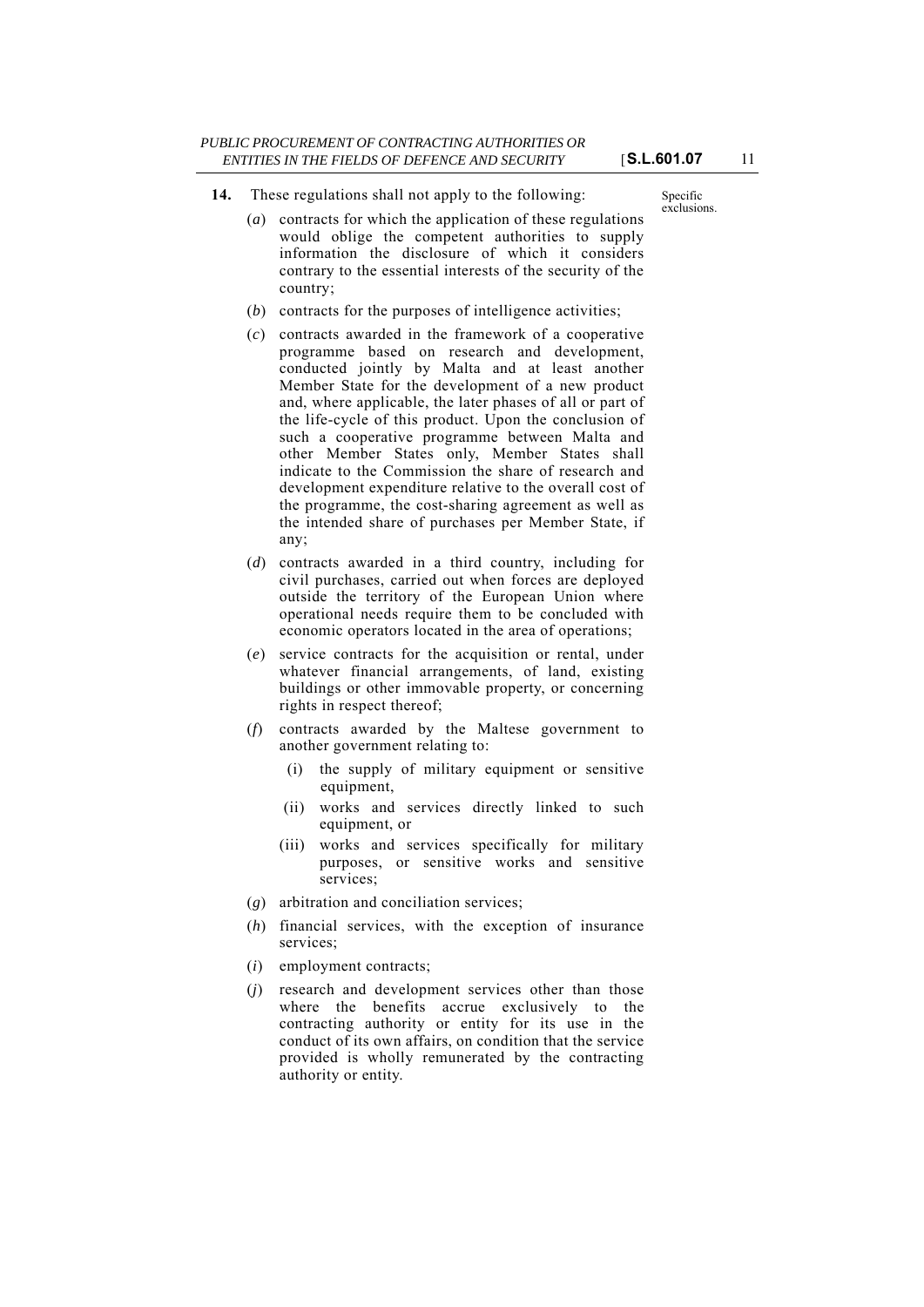**14.** These regulations shall not apply to the following:

Specific exclusions.

(*a*) contracts for which the application of these regulations would oblige the competent authorities to supply information the disclosure of which it considers contrary to the essential interests of the security of the country;

(*b*) contracts for the purposes of intelligence activities;

(*c*) contracts awarded in the framework of a cooperative programme based on research and development, conducted jointly by Malta and at least another Member State for the development of a new product and, where applicable, the later phases of all or part of the life-cycle of this product. Upon the conclusion of such a cooperative programme between Malta and other Member States only, Member States shall indicate to the Commission the share of research and development expenditure relative to the overall cost of the programme, the cost-sharing agreement as well as the intended share of purchases per Member State, if any;

(*d*) contracts awarded in a third country, including for civil purchases, carried out when forces are deployed outside the territory of the European Union where operational needs require them to be concluded with economic operators located in the area of operations;

(*e*) service contracts for the acquisition or rental, under whatever financial arrangements, of land, existing buildings or other immovable property, or concerning rights in respect thereof;

(*f*) contracts awarded by the Maltese government to another government relating to:

(i) the supply of military equipment or sensitive equipment,

(ii) works and services directly linked to such equipment, or

(iii) works and services specifically for military purposes, or sensitive works and sensitive services;

(*g*) arbitration and conciliation services;

(*h*) financial services, with the exception of insurance services;

(*i*) employment contracts;

(*j*) research and development services other than those where the benefits accrue exclusively to the contracting authority or entity for its use in the conduct of its own affairs, on condition that the service provided is wholly remunerated by the contracting authority or entity.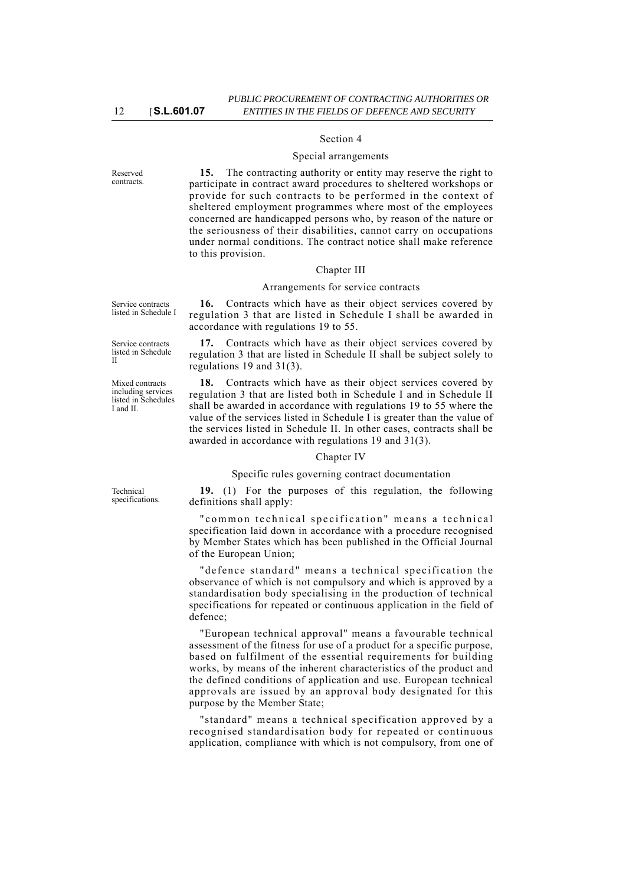## Section 4

### Special arrangements

Reserved contracts.

**15.** The contracting authority or entity may reserve the right to participate in contract award procedures to sheltered workshops or provide for such contracts to be performed in the context of sheltered employment programmes where most of the employees concerned are handicapped persons who, by reason of the nature or the seriousness of their disabilities, cannot carry on occupations under normal conditions. The contract notice shall make reference to this provision.

## Chapter III

### Arrangements for service contracts

Service contracts listed in Schedule I

**16.** Contracts which have as their object services covered by regulation 3 that are listed in Schedule I shall be awarded in accordance with regulations 19 to 55.

Service contracts listed in Schedule II

**17.** Contracts which have as their object services covered by regulation 3 that are listed in Schedule II shall be subject solely to regulations 19 and 31(3).

Mixed contracts including services listed in Schedules I and II.

**18.** Contracts which have as their object services covered by regulation 3 that are listed both in Schedule I and in Schedule II shall be awarded in accordance with regulations 19 to 55 where the value of the services listed in Schedule I is greater than the value of the services listed in Schedule II. In other cases, contracts shall be awarded in accordance with regulations 19 and 31(3).

## Chapter IV

### Specific rules governing contract documentation

Technical specifications.

**19.** (1) For the purposes of this regulation, the following definitions shall apply:

"common technical specification" means a technical specification laid down in accordance with a procedure recognised by Member States which has been published in the Official Journal of the European Union;

"defence standard" means a technical specification the observance of which is not compulsory and which is approved by a standardisation body specialising in the production of technical specifications for repeated or continuous application in the field of defence;

"European technical approval" means a favourable technical assessment of the fitness for use of a product for a specific purpose, based on fulfilment of the essential requirements for building works, by means of the inherent characteristics of the product and the defined conditions of application and use. European technical approvals are issued by an approval body designated for this purpose by the Member State;

"standard" means a technical specification approved by a recognised standardisation body for repeated or continuous application, compliance with which is not compulsory, from one of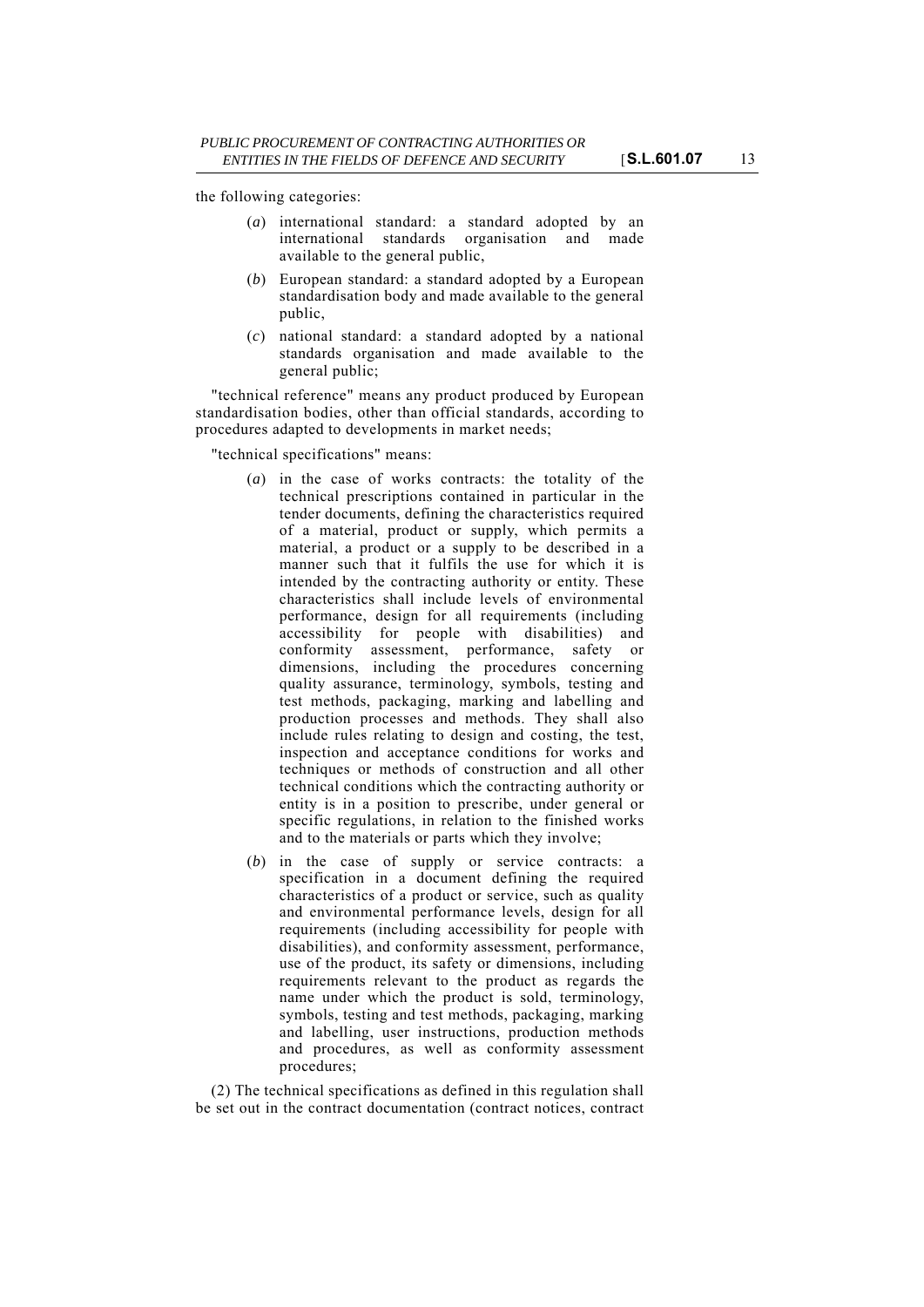the following categories:

(*a*) international standard: a standard adopted by an international standards organisation and made available to the general public,

(*b*) European standard: a standard adopted by a European standardisation body and made available to the general public,

(*c*) national standard: a standard adopted by a national standards organisation and made available to the general public;

"technical reference" means any product produced by European standardisation bodies, other than official standards, according to procedures adapted to developments in market needs;

"technical specifications" means:

(*a*) in the case of works contracts: the totality of the technical prescriptions contained in particular in the tender documents, defining the characteristics required of a material, product or supply, which permits a material, a product or a supply to be described in a manner such that it fulfils the use for which it is intended by the contracting authority or entity. These characteristics shall include levels of environmental performance, design for all requirements (including accessibility for people with disabilities) and conformity assessment, performance, safety or dimensions, including the procedures concerning quality assurance, terminology, symbols, testing and test methods, packaging, marking and labelling and production processes and methods. They shall also include rules relating to design and costing, the test, inspection and acceptance conditions for works and techniques or methods of construction and all other technical conditions which the contracting authority or entity is in a position to prescribe, under general or specific regulations, in relation to the finished works and to the materials or parts which they involve;

(*b*) in the case of supply or service contracts: a specification in a document defining the required characteristics of a product or service, such as quality and environmental performance levels, design for all requirements (including accessibility for people with disabilities), and conformity assessment, performance, use of the product, its safety or dimensions, including requirements relevant to the product as regards the name under which the product is sold, terminology, symbols, testing and test methods, packaging, marking and labelling, user instructions, production methods and procedures, as well as conformity assessment procedures;

(2) The technical specifications as defined in this regulation shall be set out in the contract documentation (contract notices, contract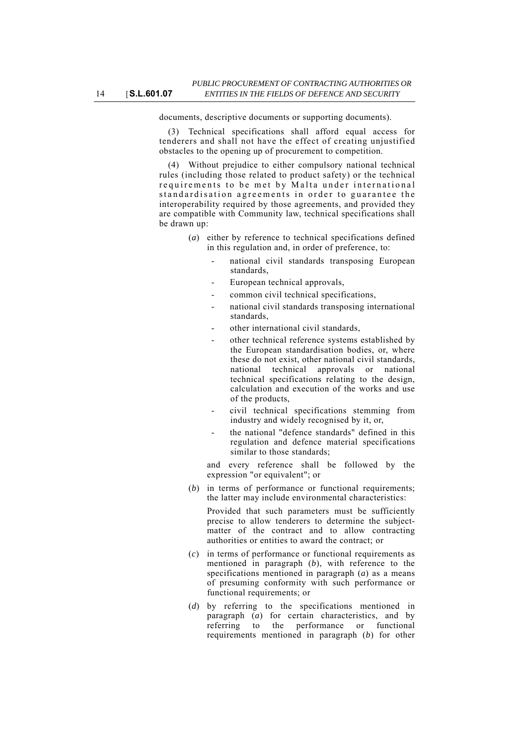documents, descriptive documents or supporting documents).

(3) Technical specifications shall afford equal access for tenderers and shall not have the effect of creating unjustified obstacles to the opening up of procurement to competition.

(4) Without prejudice to either compulsory national technical rules (including those related to product safety) or the technical requirements to be met by Malta under international standardisation agreements in order to guarantee the interoperability required by those agreements, and provided they are compatible with Community law, technical specifications shall be drawn up:

(*a*) either by reference to technical specifications defined in this regulation and, in order of preference, to:

- national civil standards transposing European standards,
- European technical approvals,
- common civil technical specifications,
- national civil standards transposing international standards,
- other international civil standards,
- other technical reference systems established by the European standardisation bodies, or, where these do not exist, other national civil standards, national technical approvals or national technical specifications relating to the design, calculation and execution of the works and use of the products,
- civil technical specifications stemming from industry and widely recognised by it, or,
- the national "defence standards" defined in this regulation and defence material specifications similar to those standards;

and every reference shall be followed by the expression "or equivalent"; or

(*b*) in terms of performance or functional requirements; the latter may include environmental characteristics:

Provided that such parameters must be sufficiently precise to allow tenderers to determine the subject-matter of the contract and to allow contracting authorities or entities to award the contract; or

(*c*) in terms of performance or functional requirements as mentioned in paragraph (*b*), with reference to the specifications mentioned in paragraph (*a*) as a means of presuming conformity with such performance or functional requirements; or

(*d*) by referring to the specifications mentioned in paragraph (*a*) for certain characteristics, and by referring to the performance or functional requirements mentioned in paragraph (*b*) for other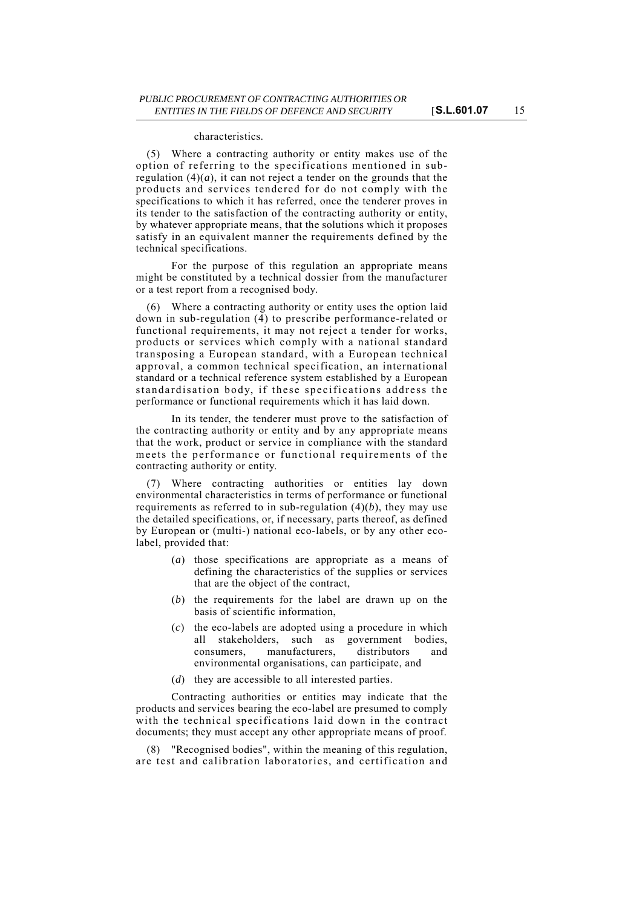characteristics.

(5) Where a contracting authority or entity makes use of the option of referring to the specifications mentioned in sub-regulation (4)(*a*), it can not reject a tender on the grounds that the products and services tendered for do not comply with the specifications to which it has referred, once the tenderer proves in its tender to the satisfaction of the contracting authority or entity, by whatever appropriate means, that the solutions which it proposes satisfy in an equivalent manner the requirements defined by the technical specifications.

For the purpose of this regulation an appropriate means might be constituted by a technical dossier from the manufacturer or a test report from a recognised body.

(6) Where a contracting authority or entity uses the option laid down in sub-regulation (4) to prescribe performance-related or functional requirements, it may not reject a tender for works, products or services which comply with a national standard transposing a European standard, with a European technical approval, a common technical specification, an international standard or a technical reference system established by a European standardisation body, if these specifications address the performance or functional requirements which it has laid down.

In its tender, the tenderer must prove to the satisfaction of the contracting authority or entity and by any appropriate means that the work, product or service in compliance with the standard meets the performance or functional requirements of the contracting authority or entity.

(7) Where contracting authorities or entities lay down environmental characteristics in terms of performance or functional requirements as referred to in sub-regulation (4)(*b*), they may use the detailed specifications, or, if necessary, parts thereof, as defined by European or (multi-) national eco-labels, or by any other eco-label, provided that:

(*a*) those specifications are appropriate as a means of defining the characteristics of the supplies or services that are the object of the contract,

(*b*) the requirements for the label are drawn up on the basis of scientific information,

(*c*) the eco-labels are adopted using a procedure in which all stakeholders, such as government bodies, consumers, manufacturers, distributors and environmental organisations, can participate, and

(*d*) they are accessible to all interested parties.

Contracting authorities or entities may indicate that the products and services bearing the eco-label are presumed to comply with the technical specifications laid down in the contract documents; they must accept any other appropriate means of proof.

(8) "Recognised bodies", within the meaning of this regulation, are test and calibration laboratories, and certification and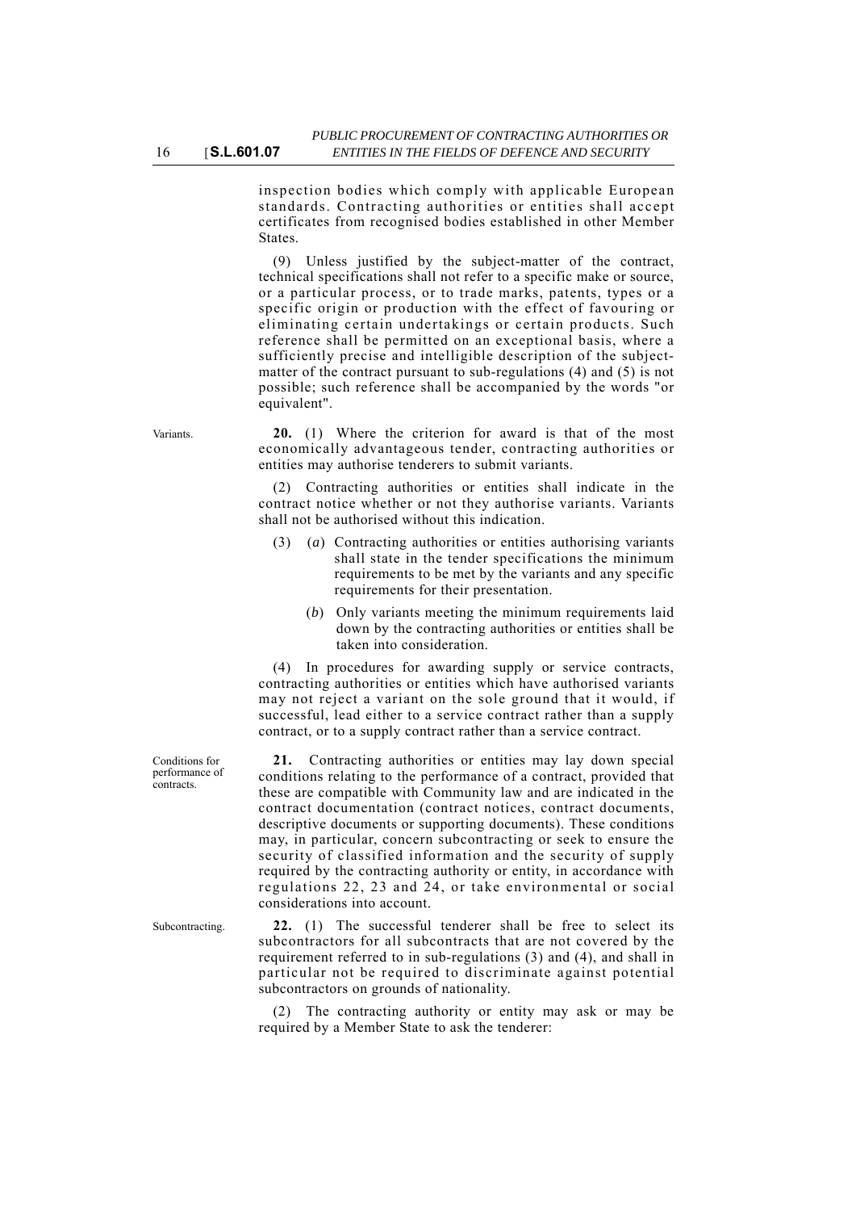inspection bodies which comply with applicable European standards. Contracting authorities or entities shall accept certificates from recognised bodies established in other Member States.

(9) Unless justified by the subject-matter of the contract, technical specifications shall not refer to a specific make or source, or a particular process, or to trade marks, patents, types or a specific origin or production with the effect of favouring or eliminating certain undertakings or certain products. Such reference shall be permitted on an exceptional basis, where a sufficiently precise and intelligible description of the subject-matter of the contract pursuant to sub-regulations (4) and (5) is not possible; such reference shall be accompanied by the words "or equivalent".

Variants.

**20.** (1) Where the criterion for award is that of the most economically advantageous tender, contracting authorities or entities may authorise tenderers to submit variants.

(2) Contracting authorities or entities shall indicate in the contract notice whether or not they authorise variants. Variants shall not be authorised without this indication.

(3) (*a*) Contracting authorities or entities authorising variants shall state in the tender specifications the minimum requirements to be met by the variants and any specific requirements for their presentation.

(*b*) Only variants meeting the minimum requirements laid down by the contracting authorities or entities shall be taken into consideration.

(4) In procedures for awarding supply or service contracts, contracting authorities or entities which have authorised variants may not reject a variant on the sole ground that it would, if successful, lead either to a service contract rather than a supply contract, or to a supply contract rather than a service contract.

Conditions for performance of contracts.

**21.** Contracting authorities or entities may lay down special conditions relating to the performance of a contract, provided that these are compatible with Community law and are indicated in the contract documentation (contract notices, contract documents, descriptive documents or supporting documents). These conditions may, in particular, concern subcontracting or seek to ensure the security of classified information and the security of supply required by the contracting authority or entity, in accordance with regulations 22, 23 and 24, or take environmental or social considerations into account.

Subcontracting.

**22.** (1) The successful tenderer shall be free to select its subcontractors for all subcontracts that are not covered by the requirement referred to in sub-regulations (3) and (4), and shall in particular not be required to discriminate against potential subcontractors on grounds of nationality.

(2) The contracting authority or entity may ask or may be required by a Member State to ask the tenderer: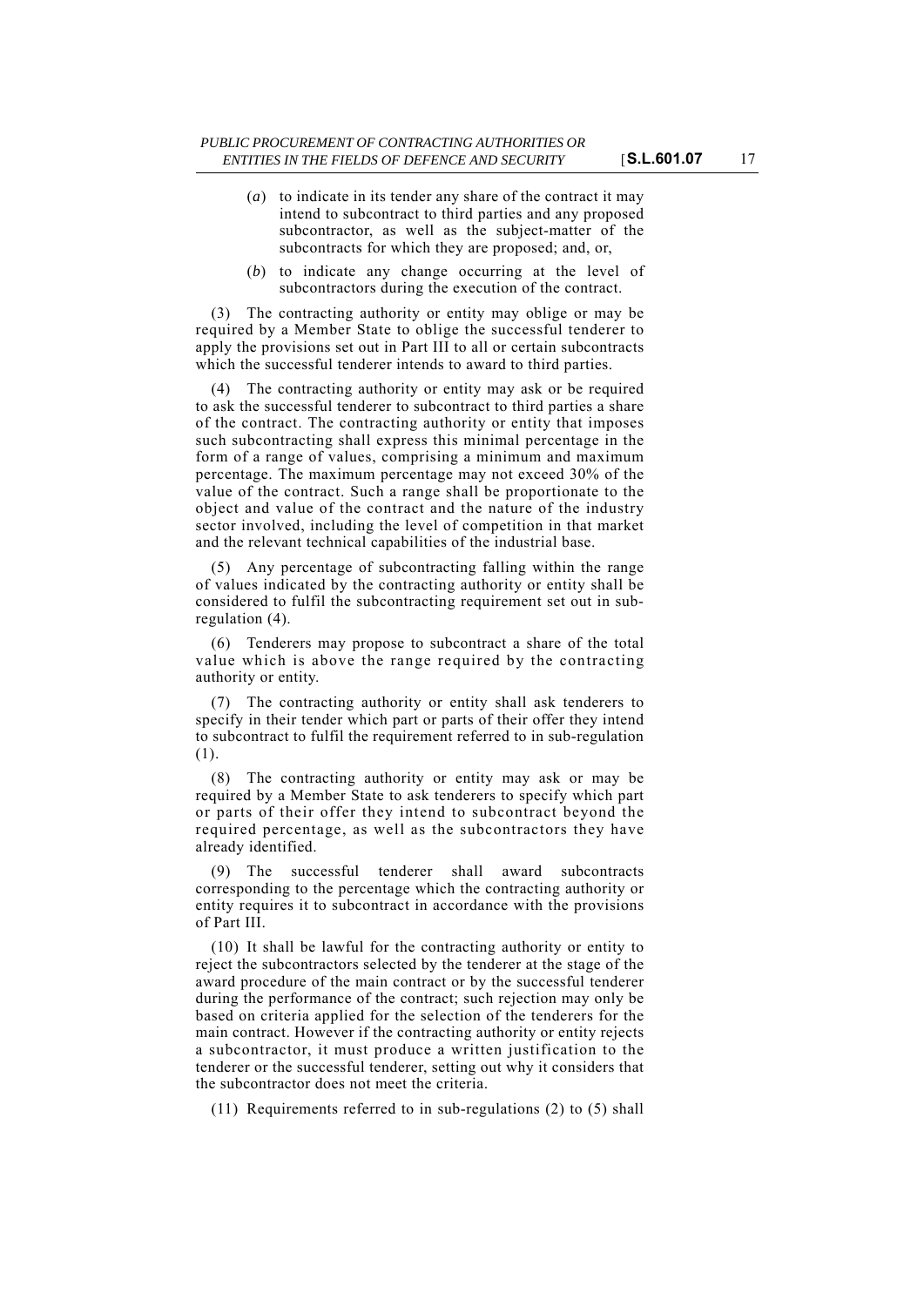(*a*) to indicate in its tender any share of the contract it may intend to subcontract to third parties and any proposed subcontractor, as well as the subject-matter of the subcontracts for which they are proposed; and, or,

(*b*) to indicate any change occurring at the level of subcontractors during the execution of the contract.

(3) The contracting authority or entity may oblige or may be required by a Member State to oblige the successful tenderer to apply the provisions set out in Part III to all or certain subcontracts which the successful tenderer intends to award to third parties.

(4) The contracting authority or entity may ask or be required to ask the successful tenderer to subcontract to third parties a share of the contract. The contracting authority or entity that imposes such subcontracting shall express this minimal percentage in the form of a range of values, comprising a minimum and maximum percentage. The maximum percentage may not exceed 30% of the value of the contract. Such a range shall be proportionate to the object and value of the contract and the nature of the industry sector involved, including the level of competition in that market and the relevant technical capabilities of the industrial base.

(5) Any percentage of subcontracting falling within the range of values indicated by the contracting authority or entity shall be considered to fulfil the subcontracting requirement set out in sub-regulation (4).

(6) Tenderers may propose to subcontract a share of the total value which is above the range required by the contracting authority or entity.

(7) The contracting authority or entity shall ask tenderers to specify in their tender which part or parts of their offer they intend to subcontract to fulfil the requirement referred to in sub-regulation (1).

(8) The contracting authority or entity may ask or may be required by a Member State to ask tenderers to specify which part or parts of their offer they intend to subcontract beyond the required percentage, as well as the subcontractors they have already identified.

(9) The successful tenderer shall award subcontracts corresponding to the percentage which the contracting authority or entity requires it to subcontract in accordance with the provisions of Part III.

(10) It shall be lawful for the contracting authority or entity to reject the subcontractors selected by the tenderer at the stage of the award procedure of the main contract or by the successful tenderer during the performance of the contract; such rejection may only be based on criteria applied for the selection of the tenderers for the main contract. However if the contracting authority or entity rejects a subcontractor, it must produce a written justification to the tenderer or the successful tenderer, setting out why it considers that the subcontractor does not meet the criteria.

(11) Requirements referred to in sub-regulations (2) to (5) shall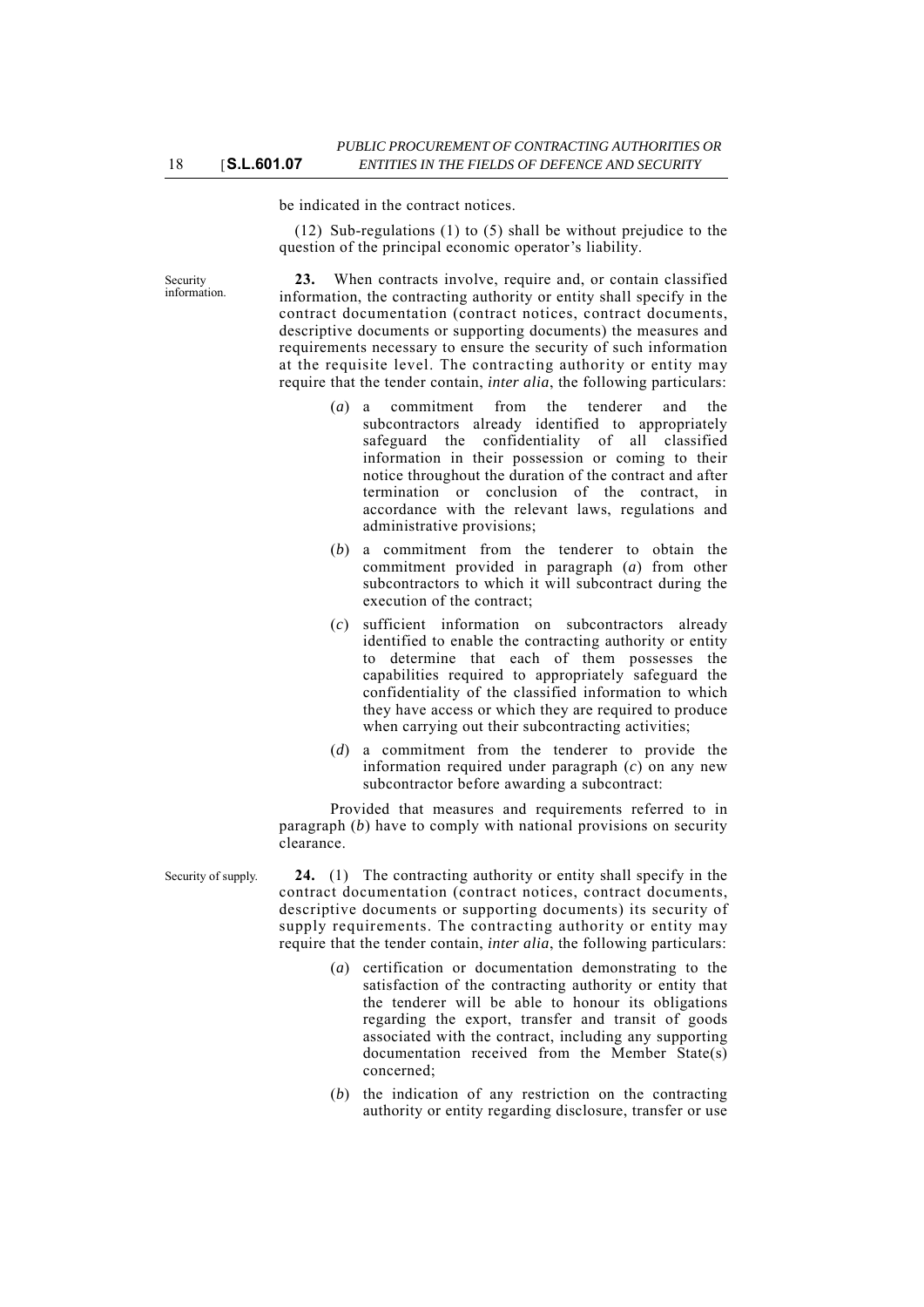be indicated in the contract notices.

(12) Sub-regulations (1) to (5) shall be without prejudice to the question of the principal economic operator's liability.

Security information.

**23.** When contracts involve, require and, or contain classified information, the contracting authority or entity shall specify in the contract documentation (contract notices, contract documents, descriptive documents or supporting documents) the measures and requirements necessary to ensure the security of such information at the requisite level. The contracting authority or entity may require that the tender contain, *inter alia*, the following particulars:

(*a*) a commitment from the tenderer and the subcontractors already identified to appropriately safeguard the confidentiality of all classified information in their possession or coming to their notice throughout the duration of the contract and after termination or conclusion of the contract, in accordance with the relevant laws, regulations and administrative provisions;

(*b*) a commitment from the tenderer to obtain the commitment provided in paragraph (*a*) from other subcontractors to which it will subcontract during the execution of the contract;

(*c*) sufficient information on subcontractors already identified to enable the contracting authority or entity to determine that each of them possesses the capabilities required to appropriately safeguard the confidentiality of the classified information to which they have access or which they are required to produce when carrying out their subcontracting activities;

(*d*) a commitment from the tenderer to provide the information required under paragraph (*c*) on any new subcontractor before awarding a subcontract:

Provided that measures and requirements referred to in paragraph (*b*) have to comply with national provisions on security clearance.

Security of supply.

**24.** (1) The contracting authority or entity shall specify in the contract documentation (contract notices, contract documents, descriptive documents or supporting documents) its security of supply requirements. The contracting authority or entity may require that the tender contain, *inter alia*, the following particulars:

(*a*) certification or documentation demonstrating to the satisfaction of the contracting authority or entity that the tenderer will be able to honour its obligations regarding the export, transfer and transit of goods associated with the contract, including any supporting documentation received from the Member State(s) concerned;

(*b*) the indication of any restriction on the contracting authority or entity regarding disclosure, transfer or use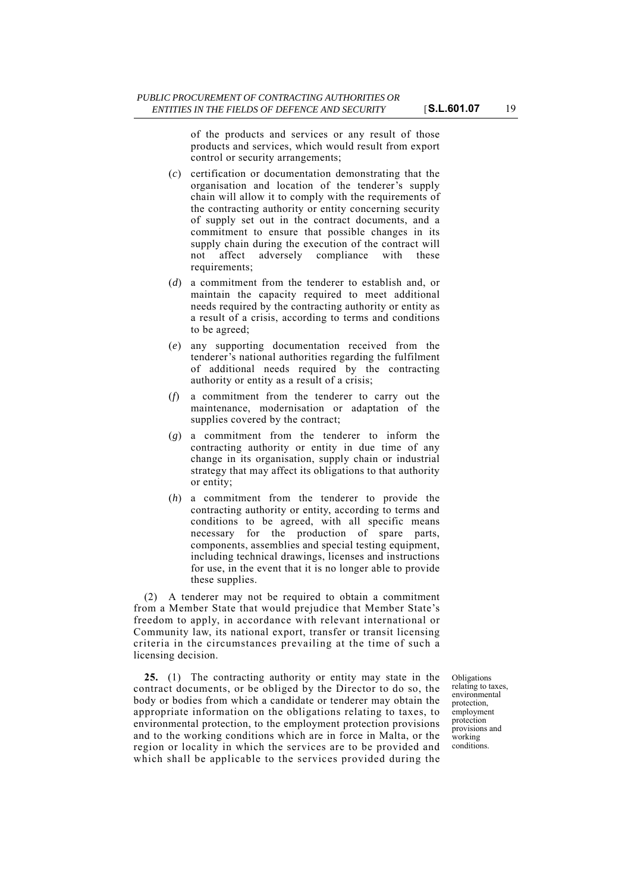of the products and services or any result of those products and services, which would result from export control or security arrangements;

(*c*) certification or documentation demonstrating that the organisation and location of the tenderer's supply chain will allow it to comply with the requirements of the contracting authority or entity concerning security of supply set out in the contract documents, and a commitment to ensure that possible changes in its supply chain during the execution of the contract will not affect adversely compliance with these requirements;

(*d*) a commitment from the tenderer to establish and, or maintain the capacity required to meet additional needs required by the contracting authority or entity as a result of a crisis, according to terms and conditions to be agreed;

(*e*) any supporting documentation received from the tenderer's national authorities regarding the fulfilment of additional needs required by the contracting authority or entity as a result of a crisis;

(*f*) a commitment from the tenderer to carry out the maintenance, modernisation or adaptation of the supplies covered by the contract;

(*g*) a commitment from the tenderer to inform the contracting authority or entity in due time of any change in its organisation, supply chain or industrial strategy that may affect its obligations to that authority or entity;

(*h*) a commitment from the tenderer to provide the contracting authority or entity, according to terms and conditions to be agreed, with all specific means necessary for the production of spare parts, components, assemblies and special testing equipment, including technical drawings, licenses and instructions for use, in the event that it is no longer able to provide these supplies.

(2) A tenderer may not be required to obtain a commitment from a Member State that would prejudice that Member State's freedom to apply, in accordance with relevant international or Community law, its national export, transfer or transit licensing criteria in the circumstances prevailing at the time of such a licensing decision.

Obligations relating to taxes, environmental protection, employment protection provisions and working conditions.

**25.** (1) The contracting authority or entity may state in the contract documents, or be obliged by the Director to do so, the body or bodies from which a candidate or tenderer may obtain the appropriate information on the obligations relating to taxes, to environmental protection, to the employment protection provisions and to the working conditions which are in force in Malta, or the region or locality in which the services are to be provided and which shall be applicable to the services provided during the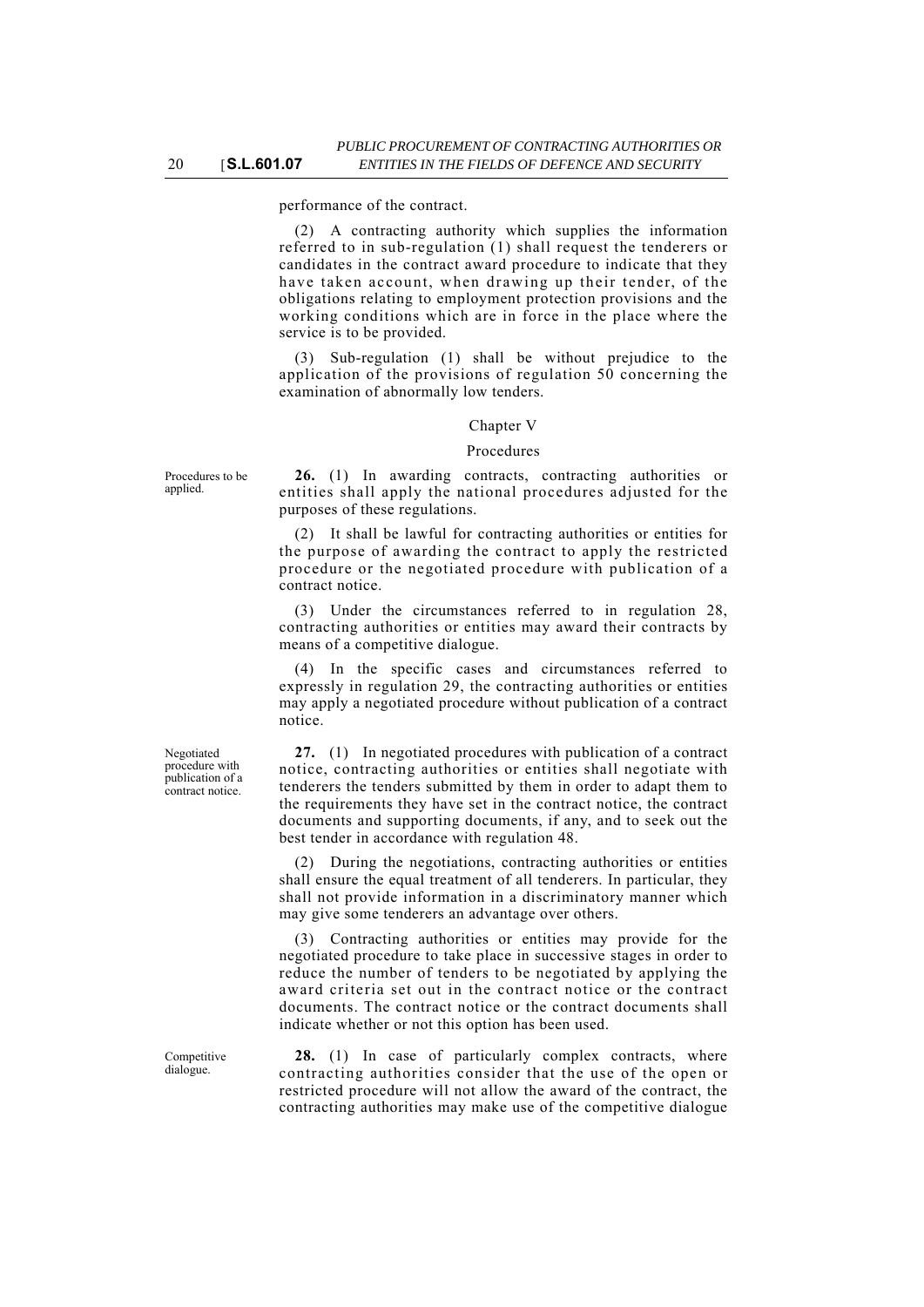performance of the contract.

(2) A contracting authority which supplies the information referred to in sub-regulation (1) shall request the tenderers or candidates in the contract award procedure to indicate that they have taken account, when drawing up their tender, of the obligations relating to employment protection provisions and the working conditions which are in force in the place where the service is to be provided.

(3) Sub-regulation (1) shall be without prejudice to the application of the provisions of regulation 50 concerning the examination of abnormally low tenders.

## Chapter V

### Procedures

Procedures to be applied.

**26.** (1) In awarding contracts, contracting authorities or entities shall apply the national procedures adjusted for the purposes of these regulations.

(2) It shall be lawful for contracting authorities or entities for the purpose of awarding the contract to apply the restricted procedure or the negotiated procedure with publication of a contract notice.

(3) Under the circumstances referred to in regulation 28, contracting authorities or entities may award their contracts by means of a competitive dialogue.

(4) In the specific cases and circumstances referred to expressly in regulation 29, the contracting authorities or entities may apply a negotiated procedure without publication of a contract notice.

Negotiated procedure with publication of a contract notice.

**27.** (1) In negotiated procedures with publication of a contract notice, contracting authorities or entities shall negotiate with tenderers the tenders submitted by them in order to adapt them to the requirements they have set in the contract notice, the contract documents and supporting documents, if any, and to seek out the best tender in accordance with regulation 48.

(2) During the negotiations, contracting authorities or entities shall ensure the equal treatment of all tenderers. In particular, they shall not provide information in a discriminatory manner which may give some tenderers an advantage over others.

(3) Contracting authorities or entities may provide for the negotiated procedure to take place in successive stages in order to reduce the number of tenders to be negotiated by applying the award criteria set out in the contract notice or the contract documents. The contract notice or the contract documents shall indicate whether or not this option has been used.

Competitive dialogue.

**28.** (1) In case of particularly complex contracts, where contracting authorities consider that the use of the open or restricted procedure will not allow the award of the contract, the contracting authorities may make use of the competitive dialogue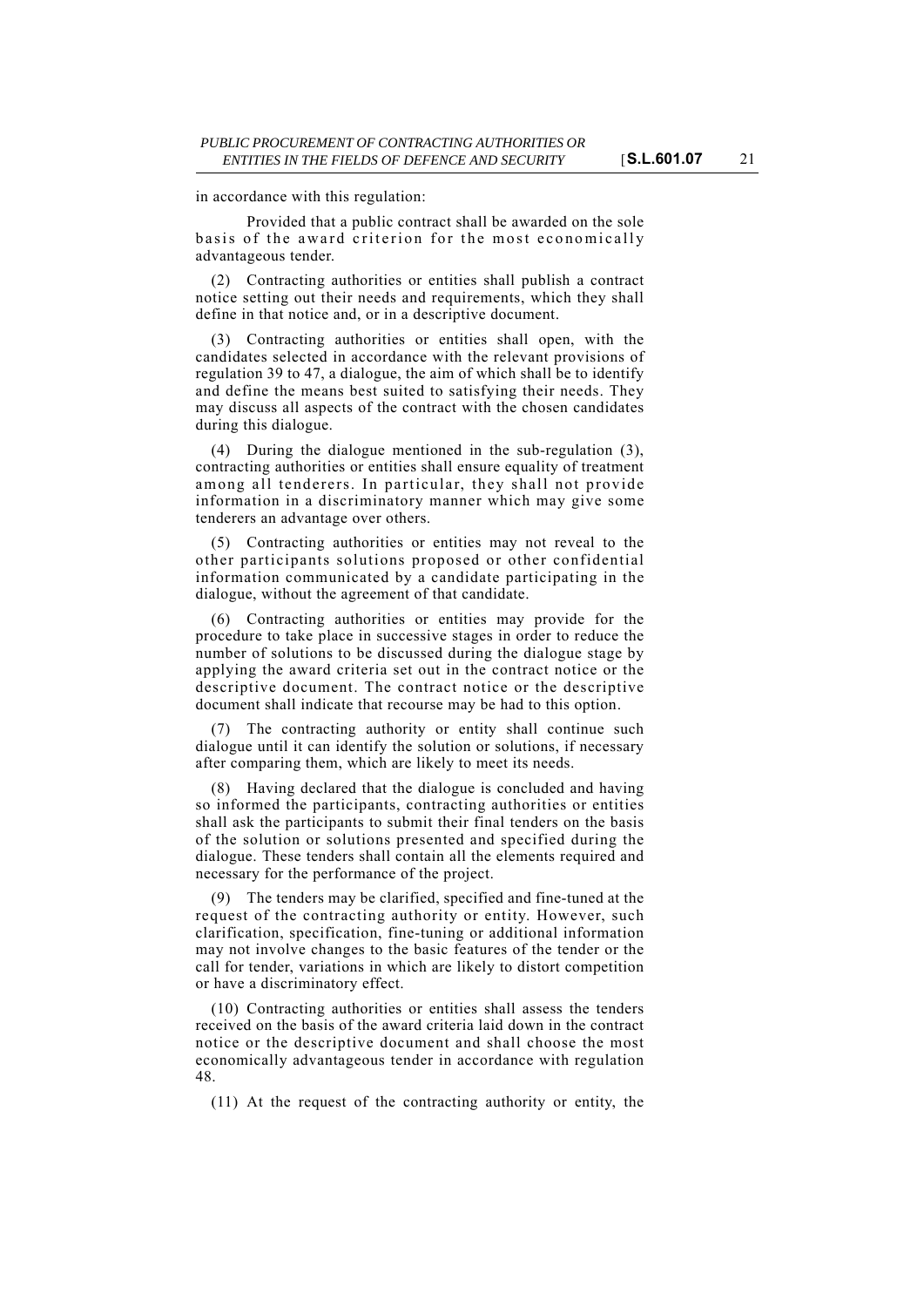in accordance with this regulation:

Provided that a public contract shall be awarded on the sole basis of the award criterion for the most economically advantageous tender.

(2) Contracting authorities or entities shall publish a contract notice setting out their needs and requirements, which they shall define in that notice and, or in a descriptive document.

(3) Contracting authorities or entities shall open, with the candidates selected in accordance with the relevant provisions of regulation 39 to 47, a dialogue, the aim of which shall be to identify and define the means best suited to satisfying their needs. They may discuss all aspects of the contract with the chosen candidates during this dialogue.

(4) During the dialogue mentioned in the sub-regulation (3), contracting authorities or entities shall ensure equality of treatment among all tenderers. In particular, they shall not provide information in a discriminatory manner which may give some tenderers an advantage over others.

(5) Contracting authorities or entities may not reveal to the other participants solutions proposed or other confidential information communicated by a candidate participating in the dialogue, without the agreement of that candidate.

(6) Contracting authorities or entities may provide for the procedure to take place in successive stages in order to reduce the number of solutions to be discussed during the dialogue stage by applying the award criteria set out in the contract notice or the descriptive document. The contract notice or the descriptive document shall indicate that recourse may be had to this option.

(7) The contracting authority or entity shall continue such dialogue until it can identify the solution or solutions, if necessary after comparing them, which are likely to meet its needs.

(8) Having declared that the dialogue is concluded and having so informed the participants, contracting authorities or entities shall ask the participants to submit their final tenders on the basis of the solution or solutions presented and specified during the dialogue. These tenders shall contain all the elements required and necessary for the performance of the project.

(9) The tenders may be clarified, specified and fine-tuned at the request of the contracting authority or entity. However, such clarification, specification, fine-tuning or additional information may not involve changes to the basic features of the tender or the call for tender, variations in which are likely to distort competition or have a discriminatory effect.

(10) Contracting authorities or entities shall assess the tenders received on the basis of the award criteria laid down in the contract notice or the descriptive document and shall choose the most economically advantageous tender in accordance with regulation 48.

(11) At the request of the contracting authority or entity, the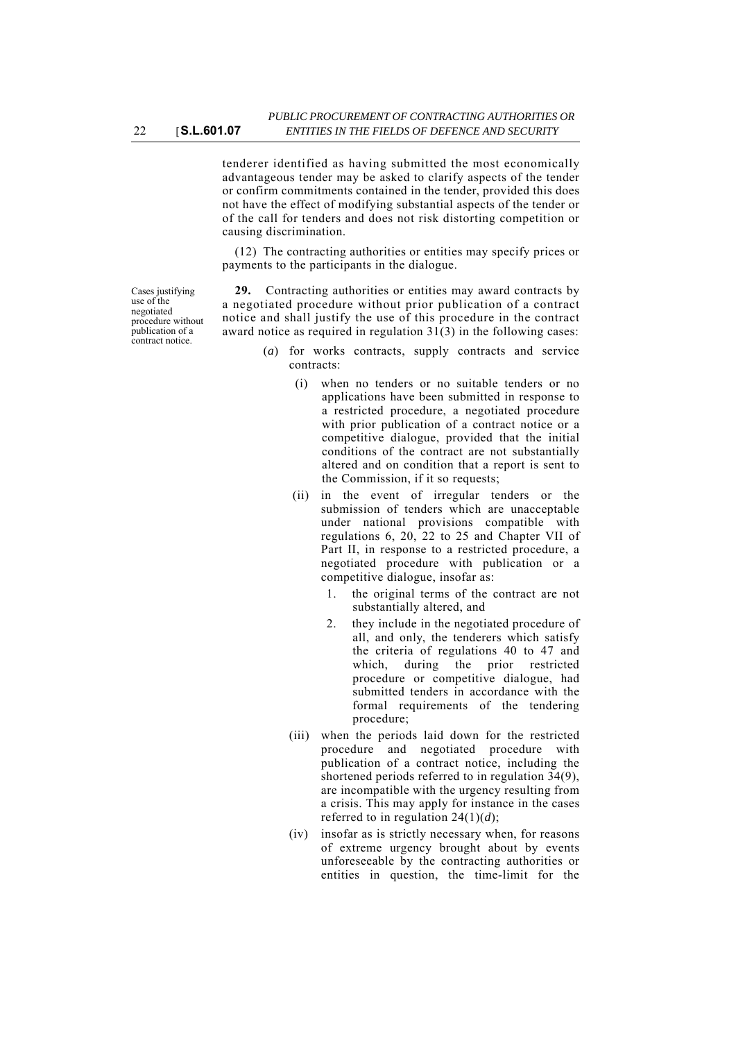tenderer identified as having submitted the most economically advantageous tender may be asked to clarify aspects of the tender or confirm commitments contained in the tender, provided this does not have the effect of modifying substantial aspects of the tender or of the call for tenders and does not risk distorting competition or causing discrimination.

(12) The contracting authorities or entities may specify prices or payments to the participants in the dialogue.

Cases justifying use of the negotiated procedure without publication of a contract notice.

**29.** Contracting authorities or entities may award contracts by a negotiated procedure without prior publication of a contract notice and shall justify the use of this procedure in the contract award notice as required in regulation 31(3) in the following cases:

(*a*) for works contracts, supply contracts and service contracts:

(i) when no tenders or no suitable tenders or no applications have been submitted in response to a restricted procedure, a negotiated procedure with prior publication of a contract notice or a competitive dialogue, provided that the initial conditions of the contract are not substantially altered and on condition that a report is sent to the Commission, if it so requests;

(ii) in the event of irregular tenders or the submission of tenders which are unacceptable under national provisions compatible with regulations 6, 20, 22 to 25 and Chapter VII of Part II, in response to a restricted procedure, a negotiated procedure with publication or a competitive dialogue, insofar as:

1. the original terms of the contract are not substantially altered, and
2. they include in the negotiated procedure of all, and only, the tenderers which satisfy the criteria of regulations 40 to 47 and which, during the prior restricted procedure or competitive dialogue, had submitted tenders in accordance with the formal requirements of the tendering procedure;

(iii) when the periods laid down for the restricted procedure and negotiated procedure with publication of a contract notice, including the shortened periods referred to in regulation 34(9), are incompatible with the urgency resulting from a crisis. This may apply for instance in the cases referred to in regulation 24(1)(*d*);

(iv) insofar as is strictly necessary when, for reasons of extreme urgency brought about by events unforeseeable by the contracting authorities or entities in question, the time-limit for the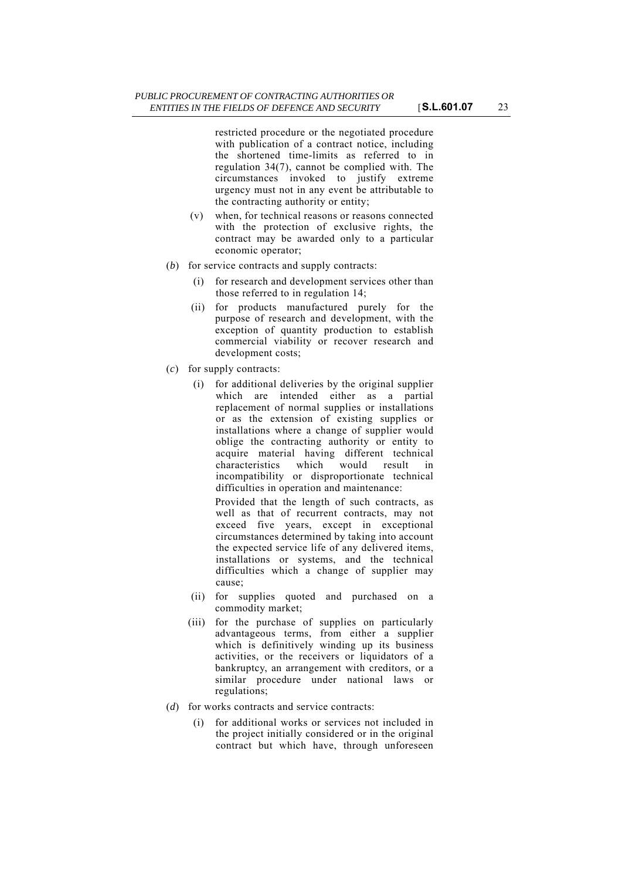restricted procedure or the negotiated procedure with publication of a contract notice, including the shortened time-limits as referred to in regulation 34(7), cannot be complied with. The circumstances invoked to justify extreme urgency must not in any event be attributable to the contracting authority or entity;

(v) when, for technical reasons or reasons connected with the protection of exclusive rights, the contract may be awarded only to a particular economic operator;

(*b*) for service contracts and supply contracts:

(i) for research and development services other than those referred to in regulation 14;

(ii) for products manufactured purely for the purpose of research and development, with the exception of quantity production to establish commercial viability or recover research and development costs;

(*c*) for supply contracts:

(i) for additional deliveries by the original supplier which are intended either as a partial replacement of normal supplies or installations or as the extension of existing supplies or installations where a change of supplier would oblige the contracting authority or entity to acquire material having different technical characteristics which would result in incompatibility or disproportionate technical difficulties in operation and maintenance:

Provided that the length of such contracts, as well as that of recurrent contracts, may not exceed five years, except in exceptional circumstances determined by taking into account the expected service life of any delivered items, installations or systems, and the technical difficulties which a change of supplier may cause;

(ii) for supplies quoted and purchased on a commodity market;

(iii) for the purchase of supplies on particularly advantageous terms, from either a supplier which is definitively winding up its business activities, or the receivers or liquidators of a bankruptcy, an arrangement with creditors, or a similar procedure under national laws or regulations;

(*d*) for works contracts and service contracts:

(i) for additional works or services not included in the project initially considered or in the original contract but which have, through unforeseen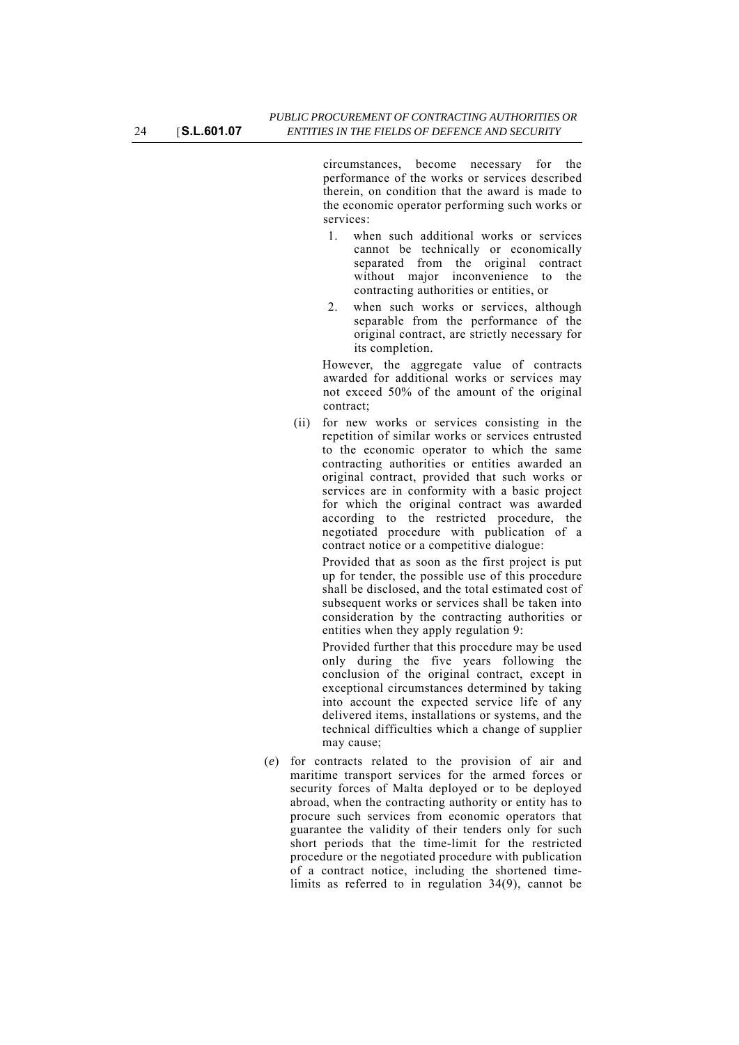circumstances, become necessary for the performance of the works or services described therein, on condition that the award is made to the economic operator performing such works or services:

1. when such additional works or services cannot be technically or economically separated from the original contract without major inconvenience to the contracting authorities or entities, or
2. when such works or services, although separable from the performance of the original contract, are strictly necessary for its completion.

However, the aggregate value of contracts awarded for additional works or services may not exceed 50% of the amount of the original contract;

(ii) for new works or services consisting in the repetition of similar works or services entrusted to the economic operator to which the same contracting authorities or entities awarded an original contract, provided that such works or services are in conformity with a basic project for which the original contract was awarded according to the restricted procedure, the negotiated procedure with publication of a contract notice or a competitive dialogue:

Provided that as soon as the first project is put up for tender, the possible use of this procedure shall be disclosed, and the total estimated cost of subsequent works or services shall be taken into consideration by the contracting authorities or entities when they apply regulation 9:

Provided further that this procedure may be used only during the five years following the conclusion of the original contract, except in exceptional circumstances determined by taking into account the expected service life of any delivered items, installations or systems, and the technical difficulties which a change of supplier may cause;

(*e*) for contracts related to the provision of air and maritime transport services for the armed forces or security forces of Malta deployed or to be deployed abroad, when the contracting authority or entity has to procure such services from economic operators that guarantee the validity of their tenders only for such short periods that the time-limit for the restricted procedure or the negotiated procedure with publication of a contract notice, including the shortened time-limits as referred to in regulation 34(9), cannot be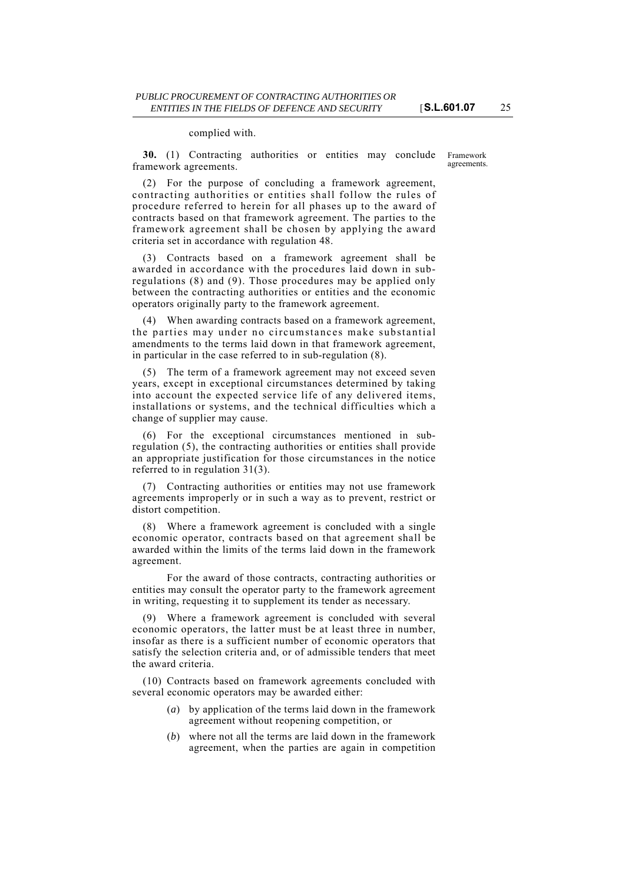complied with.

**30.** (1) Contracting authorities or entities may conclude framework agreements.

Framework agreements.

(2) For the purpose of concluding a framework agreement, contracting authorities or entities shall follow the rules of procedure referred to herein for all phases up to the award of contracts based on that framework agreement. The parties to the framework agreement shall be chosen by applying the award criteria set in accordance with regulation 48.

(3) Contracts based on a framework agreement shall be awarded in accordance with the procedures laid down in sub-regulations (8) and (9). Those procedures may be applied only between the contracting authorities or entities and the economic operators originally party to the framework agreement.

(4) When awarding contracts based on a framework agreement, the parties may under no circumstances make substantial amendments to the terms laid down in that framework agreement, in particular in the case referred to in sub-regulation (8).

(5) The term of a framework agreement may not exceed seven years, except in exceptional circumstances determined by taking into account the expected service life of any delivered items, installations or systems, and the technical difficulties which a change of supplier may cause.

(6) For the exceptional circumstances mentioned in sub-regulation (5), the contracting authorities or entities shall provide an appropriate justification for those circumstances in the notice referred to in regulation 31(3).

(7) Contracting authorities or entities may not use framework agreements improperly or in such a way as to prevent, restrict or distort competition.

(8) Where a framework agreement is concluded with a single economic operator, contracts based on that agreement shall be awarded within the limits of the terms laid down in the framework agreement.

For the award of those contracts, contracting authorities or entities may consult the operator party to the framework agreement in writing, requesting it to supplement its tender as necessary.

(9) Where a framework agreement is concluded with several economic operators, the latter must be at least three in number, insofar as there is a sufficient number of economic operators that satisfy the selection criteria and, or of admissible tenders that meet the award criteria.

(10) Contracts based on framework agreements concluded with several economic operators may be awarded either:

(*a*) by application of the terms laid down in the framework agreement without reopening competition, or

(*b*) where not all the terms are laid down in the framework agreement, when the parties are again in competition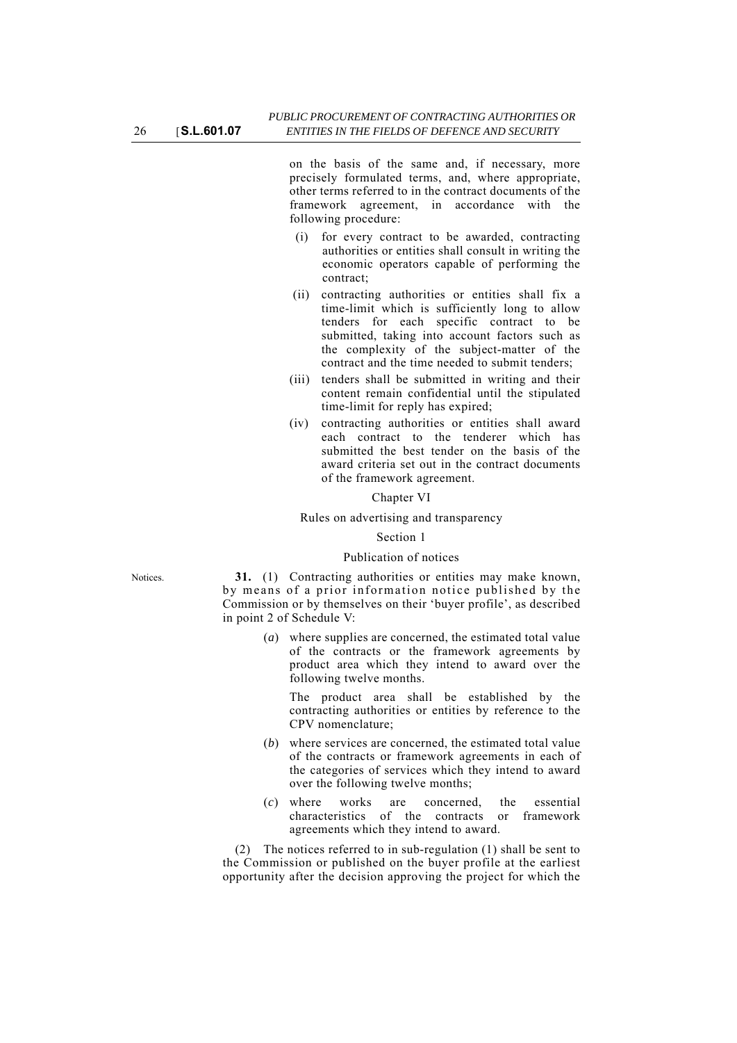on the basis of the same and, if necessary, more precisely formulated terms, and, where appropriate, other terms referred to in the contract documents of the framework agreement, in accordance with the following procedure:

(i) for every contract to be awarded, contracting authorities or entities shall consult in writing the economic operators capable of performing the contract;

(ii) contracting authorities or entities shall fix a time-limit which is sufficiently long to allow tenders for each specific contract to be submitted, taking into account factors such as the complexity of the subject-matter of the contract and the time needed to submit tenders;

(iii) tenders shall be submitted in writing and their content remain confidential until the stipulated time-limit for reply has expired;

(iv) contracting authorities or entities shall award each contract to the tenderer which has submitted the best tender on the basis of the award criteria set out in the contract documents of the framework agreement.

## Chapter VI

## Rules on advertising and transparency

### Section 1

### Publication of notices

Notices.

**31.** (1) Contracting authorities or entities may make known, by means of a prior information notice published by the Commission or by themselves on their 'buyer profile', as described in point 2 of Schedule V:

(*a*) where supplies are concerned, the estimated total value of the contracts or the framework agreements by product area which they intend to award over the following twelve months.

The product area shall be established by the contracting authorities or entities by reference to the CPV nomenclature;

(*b*) where services are concerned, the estimated total value of the contracts or framework agreements in each of the categories of services which they intend to award over the following twelve months;

(*c*) where works are concerned, the essential characteristics of the contracts or framework agreements which they intend to award.

(2) The notices referred to in sub-regulation (1) shall be sent to the Commission or published on the buyer profile at the earliest opportunity after the decision approving the project for which the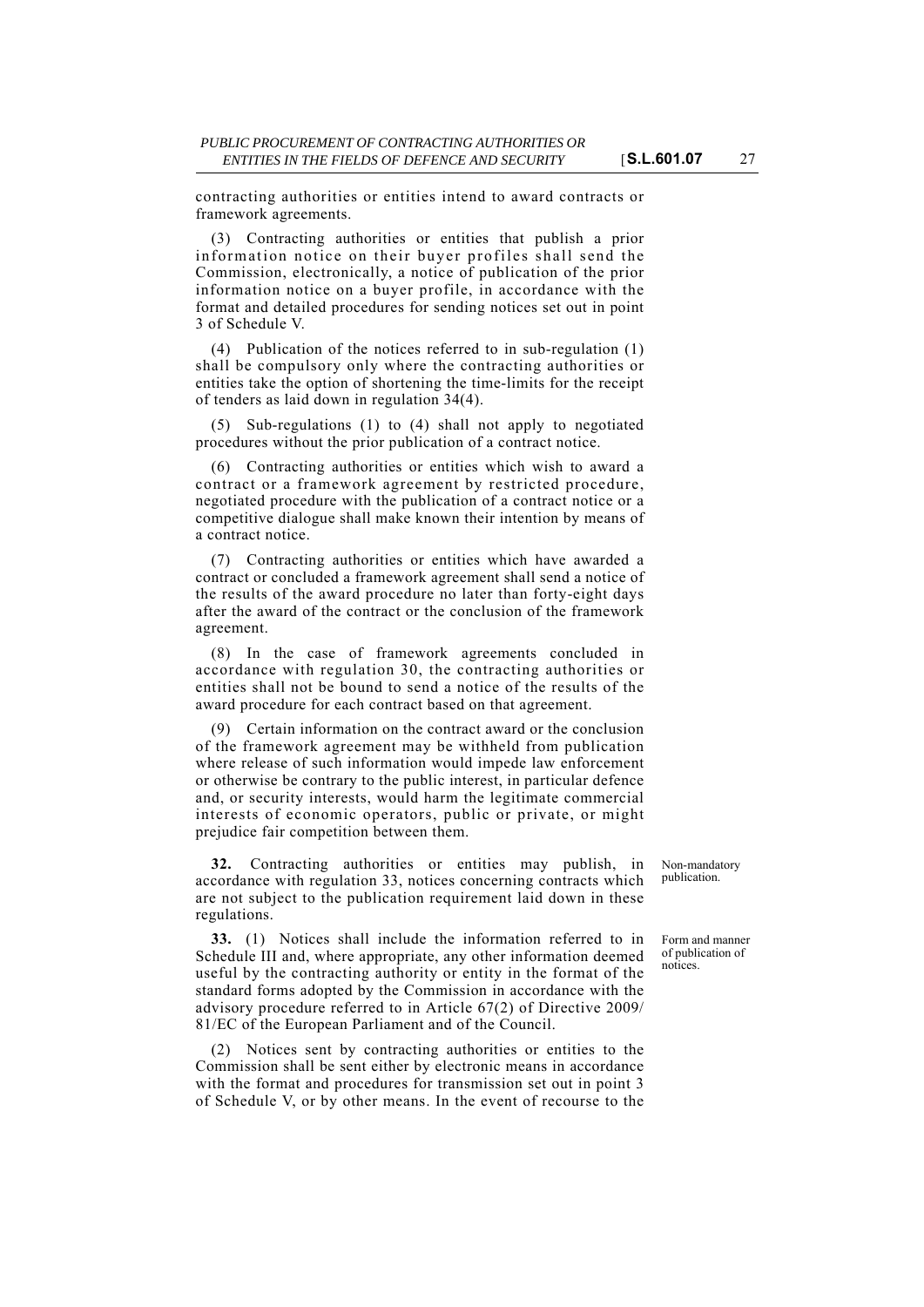contracting authorities or entities intend to award contracts or framework agreements.

(3) Contracting authorities or entities that publish a prior information notice on their buyer profiles shall send the Commission, electronically, a notice of publication of the prior information notice on a buyer profile, in accordance with the format and detailed procedures for sending notices set out in point 3 of Schedule V.

(4) Publication of the notices referred to in sub-regulation (1) shall be compulsory only where the contracting authorities or entities take the option of shortening the time-limits for the receipt of tenders as laid down in regulation 34(4).

(5) Sub-regulations (1) to (4) shall not apply to negotiated procedures without the prior publication of a contract notice.

(6) Contracting authorities or entities which wish to award a contract or a framework agreement by restricted procedure, negotiated procedure with the publication of a contract notice or a competitive dialogue shall make known their intention by means of a contract notice.

(7) Contracting authorities or entities which have awarded a contract or concluded a framework agreement shall send a notice of the results of the award procedure no later than forty-eight days after the award of the contract or the conclusion of the framework agreement.

(8) In the case of framework agreements concluded in accordance with regulation 30, the contracting authorities or entities shall not be bound to send a notice of the results of the award procedure for each contract based on that agreement.

(9) Certain information on the contract award or the conclusion of the framework agreement may be withheld from publication where release of such information would impede law enforcement or otherwise be contrary to the public interest, in particular defence and, or security interests, would harm the legitimate commercial interests of economic operators, public or private, or might prejudice fair competition between them.

*Non-mandatory publication.*

**32.** Contracting authorities or entities may publish, in accordance with regulation 33, notices concerning contracts which are not subject to the publication requirement laid down in these regulations.

*Form and manner of publication of notices.*

**33.** (1) Notices shall include the information referred to in Schedule III and, where appropriate, any other information deemed useful by the contracting authority or entity in the format of the standard forms adopted by the Commission in accordance with the advisory procedure referred to in Article 67(2) of Directive 2009/81/EC of the European Parliament and of the Council.

(2) Notices sent by contracting authorities or entities to the Commission shall be sent either by electronic means in accordance with the format and procedures for transmission set out in point 3 of Schedule V, or by other means. In the event of recourse to the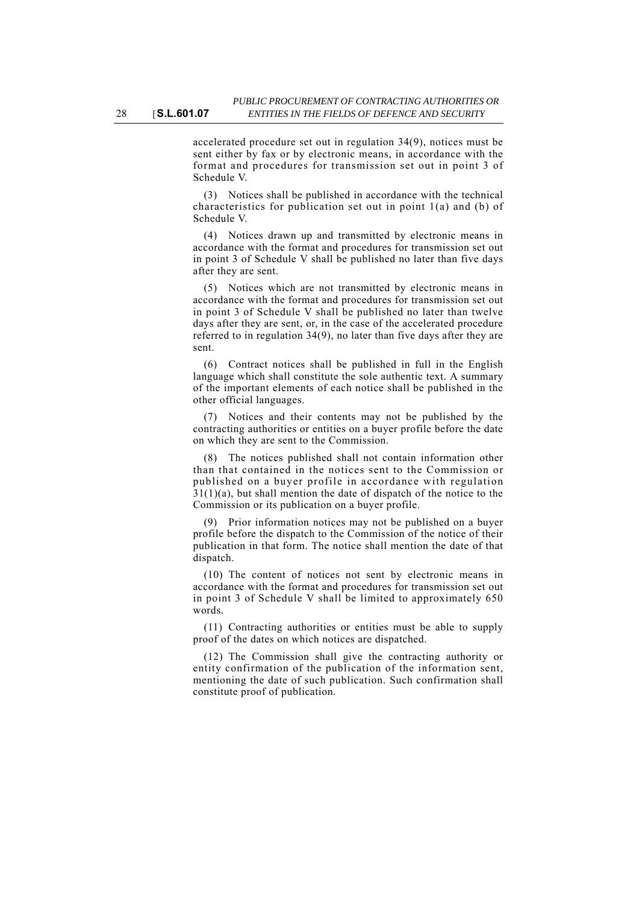accelerated procedure set out in regulation 34(9), notices must be sent either by fax or by electronic means, in accordance with the format and procedures for transmission set out in point 3 of Schedule V.

(3) Notices shall be published in accordance with the technical characteristics for publication set out in point 1(a) and (b) of Schedule V.

(4) Notices drawn up and transmitted by electronic means in accordance with the format and procedures for transmission set out in point 3 of Schedule V shall be published no later than five days after they are sent.

(5) Notices which are not transmitted by electronic means in accordance with the format and procedures for transmission set out in point 3 of Schedule V shall be published no later than twelve days after they are sent, or, in the case of the accelerated procedure referred to in regulation 34(9), no later than five days after they are sent.

(6) Contract notices shall be published in full in the English language which shall constitute the sole authentic text. A summary of the important elements of each notice shall be published in the other official languages.

(7) Notices and their contents may not be published by the contracting authorities or entities on a buyer profile before the date on which they are sent to the Commission.

(8) The notices published shall not contain information other than that contained in the notices sent to the Commission or published on a buyer profile in accordance with regulation 31(1)(a), but shall mention the date of dispatch of the notice to the Commission or its publication on a buyer profile.

(9) Prior information notices may not be published on a buyer profile before the dispatch to the Commission of the notice of their publication in that form. The notice shall mention the date of that dispatch.

(10) The content of notices not sent by electronic means in accordance with the format and procedures for transmission set out in point 3 of Schedule V shall be limited to approximately 650 words.

(11) Contracting authorities or entities must be able to supply proof of the dates on which notices are dispatched.

(12) The Commission shall give the contracting authority or entity confirmation of the publication of the information sent, mentioning the date of such publication. Such confirmation shall constitute proof of publication.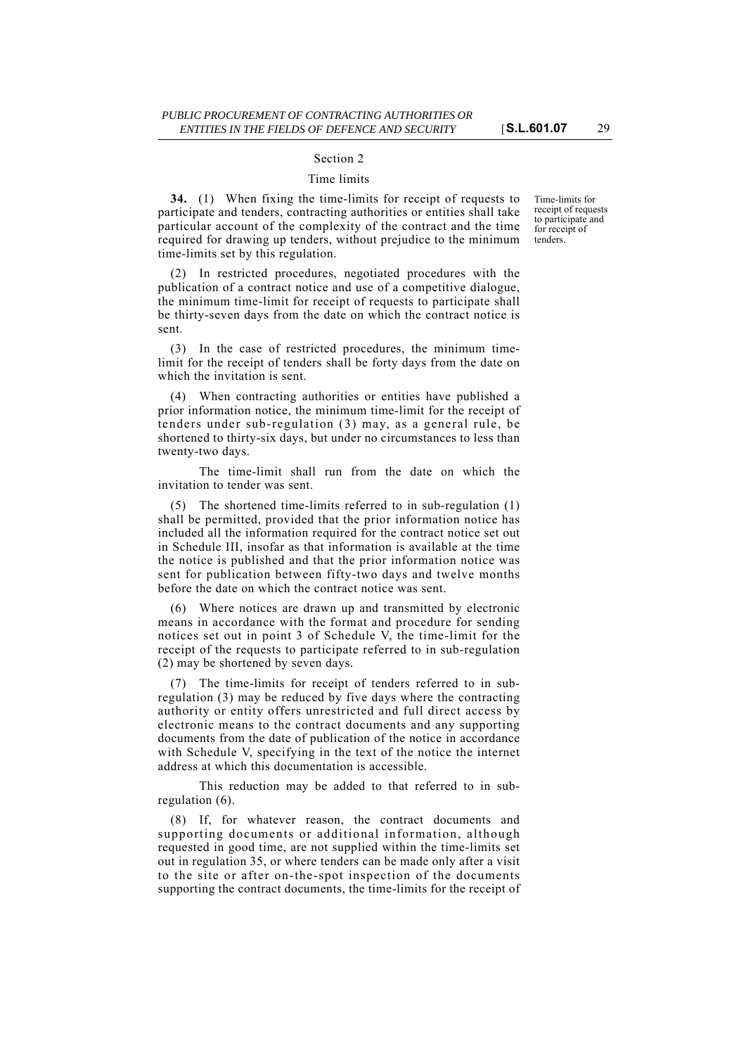## Section 2

### Time limits

*Time-limits for receipt of requests to participate and for receipt of tenders.*

**34.** (1) When fixing the time-limits for receipt of requests to participate and tenders, contracting authorities or entities shall take particular account of the complexity of the contract and the time required for drawing up tenders, without prejudice to the minimum time-limits set by this regulation.

(2) In restricted procedures, negotiated procedures with the publication of a contract notice and use of a competitive dialogue, the minimum time-limit for receipt of requests to participate shall be thirty-seven days from the date on which the contract notice is sent.

(3) In the case of restricted procedures, the minimum time-limit for the receipt of tenders shall be forty days from the date on which the invitation is sent.

(4) When contracting authorities or entities have published a prior information notice, the minimum time-limit for the receipt of tenders under sub-regulation (3) may, as a general rule, be shortened to thirty-six days, but under no circumstances to less than twenty-two days.

The time-limit shall run from the date on which the invitation to tender was sent.

(5) The shortened time-limits referred to in sub-regulation (1) shall be permitted, provided that the prior information notice has included all the information required for the contract notice set out in Schedule III, insofar as that information is available at the time the notice is published and that the prior information notice was sent for publication between fifty-two days and twelve months before the date on which the contract notice was sent.

(6) Where notices are drawn up and transmitted by electronic means in accordance with the format and procedure for sending notices set out in point 3 of Schedule V, the time-limit for the receipt of the requests to participate referred to in sub-regulation (2) may be shortened by seven days.

(7) The time-limits for receipt of tenders referred to in sub-regulation (3) may be reduced by five days where the contracting authority or entity offers unrestricted and full direct access by electronic means to the contract documents and any supporting documents from the date of publication of the notice in accordance with Schedule V, specifying in the text of the notice the internet address at which this documentation is accessible.

This reduction may be added to that referred to in sub-regulation (6).

(8) If, for whatever reason, the contract documents and supporting documents or additional information, although requested in good time, are not supplied within the time-limits set out in regulation 35, or where tenders can be made only after a visit to the site or after on-the-spot inspection of the documents supporting the contract documents, the time-limits for the receipt of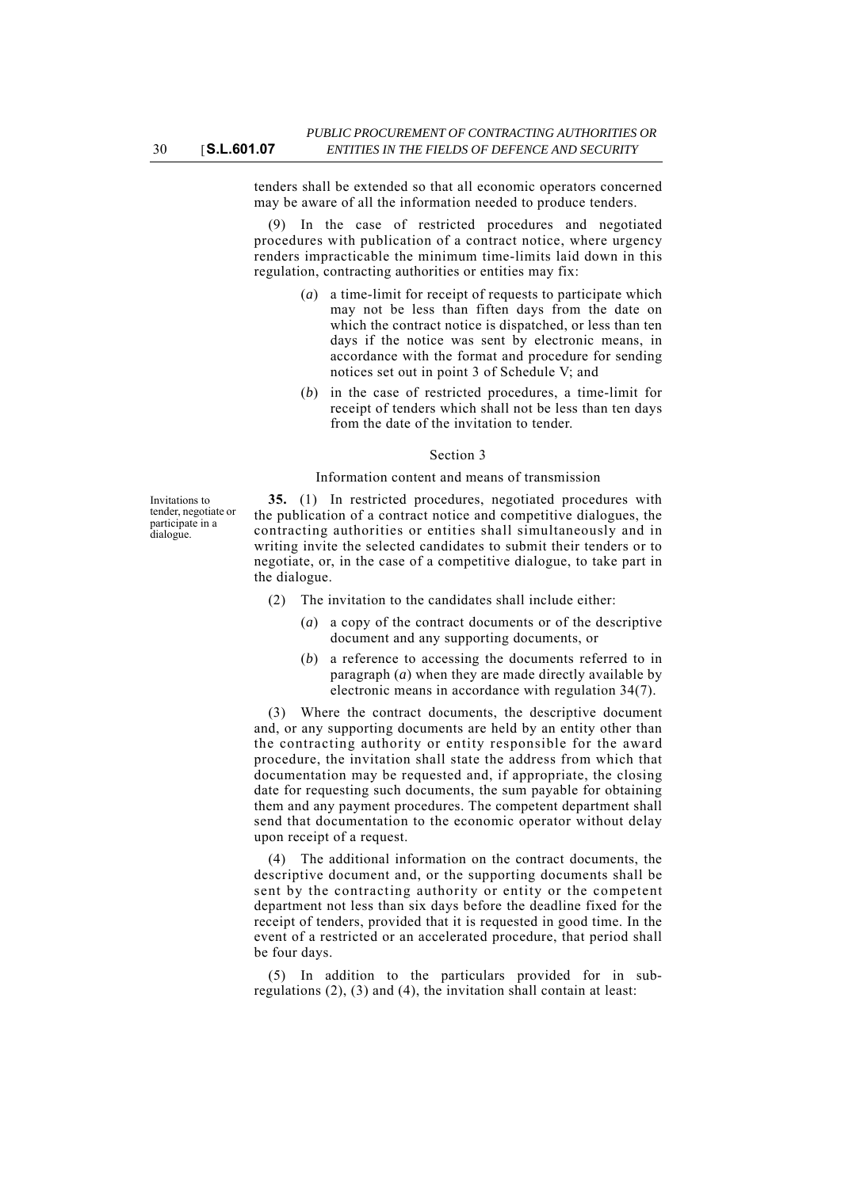tenders shall be extended so that all economic operators concerned may be aware of all the information needed to produce tenders.

(9) In the case of restricted procedures and negotiated procedures with publication of a contract notice, where urgency renders impracticable the minimum time-limits laid down in this regulation, contracting authorities or entities may fix:

(*a*) a time-limit for receipt of requests to participate which may not be less than fiften days from the date on which the contract notice is dispatched, or less than ten days if the notice was sent by electronic means, in accordance with the format and procedure for sending notices set out in point 3 of Schedule V; and

(*b*) in the case of restricted procedures, a time-limit for receipt of tenders which shall not be less than ten days from the date of the invitation to tender.

### Section 3

### Information content and means of transmission

Invitations to tender, negotiate or participate in a dialogue.

**35.** (1) In restricted procedures, negotiated procedures with the publication of a contract notice and competitive dialogues, the contracting authorities or entities shall simultaneously and in writing invite the selected candidates to submit their tenders or to negotiate, or, in the case of a competitive dialogue, to take part in the dialogue.

(2) The invitation to the candidates shall include either:

(*a*) a copy of the contract documents or of the descriptive document and any supporting documents, or

(*b*) a reference to accessing the documents referred to in paragraph (*a*) when they are made directly available by electronic means in accordance with regulation 34(7).

(3) Where the contract documents, the descriptive document and, or any supporting documents are held by an entity other than the contracting authority or entity responsible for the award procedure, the invitation shall state the address from which that documentation may be requested and, if appropriate, the closing date for requesting such documents, the sum payable for obtaining them and any payment procedures. The competent department shall send that documentation to the economic operator without delay upon receipt of a request.

(4) The additional information on the contract documents, the descriptive document and, or the supporting documents shall be sent by the contracting authority or entity or the competent department not less than six days before the deadline fixed for the receipt of tenders, provided that it is requested in good time. In the event of a restricted or an accelerated procedure, that period shall be four days.

(5) In addition to the particulars provided for in sub-regulations (2), (3) and (4), the invitation shall contain at least: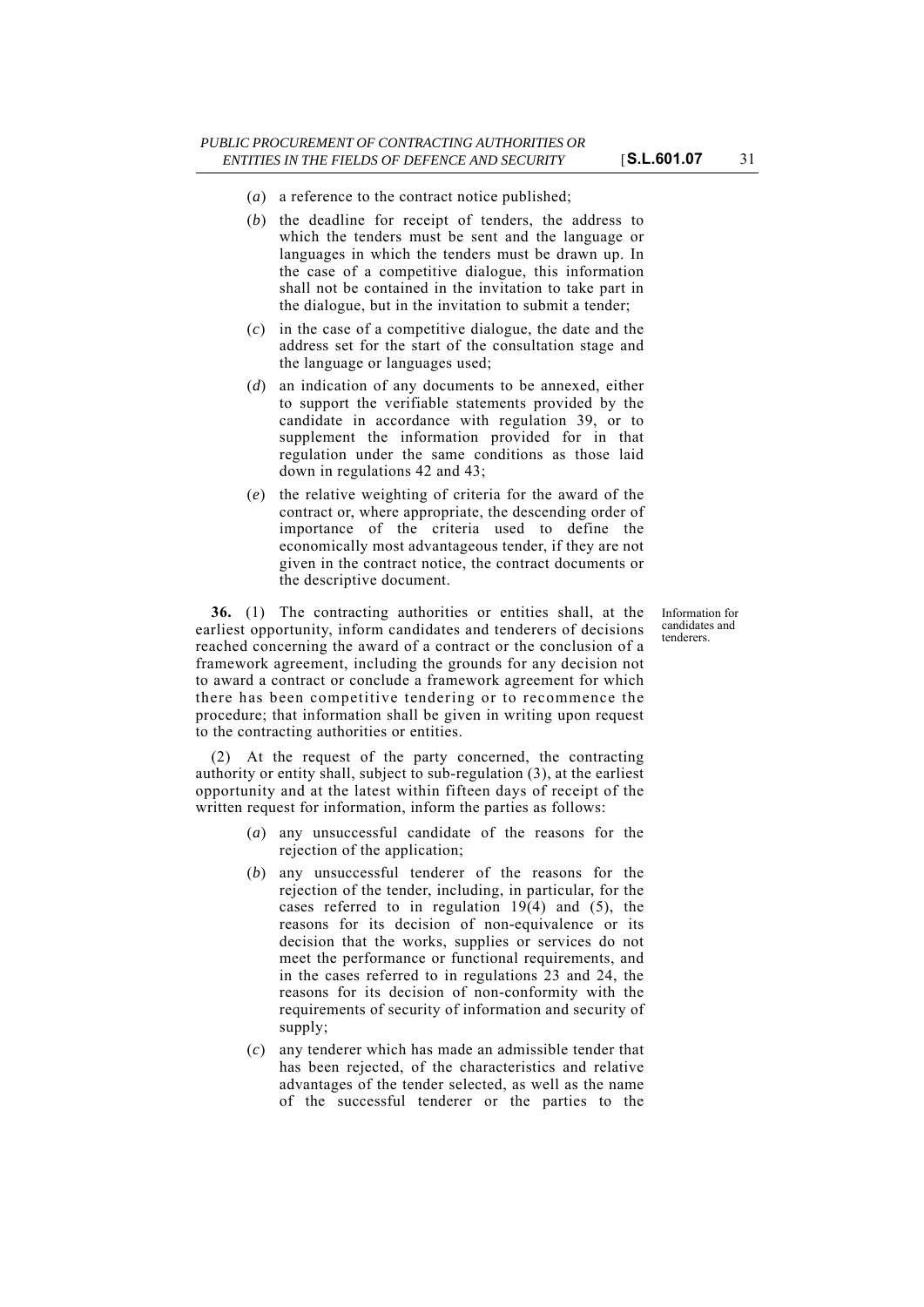(*a*) a reference to the contract notice published;

(*b*) the deadline for receipt of tenders, the address to which the tenders must be sent and the language or languages in which the tenders must be drawn up. In the case of a competitive dialogue, this information shall not be contained in the invitation to take part in the dialogue, but in the invitation to submit a tender;

(*c*) in the case of a competitive dialogue, the date and the address set for the start of the consultation stage and the language or languages used;

(*d*) an indication of any documents to be annexed, either to support the verifiable statements provided by the candidate in accordance with regulation 39, or to supplement the information provided for in that regulation under the same conditions as those laid down in regulations 42 and 43;

(*e*) the relative weighting of criteria for the award of the contract or, where appropriate, the descending order of importance of the criteria used to define the economically most advantageous tender, if they are not given in the contract notice, the contract documents or the descriptive document.

Information for candidates and tenderers.

**36.** (1) The contracting authorities or entities shall, at the earliest opportunity, inform candidates and tenderers of decisions reached concerning the award of a contract or the conclusion of a framework agreement, including the grounds for any decision not to award a contract or conclude a framework agreement for which there has been competitive tendering or to recommence the procedure; that information shall be given in writing upon request to the contracting authorities or entities.

(2) At the request of the party concerned, the contracting authority or entity shall, subject to sub-regulation (3), at the earliest opportunity and at the latest within fifteen days of receipt of the written request for information, inform the parties as follows:

(*a*) any unsuccessful candidate of the reasons for the rejection of the application;

(*b*) any unsuccessful tenderer of the reasons for the rejection of the tender, including, in particular, for the cases referred to in regulation 19(4) and (5), the reasons for its decision of non-equivalence or its decision that the works, supplies or services do not meet the performance or functional requirements, and in the cases referred to in regulations 23 and 24, the reasons for its decision of non-conformity with the requirements of security of information and security of supply;

(*c*) any tenderer which has made an admissible tender that has been rejected, of the characteristics and relative advantages of the tender selected, as well as the name of the successful tenderer or the parties to the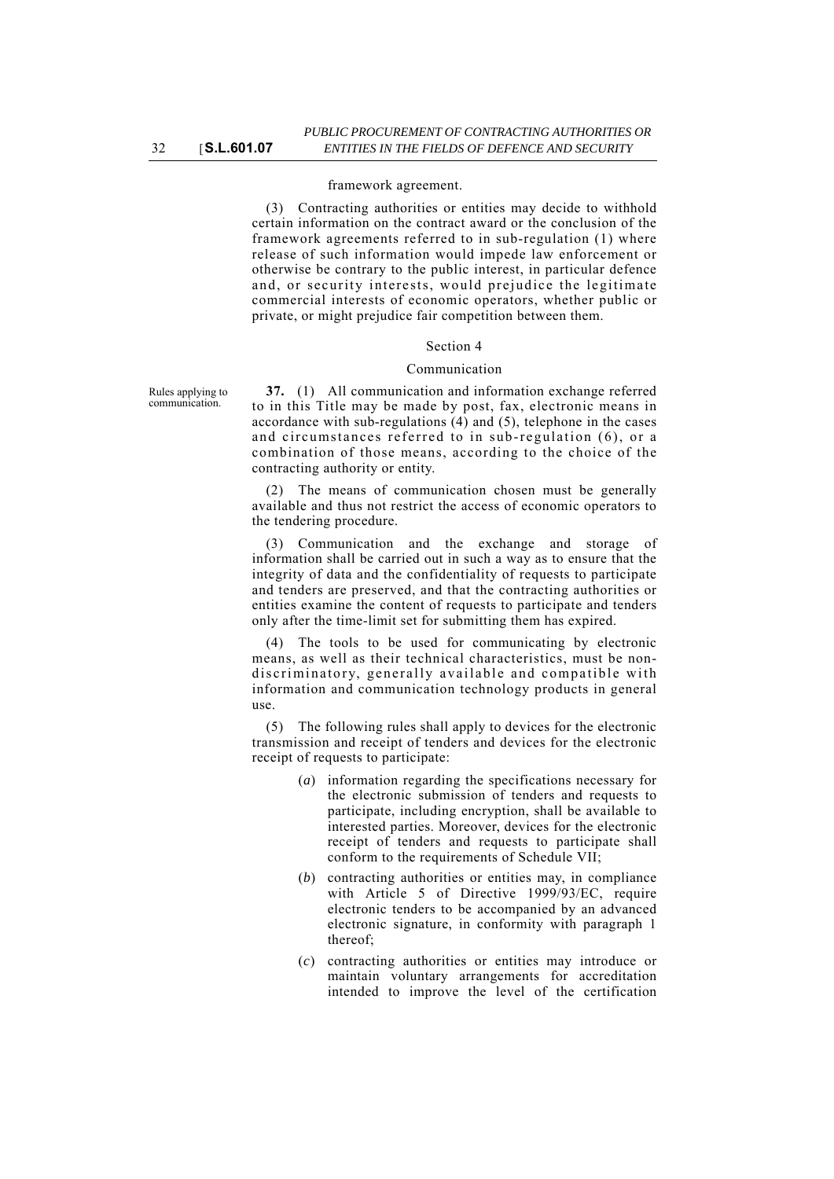framework agreement.

(3) Contracting authorities or entities may decide to withhold certain information on the contract award or the conclusion of the framework agreements referred to in sub-regulation (1) where release of such information would impede law enforcement or otherwise be contrary to the public interest, in particular defence and, or security interests, would prejudice the legitimate commercial interests of economic operators, whether public or private, or might prejudice fair competition between them.

Section 4

Communication

Rules applying to communication.

**37.** (1) All communication and information exchange referred to in this Title may be made by post, fax, electronic means in accordance with sub-regulations (4) and (5), telephone in the cases and circumstances referred to in sub-regulation (6), or a combination of those means, according to the choice of the contracting authority or entity.

(2) The means of communication chosen must be generally available and thus not restrict the access of economic operators to the tendering procedure.

(3) Communication and the exchange and storage of information shall be carried out in such a way as to ensure that the integrity of data and the confidentiality of requests to participate and tenders are preserved, and that the contracting authorities or entities examine the content of requests to participate and tenders only after the time-limit set for submitting them has expired.

(4) The tools to be used for communicating by electronic means, as well as their technical characteristics, must be non-discriminatory, generally available and compatible with information and communication technology products in general use.

(5) The following rules shall apply to devices for the electronic transmission and receipt of tenders and devices for the electronic receipt of requests to participate:

(*a*) information regarding the specifications necessary for the electronic submission of tenders and requests to participate, including encryption, shall be available to interested parties. Moreover, devices for the electronic receipt of tenders and requests to participate shall conform to the requirements of Schedule VII;

(*b*) contracting authorities or entities may, in compliance with Article 5 of Directive 1999/93/EC, require electronic tenders to be accompanied by an advanced electronic signature, in conformity with paragraph 1 thereof;

(*c*) contracting authorities or entities may introduce or maintain voluntary arrangements for accreditation intended to improve the level of the certification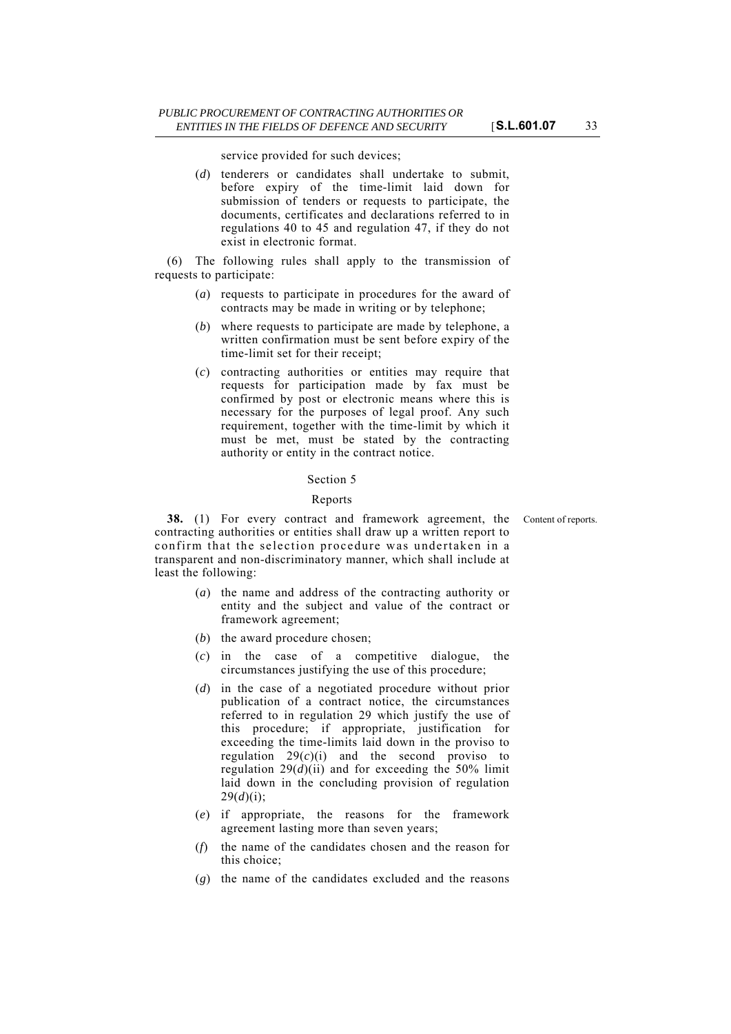service provided for such devices;

(*d*) tenderers or candidates shall undertake to submit, before expiry of the time-limit laid down for submission of tenders or requests to participate, the documents, certificates and declarations referred to in regulations 40 to 45 and regulation 47, if they do not exist in electronic format.

(6) The following rules shall apply to the transmission of requests to participate:

(*a*) requests to participate in procedures for the award of contracts may be made in writing or by telephone;

(*b*) where requests to participate are made by telephone, a written confirmation must be sent before expiry of the time-limit set for their receipt;

(*c*) contracting authorities or entities may require that requests for participation made by fax must be confirmed by post or electronic means where this is necessary for the purposes of legal proof. Any such requirement, together with the time-limit by which it must be met, must be stated by the contracting authority or entity in the contract notice.

## Section 5

## Reports

Content of reports.

**38.** (1) For every contract and framework agreement, the contracting authorities or entities shall draw up a written report to confirm that the selection procedure was undertaken in a transparent and non-discriminatory manner, which shall include at least the following:

(*a*) the name and address of the contracting authority or entity and the subject and value of the contract or framework agreement;

(*b*) the award procedure chosen;

(*c*) in the case of a competitive dialogue, the circumstances justifying the use of this procedure;

(*d*) in the case of a negotiated procedure without prior publication of a contract notice, the circumstances referred to in regulation 29 which justify the use of this procedure; if appropriate, justification for exceeding the time-limits laid down in the proviso to regulation 29(*c*)(i) and the second proviso to regulation 29(*d*)(ii) and for exceeding the 50% limit laid down in the concluding provision of regulation 29(*d*)(i);

(*e*) if appropriate, the reasons for the framework agreement lasting more than seven years;

(*f*) the name of the candidates chosen and the reason for this choice;

(*g*) the name of the candidates excluded and the reasons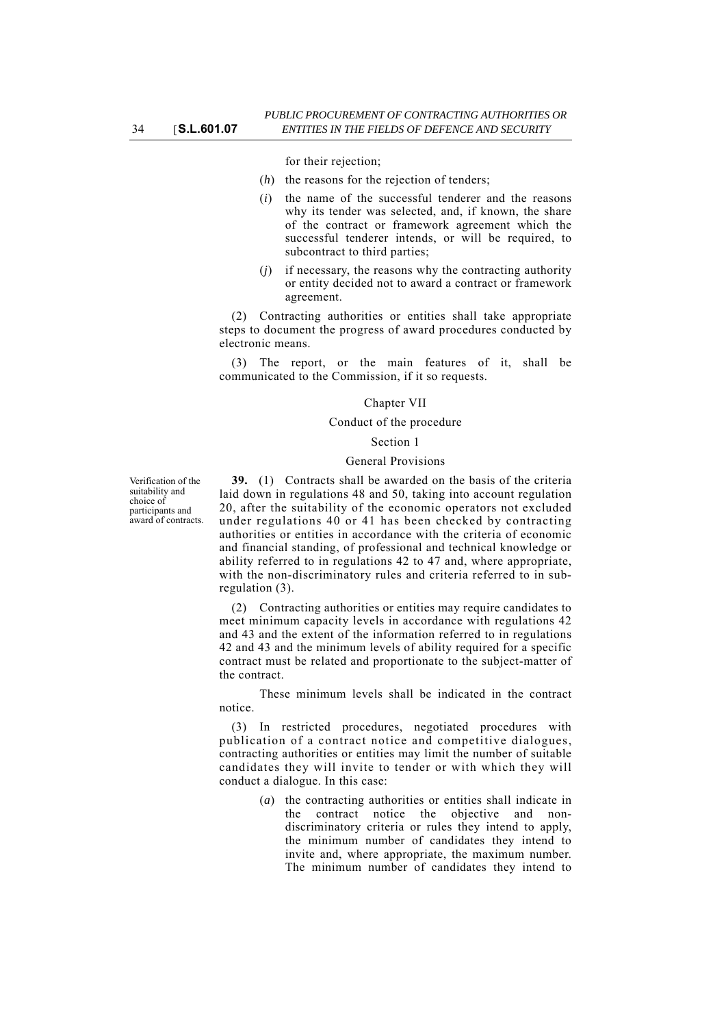for their rejection;

(*h*) the reasons for the rejection of tenders;

(*i*) the name of the successful tenderer and the reasons why its tender was selected, and, if known, the share of the contract or framework agreement which the successful tenderer intends, or will be required, to subcontract to third parties;

(*j*) if necessary, the reasons why the contracting authority or entity decided not to award a contract or framework agreement.

(2) Contracting authorities or entities shall take appropriate steps to document the progress of award procedures conducted by electronic means.

(3) The report, or the main features of it, shall be communicated to the Commission, if it so requests.

## Chapter VII

## Conduct of the procedure

### Section 1

### General Provisions

Verification of the suitability and choice of participants and award of contracts.

**39.** (1) Contracts shall be awarded on the basis of the criteria laid down in regulations 48 and 50, taking into account regulation 20, after the suitability of the economic operators not excluded under regulations 40 or 41 has been checked by contracting authorities or entities in accordance with the criteria of economic and financial standing, of professional and technical knowledge or ability referred to in regulations 42 to 47 and, where appropriate, with the non-discriminatory rules and criteria referred to in sub-regulation (3).

(2) Contracting authorities or entities may require candidates to meet minimum capacity levels in accordance with regulations 42 and 43 and the extent of the information referred to in regulations 42 and 43 and the minimum levels of ability required for a specific contract must be related and proportionate to the subject-matter of the contract.

These minimum levels shall be indicated in the contract notice.

(3) In restricted procedures, negotiated procedures with publication of a contract notice and competitive dialogues, contracting authorities or entities may limit the number of suitable candidates they will invite to tender or with which they will conduct a dialogue. In this case:

(*a*) the contracting authorities or entities shall indicate in the contract notice the objective and non-discriminatory criteria or rules they intend to apply, the minimum number of candidates they intend to invite and, where appropriate, the maximum number. The minimum number of candidates they intend to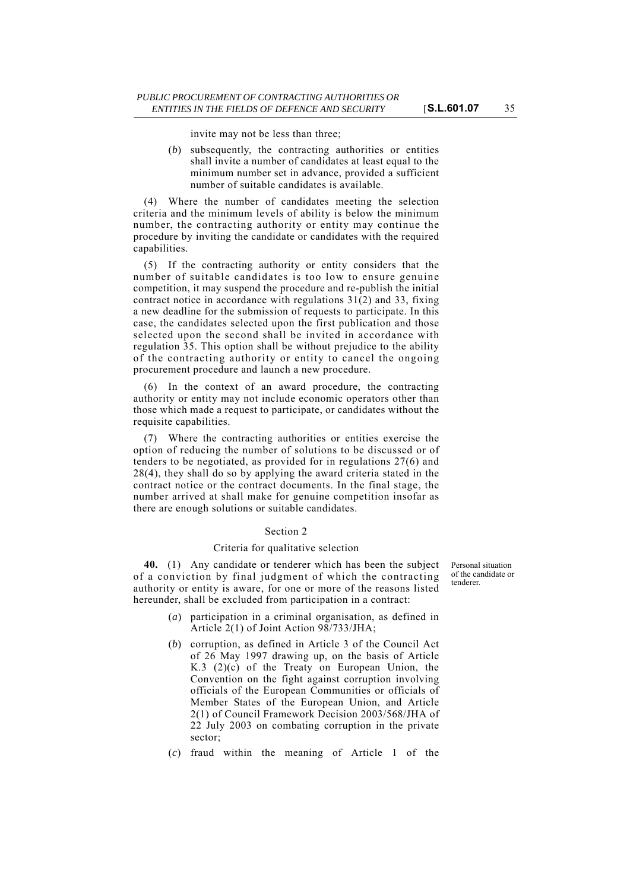invite may not be less than three;

(*b*) subsequently, the contracting authorities or entities shall invite a number of candidates at least equal to the minimum number set in advance, provided a sufficient number of suitable candidates is available.

(4) Where the number of candidates meeting the selection criteria and the minimum levels of ability is below the minimum number, the contracting authority or entity may continue the procedure by inviting the candidate or candidates with the required capabilities.

(5) If the contracting authority or entity considers that the number of suitable candidates is too low to ensure genuine competition, it may suspend the procedure and re-publish the initial contract notice in accordance with regulations 31(2) and 33, fixing a new deadline for the submission of requests to participate. In this case, the candidates selected upon the first publication and those selected upon the second shall be invited in accordance with regulation 35. This option shall be without prejudice to the ability of the contracting authority or entity to cancel the ongoing procurement procedure and launch a new procedure.

(6) In the context of an award procedure, the contracting authority or entity may not include economic operators other than those which made a request to participate, or candidates without the requisite capabilities.

(7) Where the contracting authorities or entities exercise the option of reducing the number of solutions to be discussed or of tenders to be negotiated, as provided for in regulations 27(6) and 28(4), they shall do so by applying the award criteria stated in the contract notice or the contract documents. In the final stage, the number arrived at shall make for genuine competition insofar as there are enough solutions or suitable candidates.

## Section 2

### Criteria for qualitative selection

*Personal situation of the candidate or tenderer.*

**40.** (1) Any candidate or tenderer which has been the subject of a conviction by final judgment of which the contracting authority or entity is aware, for one or more of the reasons listed hereunder, shall be excluded from participation in a contract:

(*a*) participation in a criminal organisation, as defined in Article 2(1) of Joint Action 98/733/JHA;

(*b*) corruption, as defined in Article 3 of the Council Act of 26 May 1997 drawing up, on the basis of Article K.3 (2)(c) of the Treaty on European Union, the Convention on the fight against corruption involving officials of the European Communities or officials of Member States of the European Union, and Article 2(1) of Council Framework Decision 2003/568/JHA of 22 July 2003 on combating corruption in the private sector;

(*c*) fraud within the meaning of Article 1 of the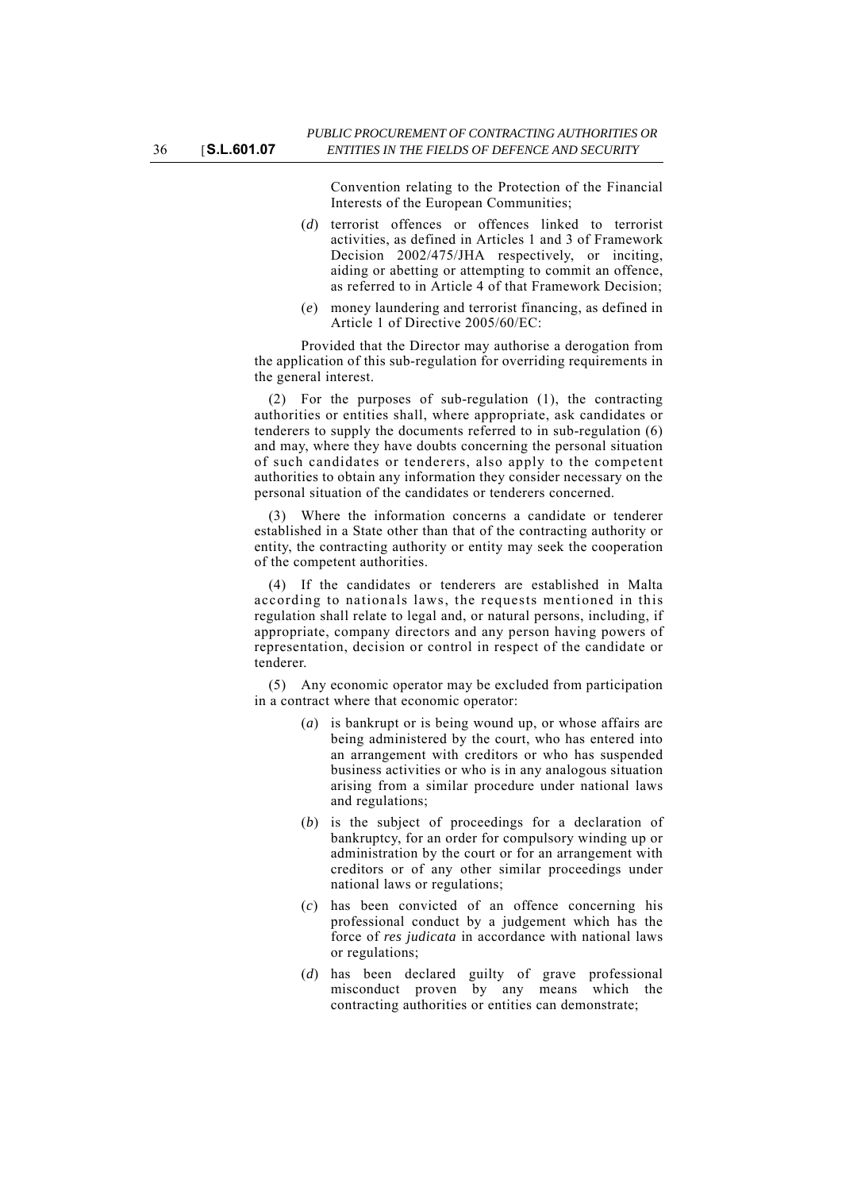Convention relating to the Protection of the Financial Interests of the European Communities;

(*d*) terrorist offences or offences linked to terrorist activities, as defined in Articles 1 and 3 of Framework Decision 2002/475/JHA respectively, or inciting, aiding or abetting or attempting to commit an offence, as referred to in Article 4 of that Framework Decision;

(*e*) money laundering and terrorist financing, as defined in Article 1 of Directive 2005/60/EC:

Provided that the Director may authorise a derogation from the application of this sub-regulation for overriding requirements in the general interest.

(2) For the purposes of sub-regulation (1), the contracting authorities or entities shall, where appropriate, ask candidates or tenderers to supply the documents referred to in sub-regulation (6) and may, where they have doubts concerning the personal situation of such candidates or tenderers, also apply to the competent authorities to obtain any information they consider necessary on the personal situation of the candidates or tenderers concerned.

(3) Where the information concerns a candidate or tenderer established in a State other than that of the contracting authority or entity, the contracting authority or entity may seek the cooperation of the competent authorities.

(4) If the candidates or tenderers are established in Malta according to nationals laws, the requests mentioned in this regulation shall relate to legal and, or natural persons, including, if appropriate, company directors and any person having powers of representation, decision or control in respect of the candidate or tenderer.

(5) Any economic operator may be excluded from participation in a contract where that economic operator:

(*a*) is bankrupt or is being wound up, or whose affairs are being administered by the court, who has entered into an arrangement with creditors or who has suspended business activities or who is in any analogous situation arising from a similar procedure under national laws and regulations;

(*b*) is the subject of proceedings for a declaration of bankruptcy, for an order for compulsory winding up or administration by the court or for an arrangement with creditors or of any other similar proceedings under national laws or regulations;

(*c*) has been convicted of an offence concerning his professional conduct by a judgement which has the force of *res judicata* in accordance with national laws or regulations;

(*d*) has been declared guilty of grave professional misconduct proven by any means which the contracting authorities or entities can demonstrate;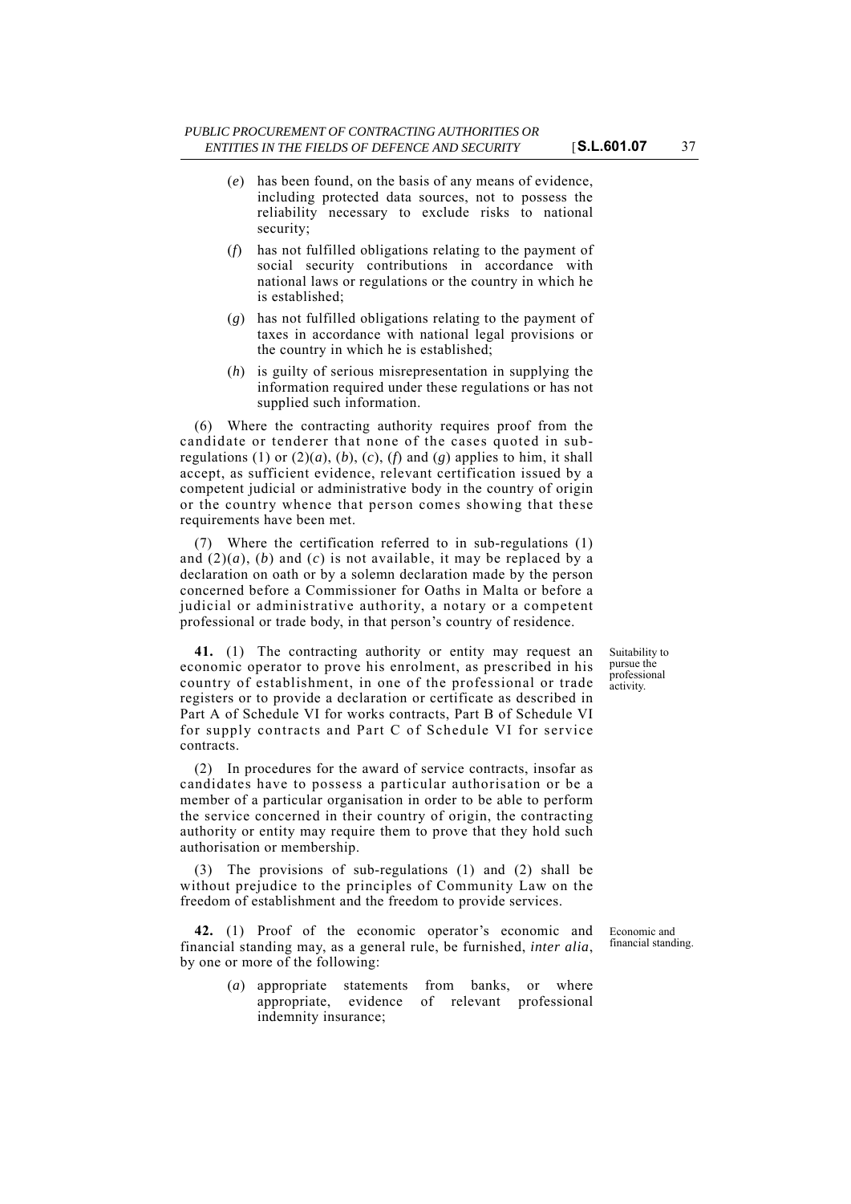(*e*) has been found, on the basis of any means of evidence, including protected data sources, not to possess the reliability necessary to exclude risks to national security;

(*f*) has not fulfilled obligations relating to the payment of social security contributions in accordance with national laws or regulations or the country in which he is established;

(*g*) has not fulfilled obligations relating to the payment of taxes in accordance with national legal provisions or the country in which he is established;

(*h*) is guilty of serious misrepresentation in supplying the information required under these regulations or has not supplied such information.

(6) Where the contracting authority requires proof from the candidate or tenderer that none of the cases quoted in sub-regulations (1) or (2)(*a*), (*b*), (*c*), (*f*) and (*g*) applies to him, it shall accept, as sufficient evidence, relevant certification issued by a competent judicial or administrative body in the country of origin or the country whence that person comes showing that these requirements have been met.

(7) Where the certification referred to in sub-regulations (1) and (2)(*a*), (*b*) and (*c*) is not available, it may be replaced by a declaration on oath or by a solemn declaration made by the person concerned before a Commissioner for Oaths in Malta or before a judicial and administrative authority, a notary or a competent professional or trade body, in that person's country of residence.

Suitability to pursue the professional activity.

**41.** (1) The contracting authority or entity may request an economic operator to prove his enrolment, as prescribed in his country of establishment, in one of the professional or trade registers or to provide a declaration or certificate as described in Part A of Schedule VI for works contracts, Part B of Schedule VI for supply contracts and Part C of Schedule VI for service contracts.

(2) In procedures for the award of service contracts, insofar as candidates have to possess a particular authorisation or be a member of a particular organisation in order to be able to perform the service concerned in their country of origin, the contracting authority or entity may require them to prove that they hold such authorisation or membership.

(3) The provisions of sub-regulations (1) and (2) shall be without prejudice to the principles of Community Law on the freedom of establishment and the freedom to provide services.

Economic and financial standing.

**42.** (1) Proof of the economic operator's economic and financial standing may, as a general rule, be furnished, *inter alia*, by one or more of the following:

(*a*) appropriate statements from banks, or where appropriate, evidence of relevant professional indemnity insurance;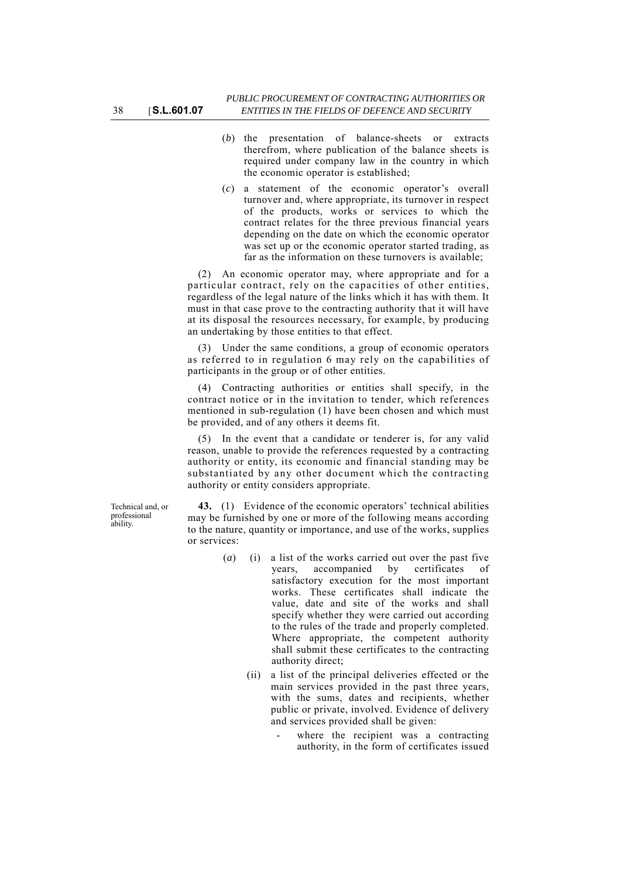(*b*) the presentation of balance-sheets or extracts therefrom, where publication of the balance sheets is required under company law in the country in which the economic operator is established;

(*c*) a statement of the economic operator's overall turnover and, where appropriate, its turnover in respect of the products, works or services to which the contract relates for the three previous financial years depending on the date on which the economic operator was set up or the economic operator started trading, as far as the information on these turnovers is available;

(2) An economic operator may, where appropriate and for a particular contract, rely on the capacities of other entities, regardless of the legal nature of the links which it has with them. It must in that case prove to the contracting authority that it will have at its disposal the resources necessary, for example, by producing an undertaking by those entities to that effect.

(3) Under the same conditions, a group of economic operators as referred to in regulation 6 may rely on the capabilities of participants in the group or of other entities.

(4) Contracting authorities or entities shall specify, in the contract notice or in the invitation to tender, which references mentioned in sub-regulation (1) have been chosen and which must be provided, and of any others it deems fit.

(5) In the event that a candidate or tenderer is, for any valid reason, unable to provide the references requested by a contracting authority or entity, its economic and financial standing may be substantiated by any other document which the contracting authority or entity considers appropriate.

Technical and, or professional ability.

**43.** (1) Evidence of the economic operators' technical abilities may be furnished by one or more of the following means according to the nature, quantity or importance, and use of the works, supplies or services:

(*a*) (i) a list of the works carried out over the past five years, accompanied by certificates of satisfactory execution for the most important works. These certificates shall indicate the value, date and site of the works and shall specify whether they were carried out according to the rules of the trade and properly completed. Where appropriate, the competent authority shall submit these certificates to the contracting authority direct;

(ii) a list of the principal deliveries effected or the main services provided in the past three years, with the sums, dates and recipients, whether public or private, involved. Evidence of delivery and services provided shall be given:

- where the recipient was a contracting authority, in the form of certificates issued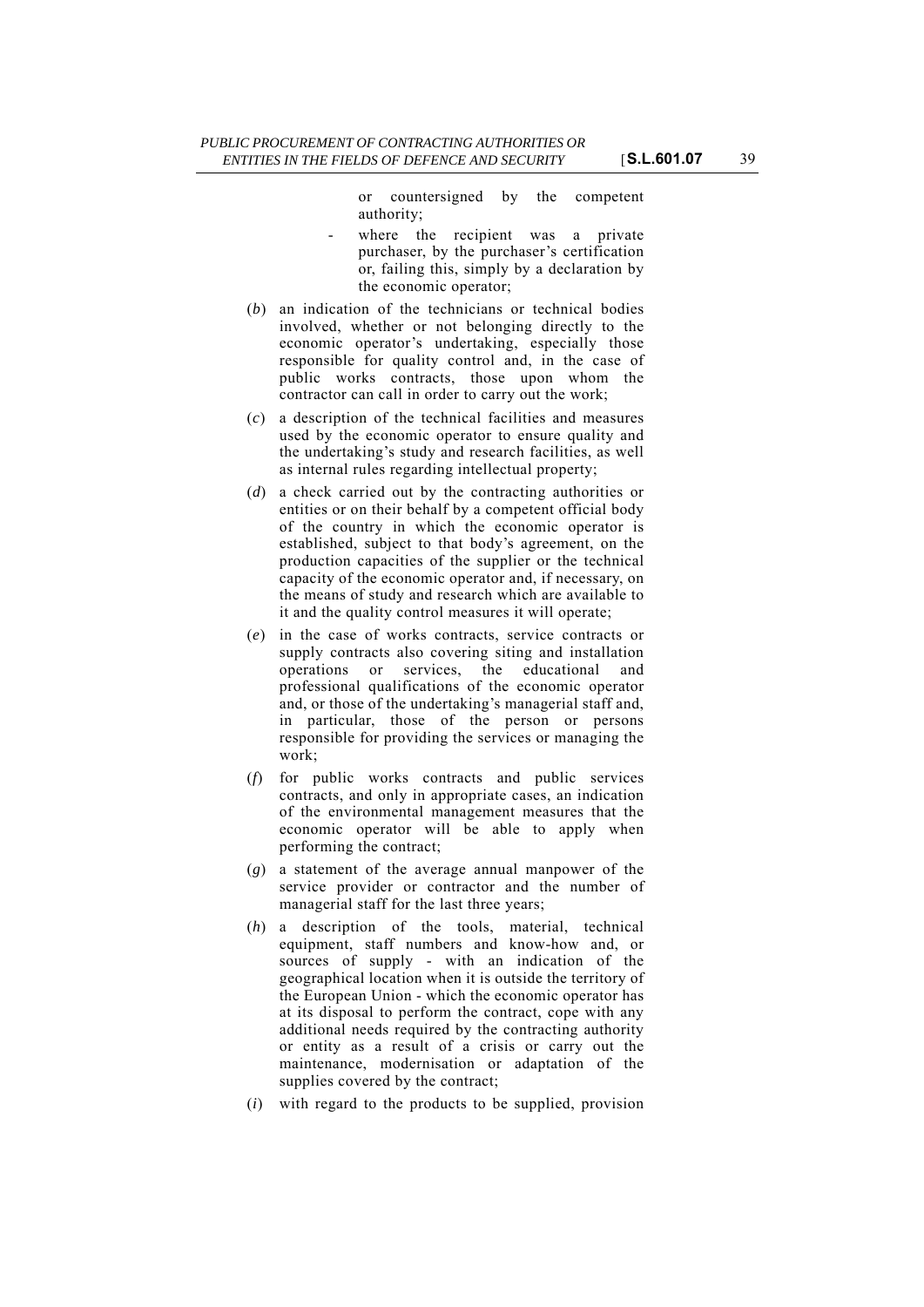or countersigned by the competent authority;

- where the recipient was a private purchaser, by the purchaser's certification or, failing this, simply by a declaration by the economic operator;

(*b*) an indication of the technicians or technical bodies involved, whether or not belonging directly to the economic operator's undertaking, especially those responsible for quality control and, in the case of public works contracts, those upon whom the contractor can call in order to carry out the work;

(*c*) a description of the technical facilities and measures used by the economic operator to ensure quality and the undertaking's study and research facilities, as well as internal rules regarding intellectual property;

(*d*) a check carried out by the contracting authorities or entities or on their behalf by a competent official body of the country in which the economic operator is established, subject to that body's agreement, on the production capacities of the supplier or the technical capacity of the economic operator and, if necessary, on the means of study and research which are available to it and the quality control measures it will operate;

(*e*) in the case of works contracts, service contracts or supply contracts also covering siting and installation operations or services, the educational and professional qualifications of the economic operator and, or those of the undertaking's managerial staff and, in particular, those of the person or persons responsible for providing the services or managing the work;

(*f*) for public works contracts and public services contracts, and only in appropriate cases, an indication of the environmental management measures that the economic operator will be able to apply when performing the contract;

(*g*) a statement of the average annual manpower of the service provider or contractor and the number of managerial staff for the last three years;

(*h*) a description of the tools, material, technical equipment, staff numbers and know-how and, or sources of supply - with an indication of the geographical location when it is outside the territory of the European Union - which the economic operator has at its disposal to perform the contract, cope with any additional needs required by the contracting authority or entity as a result of a crisis or carry out the maintenance, modernisation or adaptation of the supplies covered by the contract;

(*i*) with regard to the products to be supplied, provision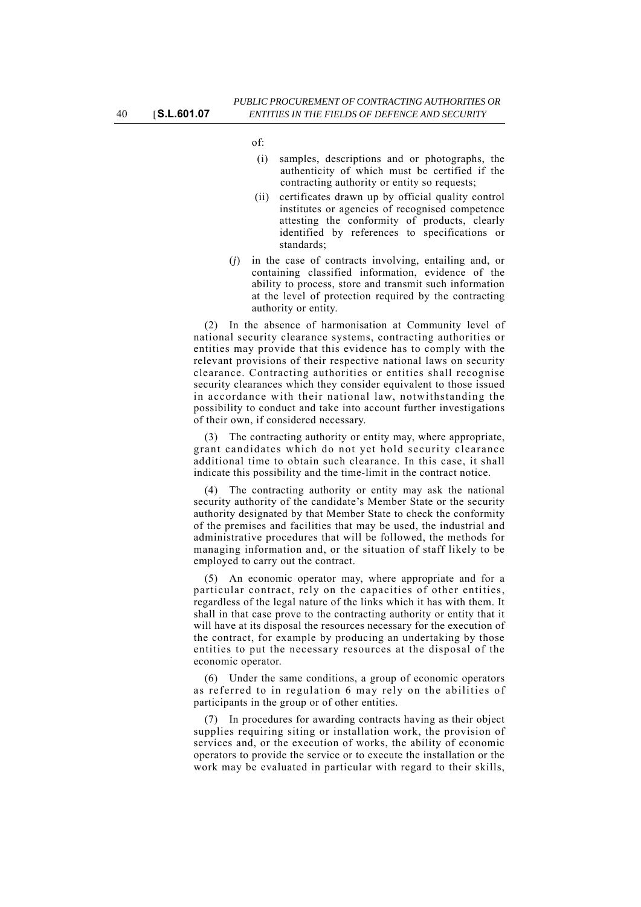of:

(i) samples, descriptions and or photographs, the authenticity of which must be certified if the contracting authority or entity so requests;

(ii) certificates drawn up by official quality control institutes or agencies of recognised competence attesting the conformity of products, clearly identified by references to specifications or standards;

(*j*) in the case of contracts involving, entailing and, or containing classified information, evidence of the ability to process, store and transmit such information at the level of protection required by the contracting authority or entity.

(2) In the absence of harmonisation at Community level of national security clearance systems, contracting authorities or entities may provide that this evidence has to comply with the relevant provisions of their respective national laws on security clearance. Contracting authorities or entities shall recognise security clearances which they consider equivalent to those issued in accordance with their national law, notwithstanding the possibility to conduct and take into account further investigations of their own, if considered necessary.

(3) The contracting authority or entity may, where appropriate, grant candidates which do not yet hold security clearance additional time to obtain such clearance. In this case, it shall indicate this possibility and the time-limit in the contract notice.

(4) The contracting authority or entity may ask the national security authority of the candidate's Member State or the security authority designated by that Member State to check the conformity of the premises and facilities that may be used, the industrial and administrative procedures that will be followed, the methods for managing information and, or the situation of staff likely to be employed to carry out the contract.

(5) An economic operator may, where appropriate and for a particular contract, rely on the capacities of other entities, regardless of the legal nature of the links which it has with them. It shall in that case prove to the contracting authority or entity that it will have at its disposal the resources necessary for the execution of the contract, for example by producing an undertaking by those entities to put the necessary resources at the disposal of the economic operator.

(6) Under the same conditions, a group of economic operators as referred to in regulation 6 may rely on the abilities of participants in the group or of other entities.

(7) In procedures for awarding contracts having as their object supplies requiring siting or installation work, the provision of services and, or the execution of works, the ability of economic operators to provide the service or to execute the installation or the work may be evaluated in particular with regard to their skills,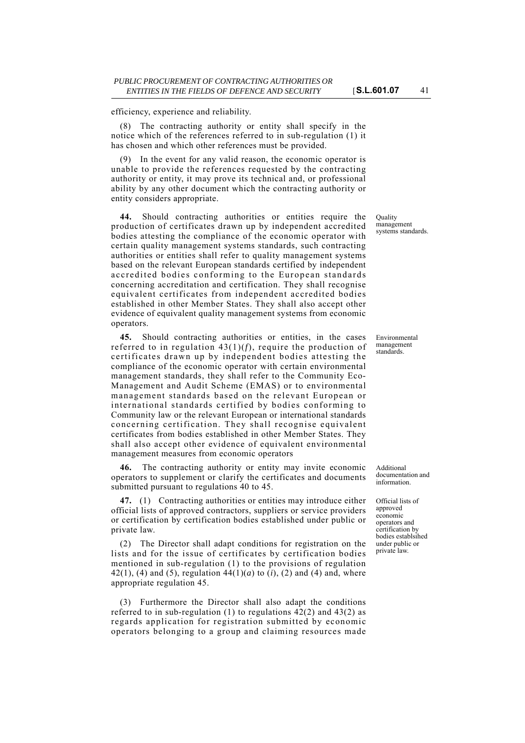efficiency, experience and reliability.

(8) The contracting authority or entity shall specify in the notice which of the references referred to in sub-regulation (1) it has chosen and which other references must be provided.

(9) In the event for any valid reason, the economic operator is unable to provide the references requested by the contracting authority or entity, it may prove its technical and, or professional ability by any other document which the contracting authority or entity considers appropriate.

*Quality management systems standards.*

**44.** Should contracting authorities or entities require the production of certificates drawn up by independent accredited bodies attesting the compliance of the economic operator with certain quality management systems standards, such contracting authorities or entities shall refer to quality management systems based on the relevant European standards certified by independent accredited bodies conforming to the European standards concerning accreditation and certification. They shall recognise equivalent certificates from independent accredited bodies established in other Member States. They shall also accept other evidence of equivalent quality management systems from economic operators.

*Environmental management standards.*

**45.** Should contracting authorities or entities, in the cases referred to in regulation 43(1)(*f*), require the production of certificates drawn up by independent bodies attesting the compliance of the economic operator with certain environmental management standards, they shall refer to the Community Eco-Management and Audit Scheme (EMAS) or to environmental management standards based on the relevant European or international standards certified by bodies conforming to Community law or the relevant European or international standards concerning certification. They shall recognise equivalent certificates from bodies established in other Member States. They shall also accept other evidence of equivalent environmental management measures from economic operators

*Additional documentation and information.*

**46.** The contracting authority or entity may invite economic operators to supplement or clarify the certificates and documents submitted pursuant to regulations 40 to 45.

*Official lists of approved economic operators and certification by bodies establsihed under public or private law.*

**47.** (1) Contracting authorities or entities may introduce either official lists of approved contractors, suppliers or service providers or certification by certification bodies established under public or private law.

(2) The Director shall adapt conditions for registration on the lists and for the issue of certificates by certification bodies mentioned in sub-regulation (1) to the provisions of regulation 42(1), (4) and (5), regulation 44(1)(*a*) to (*i*), (2) and (4) and, where appropriate regulation 45.

(3) Furthermore the Director shall also adapt the conditions referred to in sub-regulation (1) to regulations 42(2) and 43(2) as regards application for registration submitted by economic operators belonging to a group and claiming resources made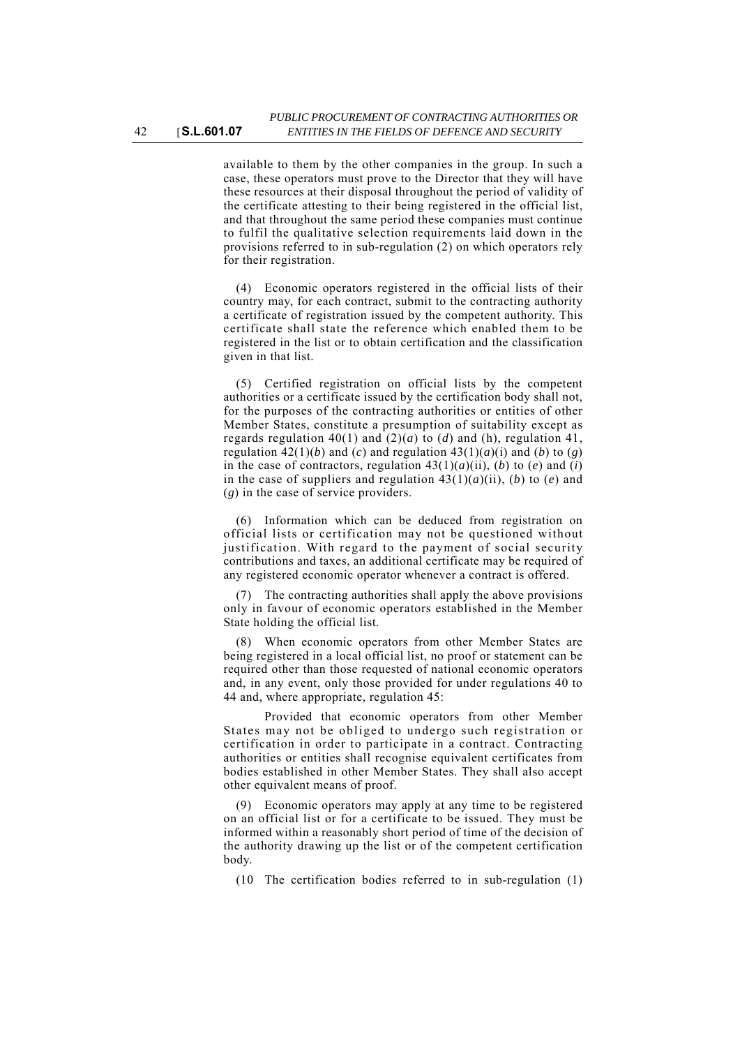available to them by the other companies in the group. In such a case, these operators must prove to the Director that they will have these resources at their disposal throughout the period of validity of the certificate attesting to their being registered in the official list, and that throughout the same period these companies must continue to fulfil the qualitative selection requirements laid down in the provisions referred to in sub-regulation (2) on which operators rely for their registration.

(4) Economic operators registered in the official lists of their country may, for each contract, submit to the contracting authority a certificate of registration issued by the competent authority. This certificate shall state the reference which enabled them to be registered in the list or to obtain certification and the classification given in that list.

(5) Certified registration on official lists by the competent authorities or a certificate issued by the certification body shall not, for the purposes of the contracting authorities or entities of other Member States, constitute a presumption of suitability except as regards regulation 40(1) and (2)(*a*) to (*d*) and (h), regulation 41, regulation 42(1)(*b*) and (*c*) and regulation 43(1)(*a*)(i) and (*b*) to (*g*) in the case of contractors, regulation 43(1)(*a*)(ii), (*b*) to (*e*) and (*i*) in the case of suppliers and regulation 43(1)(*a*)(ii), (*b*) to (*e*) and (*g*) in the case of service providers.

(6) Information which can be deduced from registration on official lists or certification may not be questioned without justification. With regard to the payment of social security contributions and taxes, an additional certificate may be required of any registered economic operator whenever a contract is offered.

(7) The contracting authorities shall apply the above provisions only in favour of economic operators established in the Member State holding the official list.

(8) When economic operators from other Member States are being registered in a local official list, no proof or statement can be required other than those requested of national economic operators and, in any event, only those provided for under regulations 40 to 44 and, where appropriate, regulation 45:

Provided that economic operators from other Member States may not be obliged to undergo such registration or certification in order to participate in a contract. Contracting authorities or entities shall recognise equivalent certificates from bodies established in other Member States. They shall also accept other equivalent means of proof.

(9) Economic operators may apply at any time to be registered on an official list or for a certificate to be issued. They must be informed within a reasonably short period of time of the decision of the authority drawing up the list or of the competent certification body.

(10 The certification bodies referred to in sub-regulation (1)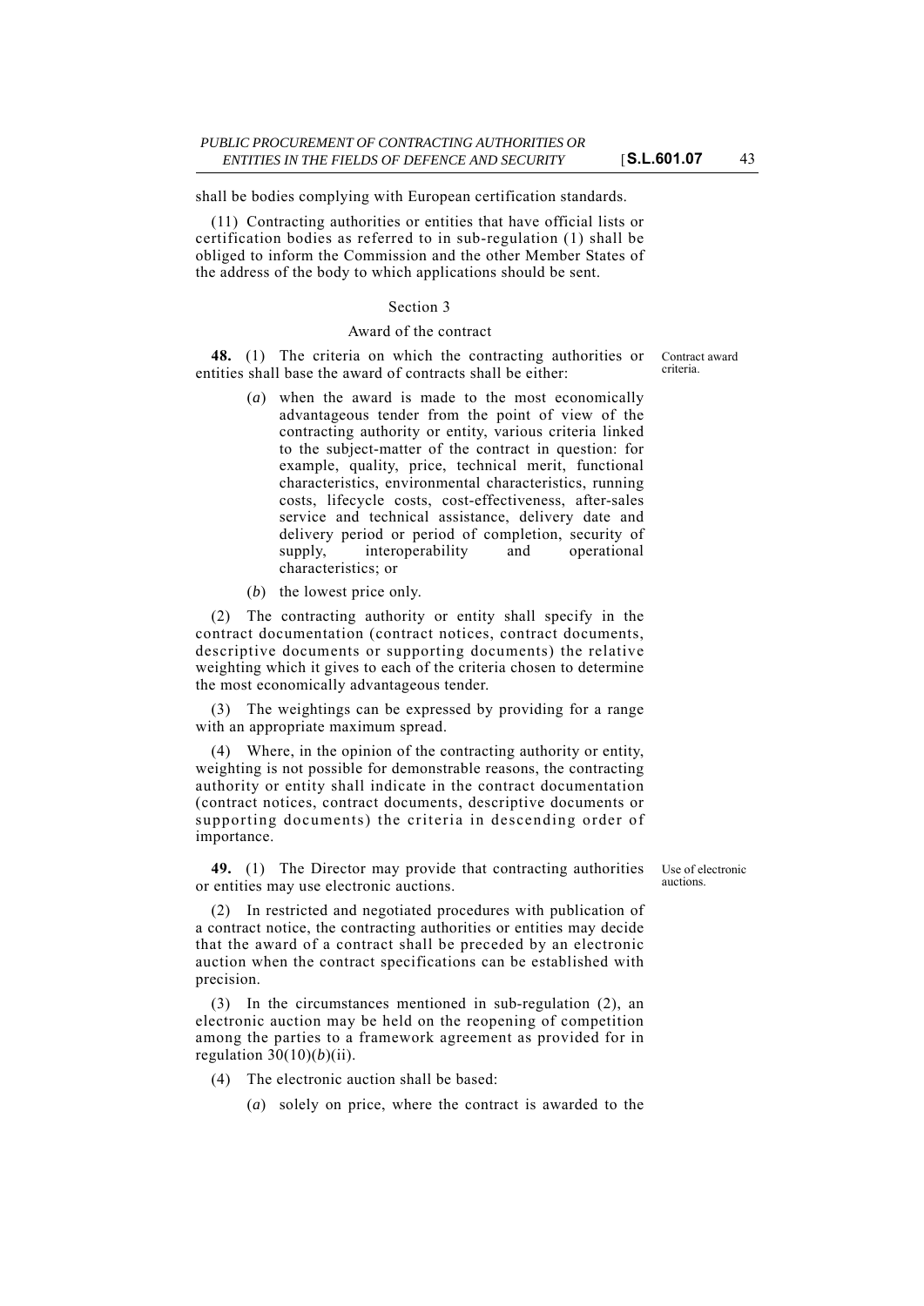shall be bodies complying with European certification standards.

(11) Contracting authorities or entities that have official lists or certification bodies as referred to in sub-regulation (1) shall be obliged to inform the Commission and the other Member States of the address of the body to which applications should be sent.

## Section 3

### Award of the contract

**48.** (1) The criteria on which the contracting authorities or entities shall base the award of contracts shall be either:

Contract award criteria.

(*a*) when the award is made to the most economically advantageous tender from the point of view of the contracting authority or entity, various criteria linked to the subject-matter of the contract in question: for example, quality, price, technical merit, functional characteristics, environmental characteristics, running costs, lifecycle costs, cost-effectiveness, after-sales service and technical assistance, delivery date and delivery period or period of completion, security of supply, interoperability and operational characteristics; or

(*b*) the lowest price only.

(2) The contracting authority or entity shall specify in the contract documentation (contract notices, contract documents, descriptive documents or supporting documents) the relative weighting which it gives to each of the criteria chosen to determine the most economically advantageous tender.

(3) The weightings can be expressed by providing for a range with an appropriate maximum spread.

(4) Where, in the opinion of the contracting authority or entity, weighting is not possible for demonstrable reasons, the contracting authority or entity shall indicate in the contract documentation (contract notices, contract documents, descriptive documents or supporting documents) the criteria in descending order of importance.

**49.** (1) The Director may provide that contracting authorities or entities may use electronic auctions.

Use of electronic auctions.

(2) In restricted and negotiated procedures with publication of a contract notice, the contracting authorities or entities may decide that the award of a contract shall be preceded by an electronic auction when the contract specifications can be established with precision.

(3) In the circumstances mentioned in sub-regulation (2), an electronic auction may be held on the reopening of competition among the parties to a framework agreement as provided for in regulation 30(10)(*b*)(ii).

(4) The electronic auction shall be based:

(*a*) solely on price, where the contract is awarded to the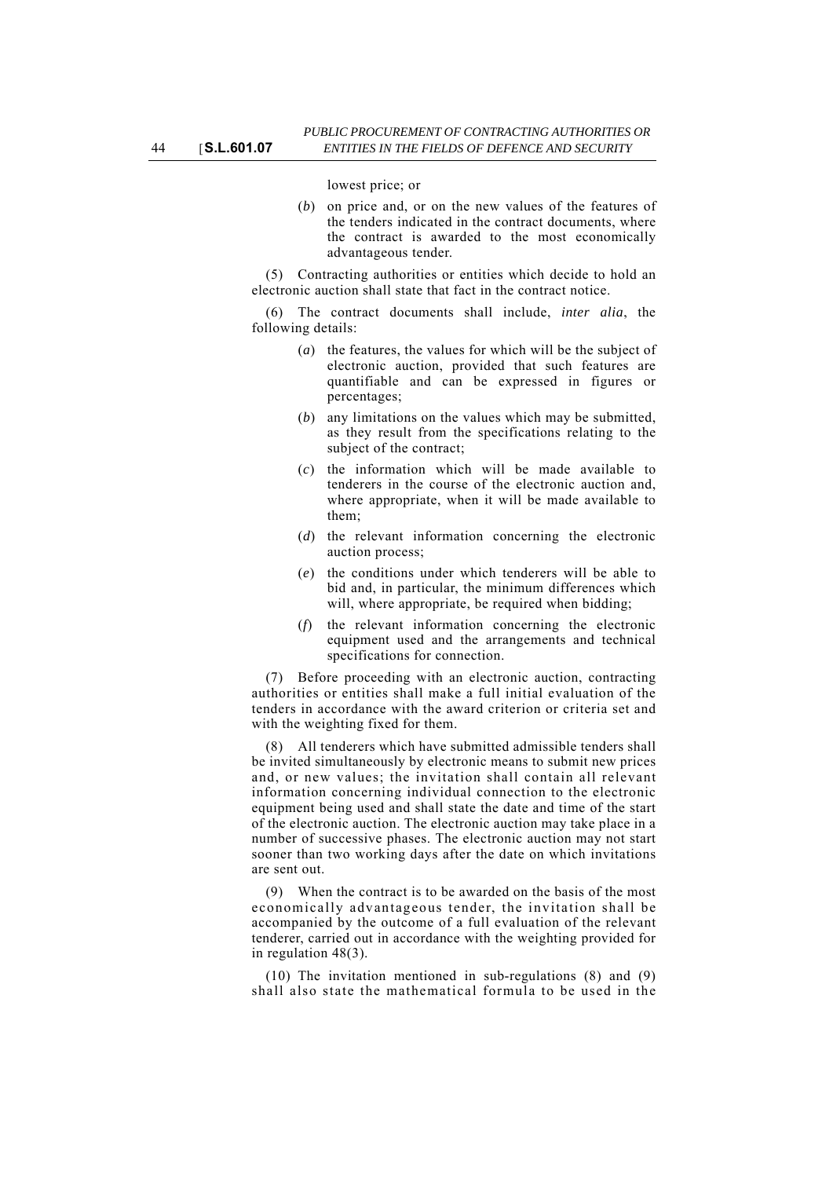lowest price; or

(*b*) on price and, or on the new values of the features of the tenders indicated in the contract documents, where the contract is awarded to the most economically advantageous tender.

(5) Contracting authorities or entities which decide to hold an electronic auction shall state that fact in the contract notice.

(6) The contract documents shall include, *inter alia*, the following details:

(*a*) the features, the values for which will be the subject of electronic auction, provided that such features are quantifiable and can be expressed in figures or percentages;

(*b*) any limitations on the values which may be submitted, as they result from the specifications relating to the subject of the contract;

(*c*) the information which will be made available to tenderers in the course of the electronic auction and, where appropriate, when it will be made available to them;

(*d*) the relevant information concerning the electronic auction process;

(*e*) the conditions under which tenderers will be able to bid and, in particular, the minimum differences which will, where appropriate, be required when bidding;

(*f*) the relevant information concerning the electronic equipment used and the arrangements and technical specifications for connection.

(7) Before proceeding with an electronic auction, contracting authorities or entities shall make a full initial evaluation of the tenders in accordance with the award criterion or criteria set and with the weighting fixed for them.

(8) All tenderers which have submitted admissible tenders shall be invited simultaneously by electronic means to submit new prices and, or new values; the invitation shall contain all relevant information concerning individual connection to the electronic equipment being used and shall state the date and time of the start of the electronic auction. The electronic auction may take place in a number of successive phases. The electronic auction may not start sooner than two working days after the date on which invitations are sent out.

(9) When the contract is to be awarded on the basis of the most economically advantageous tender, the invitation shall be accompanied by the outcome of a full evaluation of the relevant tenderer, carried out in accordance with the weighting provided for in regulation 48(3).

(10) The invitation mentioned in sub-regulations (8) and (9) shall also state the mathematical formula to be used in the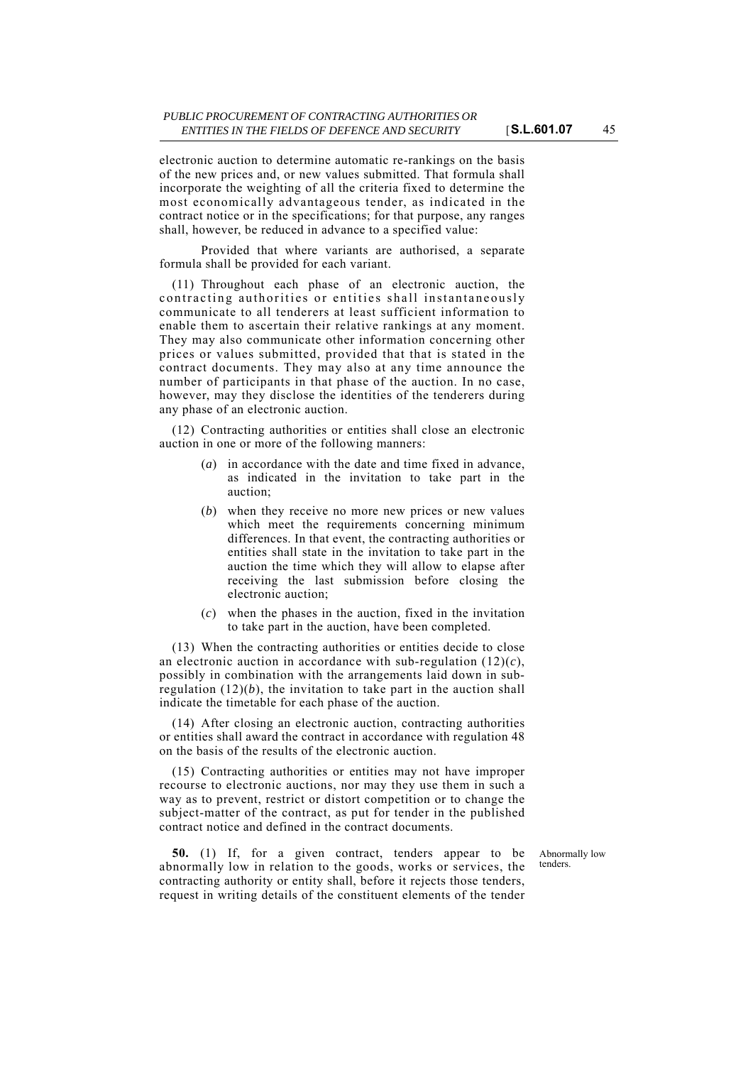electronic auction to determine automatic re-rankings on the basis of the new prices and, or new values submitted. That formula shall incorporate the weighting of all the criteria fixed to determine the most economically advantageous tender, as indicated in the contract notice or in the specifications; for that purpose, any ranges shall, however, be reduced in advance to a specified value:

Provided that where variants are authorised, a separate formula shall be provided for each variant.

(11) Throughout each phase of an electronic auction, the contracting authorities or entities shall instantaneously communicate to all tenderers at least sufficient information to enable them to ascertain their relative rankings at any moment. They may also communicate other information concerning other prices or values submitted, provided that that is stated in the contract documents. They may also at any time announce the number of participants in that phase of the auction. In no case, however, may they disclose the identities of the tenderers during any phase of an electronic auction.

(12) Contracting authorities or entities shall close an electronic auction in one or more of the following manners:

(*a*) in accordance with the date and time fixed in advance, as indicated in the invitation to take part in the auction;

(*b*) when they receive no more new prices or new values which meet the requirements concerning minimum differences. In that event, the contracting authorities or entities shall state in the invitation to take part in the auction the time which they will allow to elapse after receiving the last submission before closing the electronic auction;

(*c*) when the phases in the auction, fixed in the invitation to take part in the auction, have been completed.

(13) When the contracting authorities or entities decide to close an electronic auction in accordance with sub-regulation (12)(*c*), possibly in combination with the arrangements laid down in sub-regulation (12)(*b*), the invitation to take part in the auction shall indicate the timetable for each phase of the auction.

(14) After closing an electronic auction, contracting authorities or entities shall award the contract in accordance with regulation 48 on the basis of the results of the electronic auction.

(15) Contracting authorities or entities may not have improper recourse to electronic auctions, nor may they use them in such a way as to prevent, restrict or distort competition or to change the subject-matter of the contract, as put for tender in the published contract notice and defined in the contract documents.

Abnormally low tenders.

**50.** (1) If, for a given contract, tenders appear to be abnormally low in relation to the goods, works or services, the contracting authority or entity shall, before it rejects those tenders, request in writing details of the constituent elements of the tender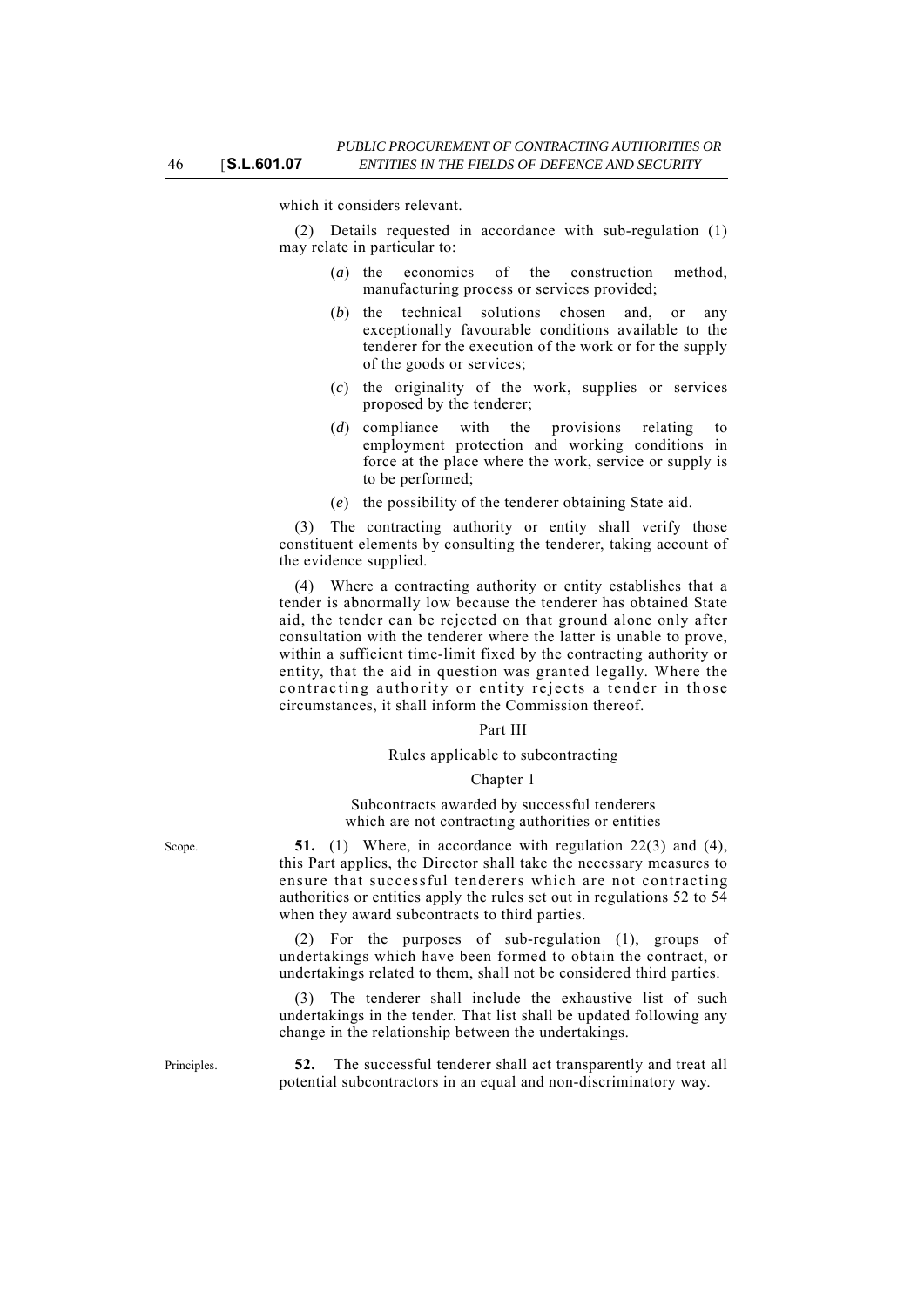which it considers relevant.

(2) Details requested in accordance with sub-regulation (1) may relate in particular to:

(*a*) the economics of the construction method, manufacturing process or services provided;

(*b*) the technical solutions chosen and, or any exceptionally favourable conditions available to the tenderer for the execution of the work or for the supply of the goods or services;

(*c*) the originality of the work, supplies or services proposed by the tenderer;

(*d*) compliance with the provisions relating to employment protection and working conditions in force at the place where the work, service or supply is to be performed;

(*e*) the possibility of the tenderer obtaining State aid.

(3) The contracting authority or entity shall verify those constituent elements by consulting the tenderer, taking account of the evidence supplied.

(4) Where a contracting authority or entity establishes that a tender is abnormally low because the tenderer has obtained State aid, the tender can be rejected on that ground alone only after consultation with the tenderer where the latter is unable to prove, within a sufficient time-limit fixed by the contracting authority or entity, that the aid in question was granted legally. Where the contracting authority or entity rejects a tender in those circumstances, it shall inform the Commission thereof.

## Part III

## Rules applicable to subcontracting

### Chapter 1

### Subcontracts awarded by successful tenderers which are not contracting authorities or entities

Scope.

**51.** (1) Where, in accordance with regulation 22(3) and (4), this Part applies, the Director shall take the necessary measures to ensure that successful tenderers which are not contracting authorities or entities apply the rules set out in regulations 52 to 54 when they award subcontracts to third parties.

(2) For the purposes of sub-regulation (1), groups of undertakings which have been formed to obtain the contract, or undertakings related to them, shall not be considered third parties.

(3) The tenderer shall include the exhaustive list of such undertakings in the tender. That list shall be updated following any change in the relationship between the undertakings.

Principles.

**52.** The successful tenderer shall act transparently and treat all potential subcontractors in an equal and non-discriminatory way.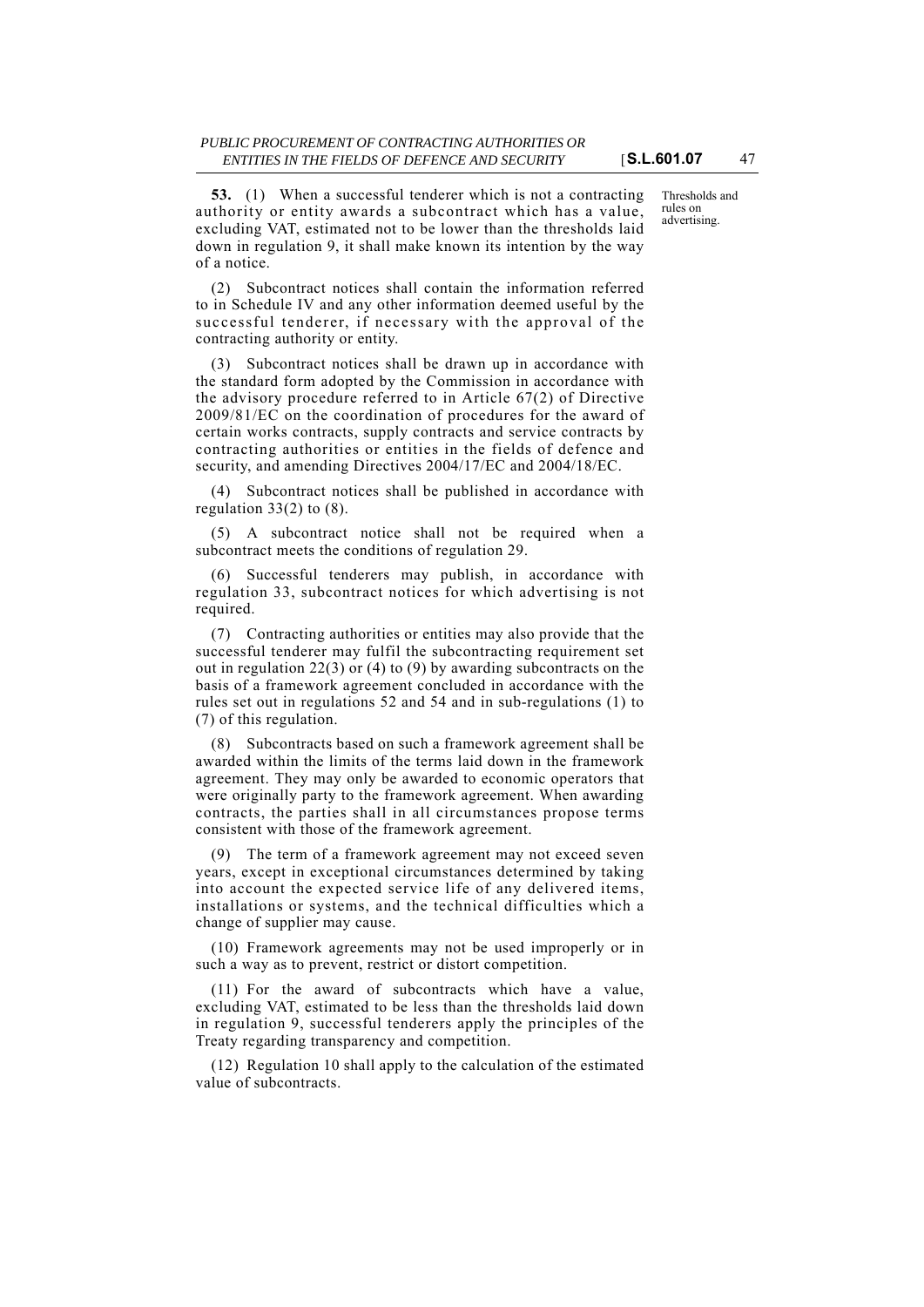**53.** (1) When a successful tenderer which is not a contracting authority or entity awards a subcontract which has a value, excluding VAT, estimated not to be lower than the thresholds laid down in regulation 9, it shall make known its intention by the way of a notice.

Thresholds and rules on advertising.

(2) Subcontract notices shall contain the information referred to in Schedule IV and any other information deemed useful by the successful tenderer, if necessary with the approval of the contracting authority or entity.

(3) Subcontract notices shall be drawn up in accordance with the standard form adopted by the Commission in accordance with the advisory procedure referred to in Article 67(2) of Directive 2009/81/EC on the coordination of procedures for the award of certain works contracts, supply contracts and service contracts by contracting authorities or entities in the fields of defence and security, and amending Directives 2004/17/EC and 2004/18/EC.

(4) Subcontract notices shall be published in accordance with regulation 33(2) to (8).

(5) A subcontract notice shall not be required when a subcontract meets the conditions of regulation 29.

(6) Successful tenderers may publish, in accordance with regulation 33, subcontract notices for which advertising is not required.

(7) Contracting authorities or entities may also provide that the successful tenderer may fulfil the subcontracting requirement set out in regulation 22(3) or (4) to (9) by awarding subcontracts on the basis of a framework agreement concluded in accordance with the rules set out in regulations 52 and 54 and in sub-regulations (1) to (7) of this regulation.

(8) Subcontracts based on such a framework agreement shall be awarded within the limits of the terms laid down in the framework agreement. They may only be awarded to economic operators that were originally party to the framework agreement. When awarding contracts, the parties shall in all circumstances propose terms consistent with those of the framework agreement.

(9) The term of a framework agreement may not exceed seven years, except in exceptional circumstances determined by taking into account the expected service life of any delivered items, installations or systems, and the technical difficulties which a change of supplier may cause.

(10) Framework agreements may not be used improperly or in such a way as to prevent, restrict or distort competition.

(11) For the award of subcontracts which have a value, excluding VAT, estimated to be less than the thresholds laid down in regulation 9, successful tenderers apply the principles of the Treaty regarding transparency and competition.

(12) Regulation 10 shall apply to the calculation of the estimated value of subcontracts.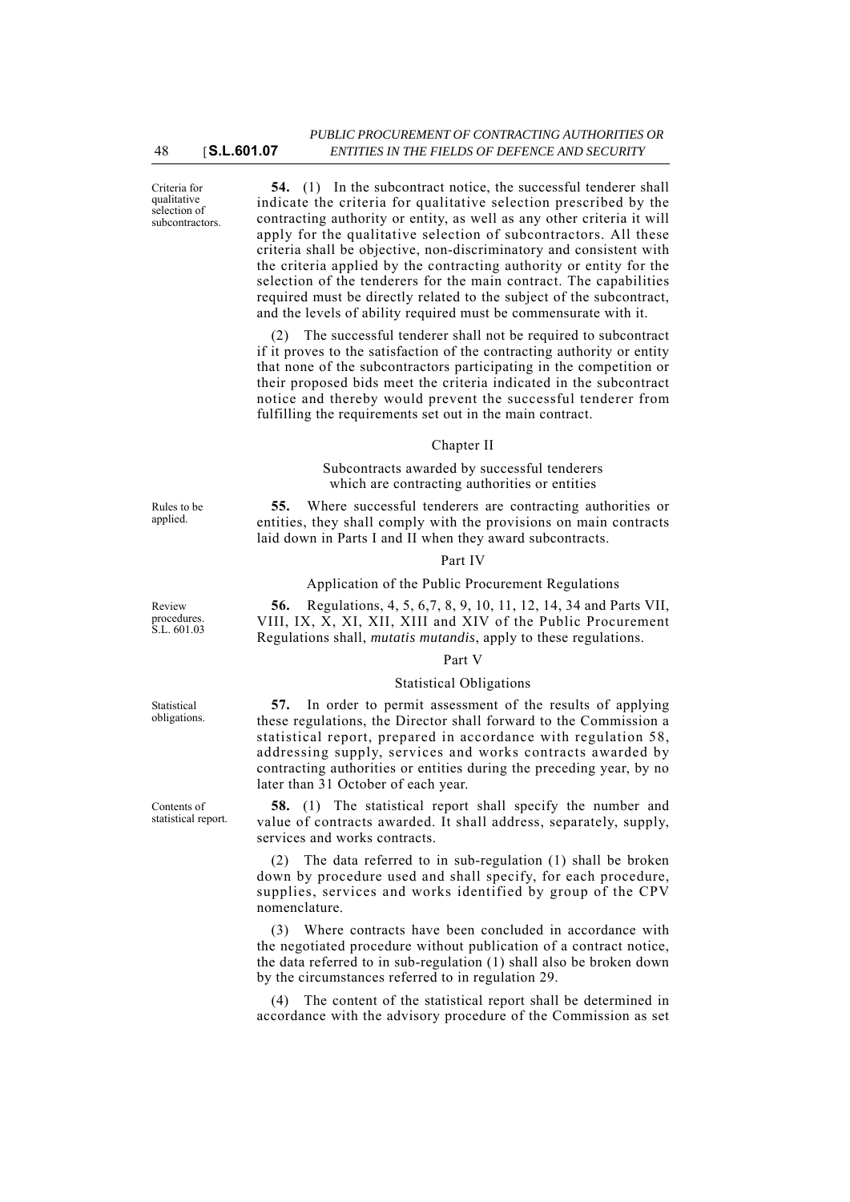Criteria for qualitative selection of subcontractors.

**54.** (1) In the subcontract notice, the successful tenderer shall indicate the criteria for qualitative selection prescribed by the contracting authority or entity, as well as any other criteria it will apply for the qualitative selection of subcontractors. All these criteria shall be objective, non-discriminatory and consistent with the criteria applied by the contracting authority or entity for the selection of the tenderers for the main contract. The capabilities required must be directly related to the subject of the subcontract, and the levels of ability required must be commensurate with it.

(2) The successful tenderer shall not be required to subcontract if it proves to the satisfaction of the contracting authority or entity that none of the subcontractors participating in the competition or their proposed bids meet the criteria indicated in the subcontract notice and thereby would prevent the successful tenderer from fulfilling the requirements set out in the main contract.

## Chapter II

### Subcontracts awarded by successful tenderers which are contracting authorities or entities

Rules to be applied.

**55.** Where successful tenderers are contracting authorities or entities, they shall comply with the provisions on main contracts laid down in Parts I and II when they award subcontracts.

## Part IV

### Application of the Public Procurement Regulations

Review procedures. S.L. 601.03

**56.** Regulations, 4, 5, 6,7, 8, 9, 10, 11, 12, 14, 34 and Parts VII, VIII, IX, X, XI, XII, XIII and XIV of the Public Procurement Regulations shall, *mutatis mutandis*, apply to these regulations.

## Part V

### Statistical Obligations

Statistical obligations.

**57.** In order to permit assessment of the results of applying these regulations, the Director shall forward to the Commission a statistical report, prepared in accordance with regulation 58, addressing supply, services and works contracts awarded by contracting authorities or entities during the preceding year, by no later than 31 October of each year.

Contents of statistical report.

**58.** (1) The statistical report shall specify the number and value of contracts awarded. It shall address, separately, supply, services and works contracts.

(2) The data referred to in sub-regulation (1) shall be broken down by procedure used and shall specify, for each procedure, supplies, services and works identified by group of the CPV nomenclature.

(3) Where contracts have been concluded in accordance with the negotiated procedure without publication of a contract notice, the data referred to in sub-regulation (1) shall also be broken down by the circumstances referred to in regulation 29.

(4) The content of the statistical report shall be determined in accordance with the advisory procedure of the Commission as set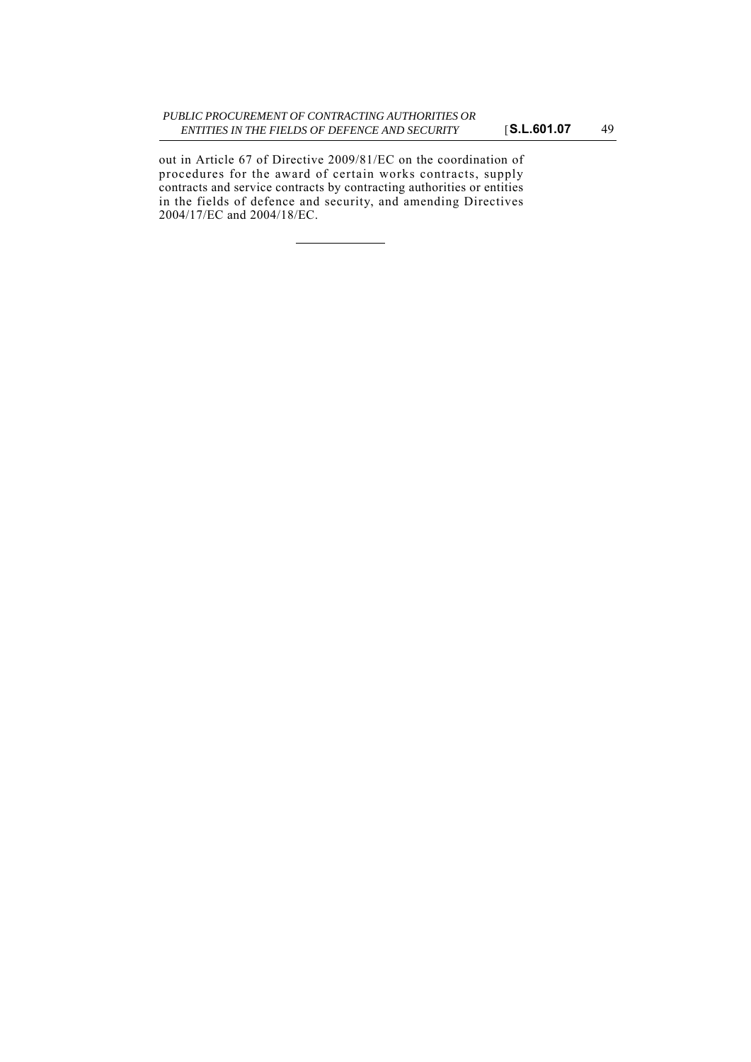out in Article 67 of Directive 2009/81/EC on the coordination of procedures for the award of certain works contracts, supply contracts and service contracts by contracting authorities or entities in the fields of defence and security, and amending Directives 2004/17/EC and 2004/18/EC.

---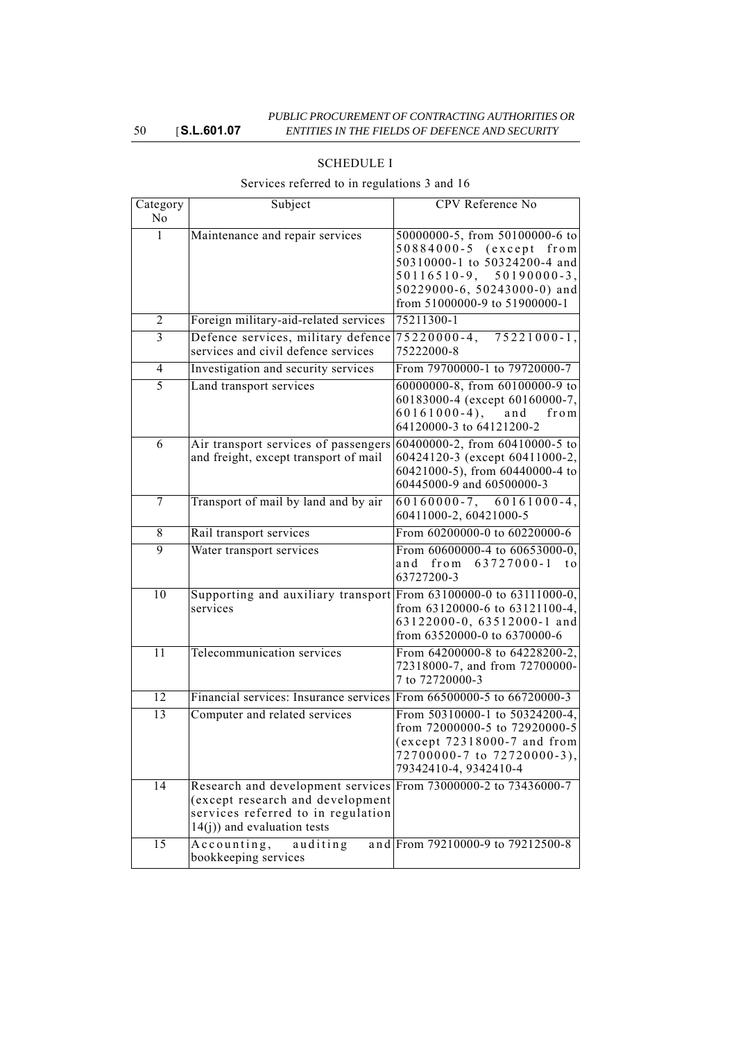## SCHEDULE I

Services referred to in regulations 3 and 16

| Category No | Subject | CPV Reference No |
|---|---|---|
| 1 | Maintenance and repair services | 50000000-5, from 50100000-6 to 50884000-5 (except from 50310000-1 to 50324200-4 and 50116510-9, 50190000-3, 50229000-6, 50243000-0) and from 51000000-9 to 51900000-1 |
| 2 | Foreign military-aid-related services | 75211300-1 |
| 3 | Defence services, military defence services and civil defence services | 75220000-4, 75221000-1, 75222000-8 |
| 4 | Investigation and security services | From 79700000-1 to 79720000-7 |
| 5 | Land transport services | 60000000-8, from 60100000-9 to 60183000-4 (except 60160000-7, 60161000-4), and from 64120000-3 to 64121200-2 |
| 6 | Air transport services of passengers and freight, except transport of mail | 60400000-2, from 60410000-5 to 60424120-3 (except 60411000-2, 60421000-5), from 60440000-4 to 60445000-9 and 60500000-3 |
| 7 | Transport of mail by land and by air | 60160000-7, 60161000-4, 60411000-2, 60421000-5 |
| 8 | Rail transport services | From 60200000-0 to 60220000-6 |
| 9 | Water transport services | From 60600000-4 to 60653000-0, and from 63727000-1 to 63727200-3 |
| 10 | Supporting and auxiliary transport services | From 63100000-0 to 63111000-0, from 63120000-6 to 63121100-4, 63122000-0, 63512000-1 and from 63520000-0 to 6370000-6 |
| 11 | Telecommunication services | From 64200000-8 to 64228200-2, 72318000-7, and from 72700000-7 to 72720000-3 |
| 12 | Financial services: Insurance services | From 66500000-5 to 66720000-3 |
| 13 | Computer and related services | From 50310000-1 to 50324200-4, from 72000000-5 to 72920000-5 (except 72318000-7 and from 72700000-7 to 72720000-3), 79342410-4, 9342410-4 |
| 14 | Research and development services (except research and development services referred to in regulation 14(j)) and evaluation tests | From 73000000-2 to 73436000-7 |
| 15 | Accounting, auditing and bookkeeping services | From 79210000-9 to 79212500-8 |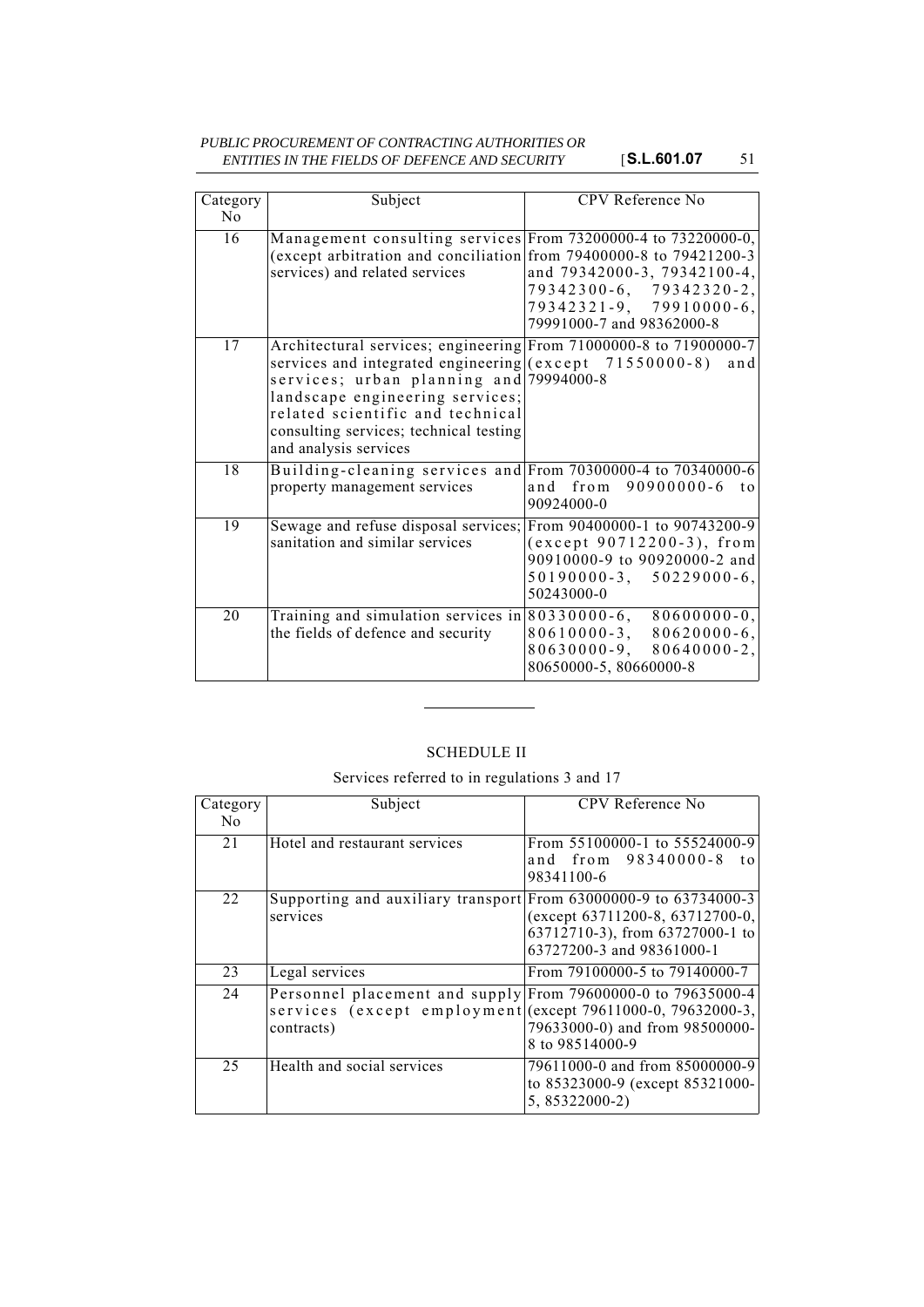| Category No | Subject | CPV Reference No |
|---|---|---|
| 16 | Management consulting services (except arbitration and conciliation services) and related services | From 73200000-4 to 73220000-0, from 79400000-8 to 79421200-3 and 79342000-3, 79342100-4, 79342300-6, 79342320-2, 79342321-9, 79910000-6, 79991000-7 and 98362000-8 |
| 17 | Architectural services; engineering services and integrated engineering services; urban planning and landscape engineering services; related scientific and technical consulting services; technical testing and analysis services | From 71000000-8 to 71900000-7 (except 71550000-8) and 79994000-8 |
| 18 | Building-cleaning services and property management services | From 70300000-4 to 70340000-6 and from 90900000-6 to 90924000-0 |
| 19 | Sewage and refuse disposal services; sanitation and similar services | From 90400000-1 to 90743200-9 (except 90712200-3), from 90910000-9 to 90920000-2 and 50190000-3, 50229000-6, 50243000-0 |
| 20 | Training and simulation services in the fields of defence and security | 80330000-6, 80600000-0, 80610000-3, 80620000-6, 80630000-9, 80640000-2, 80650000-5, 80660000-8 |

## SCHEDULE II

Services referred to in regulations 3 and 17

| Category No | Subject | CPV Reference No |
|---|---|---|
| 21 | Hotel and restaurant services | From 55100000-1 to 55524000-9 and from 98340000-8 to 98341100-6 |
| 22 | Supporting and auxiliary transport services | From 63000000-9 to 63734000-3 (except 63711200-8, 63712700-0, 63712710-3), from 63727000-1 to 63727200-3 and 98361000-1 |
| 23 | Legal services | From 79100000-5 to 79140000-7 |
| 24 | Personnel placement and supply services (except employment contracts) | From 79600000-0 to 79635000-4 (except 79611000-0, 79632000-3, 79633000-0) and from 98500000-8 to 98514000-9 |
| 25 | Health and social services | 79611000-0 and from 85000000-9 to 85323000-9 (except 85321000-5, 85322000-2) |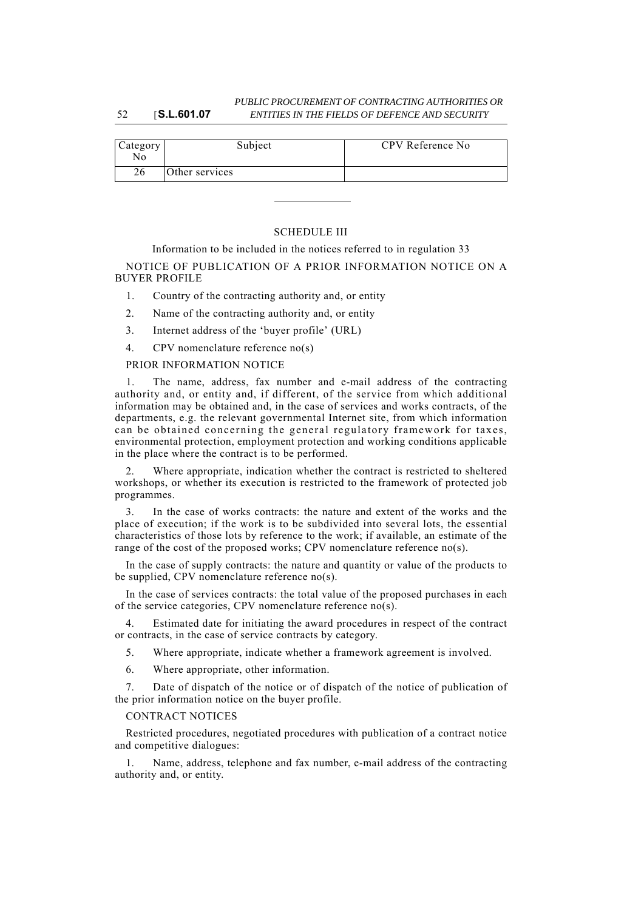| Category No | Subject | CPV Reference No |
|---|---|---|
| 26 | Other services | |

---

## SCHEDULE III

Information to be included in the notices referred to in regulation 33

NOTICE OF PUBLICATION OF A PRIOR INFORMATION NOTICE ON A BUYER PROFILE

1. Country of the contracting authority and, or entity

2. Name of the contracting authority and, or entity

3. Internet address of the 'buyer profile' (URL)

4. CPV nomenclature reference no(s)

PRIOR INFORMATION NOTICE

1. The name, address, fax number and e-mail address of the contracting authority and, or entity and, if different, of the service from which additional information may be obtained and, in the case of services and works contracts, of the departments, e.g. the relevant governmental Internet site, from which information can be obtained concerning the general regulatory framework for taxes, environmental protection, employment protection and working conditions applicable in the place where the contract is to be performed.

2. Where appropriate, indication whether the contract is restricted to sheltered workshops, or whether its execution is restricted to the framework of protected job programmes.

3. In the case of works contracts: the nature and extent of the works and the place of execution; if the work is to be subdivided into several lots, the essential characteristics of those lots by reference to the work; if available, an estimate of the range of the cost of the proposed works; CPV nomenclature reference no(s).

In the case of supply contracts: the nature and quantity or value of the products to be supplied, CPV nomenclature reference no(s).

In the case of services contracts: the total value of the proposed purchases in each of the service categories, CPV nomenclature reference no(s).

4. Estimated date for initiating the award procedures in respect of the contract or contracts, in the case of service contracts by category.

5. Where appropriate, indicate whether a framework agreement is involved.

6. Where appropriate, other information.

7. Date of dispatch of the notice or of dispatch of the notice of publication of the prior information notice on the buyer profile.

CONTRACT NOTICES

Restricted procedures, negotiated procedures with publication of a contract notice and competitive dialogues:

1. Name, address, telephone and fax number, e-mail address of the contracting authority and, or entity.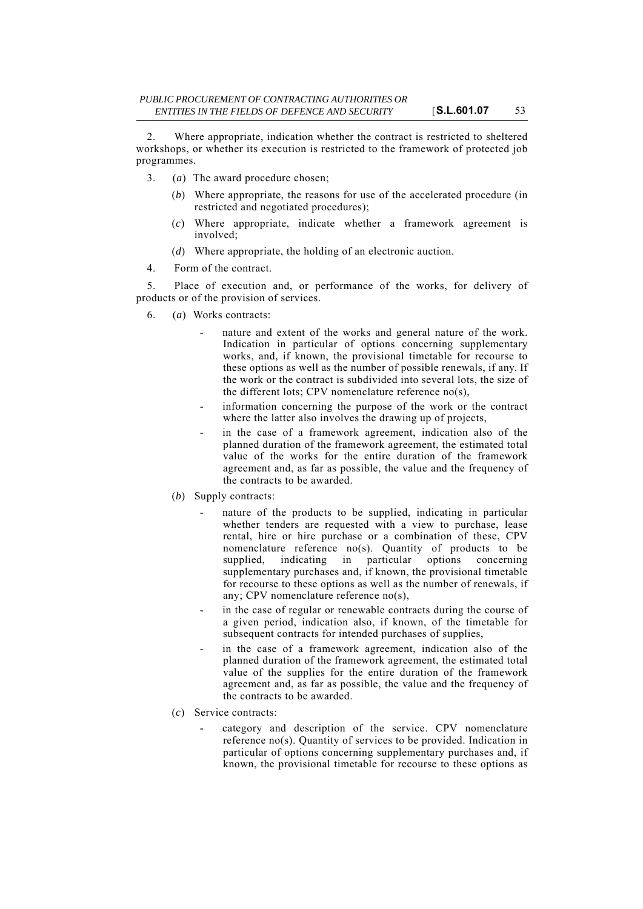2. Where appropriate, indication whether the contract is restricted to sheltered workshops, or whether its execution is restricted to the framework of protected job programmes.

3. (*a*) The award procedure chosen;

   (*b*) Where appropriate, the reasons for use of the accelerated procedure (in restricted and negotiated procedures);

   (*c*) Where appropriate, indicate whether a framework agreement is involved;

   (*d*) Where appropriate, the holding of an electronic auction.

4. Form of the contract.

5. Place of execution and, or performance of the works, for delivery of products or of the provision of services.

6. (*a*) Works contracts:

   - nature and extent of the works and general nature of the work. Indication in particular of options concerning supplementary works, and, if known, the provisional timetable for recourse to these options as well as the number of possible renewals, if any. If the work or the contract is subdivided into several lots, the size of the different lots; CPV nomenclature reference no(s),
   - information concerning the purpose of the work or the contract where the latter also involves the drawing up of projects,
   - in the case of a framework agreement, indication also of the planned duration of the framework agreement, the estimated total value of the works for the entire duration of the framework agreement and, as far as possible, the value and the frequency of the contracts to be awarded.

   (*b*) Supply contracts:

   - nature of the products to be supplied, indicating in particular whether tenders are requested with a view to purchase, lease rental, hire or hire purchase or a combination of these, CPV nomenclature reference no(s). Quantity of products to be supplied, indicating in particular options concerning supplementary purchases and, if known, the provisional timetable for recourse to these options as well as the number of renewals, if any; CPV nomenclature reference no(s),
   - in the case of regular or renewable contracts during the course of a given period, indication also, if known, of the timetable for subsequent contracts for intended purchases of supplies,
   - in the case of a framework agreement, indication also of the planned duration of the framework agreement, the estimated total value of the supplies for the entire duration of the framework agreement and, as far as possible, the value and the frequency of the contracts to be awarded.

   (*c*) Service contracts:

   - category and description of the service. CPV nomenclature reference no(s). Quantity of services to be provided. Indication in particular of options concerning supplementary purchases and, if known, the provisional timetable for recourse to these options as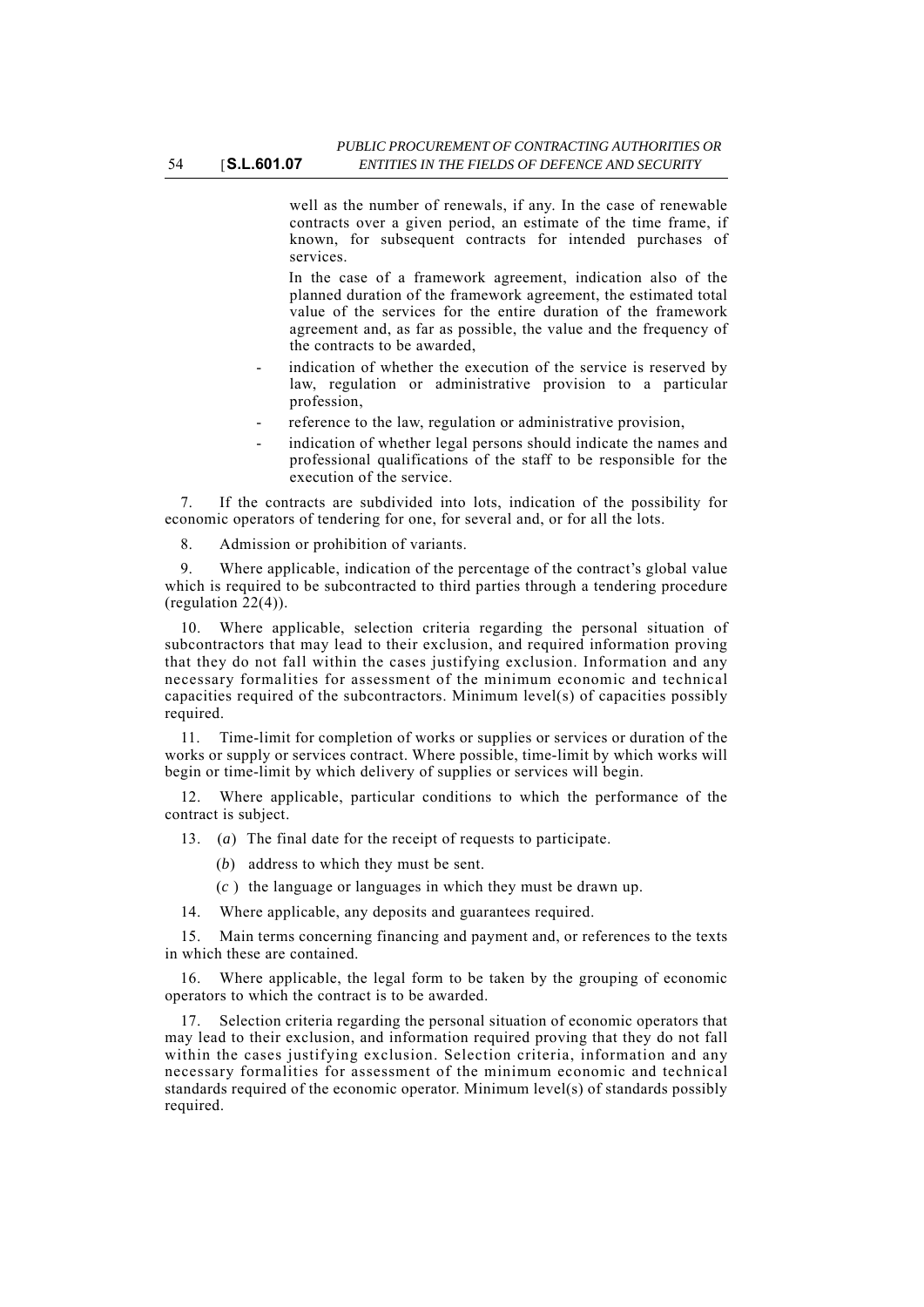well as the number of renewals, if any. In the case of renewable contracts over a given period, an estimate of the time frame, if known, for subsequent contracts for intended purchases of services.

In the case of a framework agreement, indication also of the planned duration of the framework agreement, the estimated total value of the services for the entire duration of the framework agreement and, as far as possible, the value and the frequency of the contracts to be awarded,

- indication of whether the execution of the service is reserved by law, regulation or administrative provision to a particular profession,
- reference to the law, regulation or administrative provision,
- indication of whether legal persons should indicate the names and professional qualifications of the staff to be responsible for the execution of the service.

7. If the contracts are subdivided into lots, indication of the possibility for economic operators of tendering for one, for several and, or for all the lots.

8. Admission or prohibition of variants.

9. Where applicable, indication of the percentage of the contract's global value which is required to be subcontracted to third parties through a tendering procedure (regulation 22(4)).

10. Where applicable, selection criteria regarding the personal situation of subcontractors that may lead to their exclusion, and required information proving that they do not fall within the cases justifying exclusion. Information and any necessary formalities for assessment of the minimum economic and technical capacities required of the subcontractors. Minimum level(s) of capacities possibly required.

11. Time-limit for completion of works or supplies or services or duration of the works or supply or services contract. Where possible, time-limit by which works will begin or time-limit by which delivery of supplies or services will begin.

12. Where applicable, particular conditions to which the performance of the contract is subject.

13. (*a*) The final date for the receipt of requests to participate.

(*b*) address to which they must be sent.

(*c* ) the language or languages in which they must be drawn up.

14. Where applicable, any deposits and guarantees required.

15. Main terms concerning financing and payment and, or references to the texts in which these are contained.

16. Where applicable, the legal form to be taken by the grouping of economic operators to which the contract is to be awarded.

17. Selection criteria regarding the personal situation of economic operators that may lead to their exclusion, and information required proving that they do not fall within the cases justifying exclusion. Selection criteria, information and any necessary formalities for assessment of the minimum economic and technical standards required of the economic operator. Minimum level(s) of standards possibly required.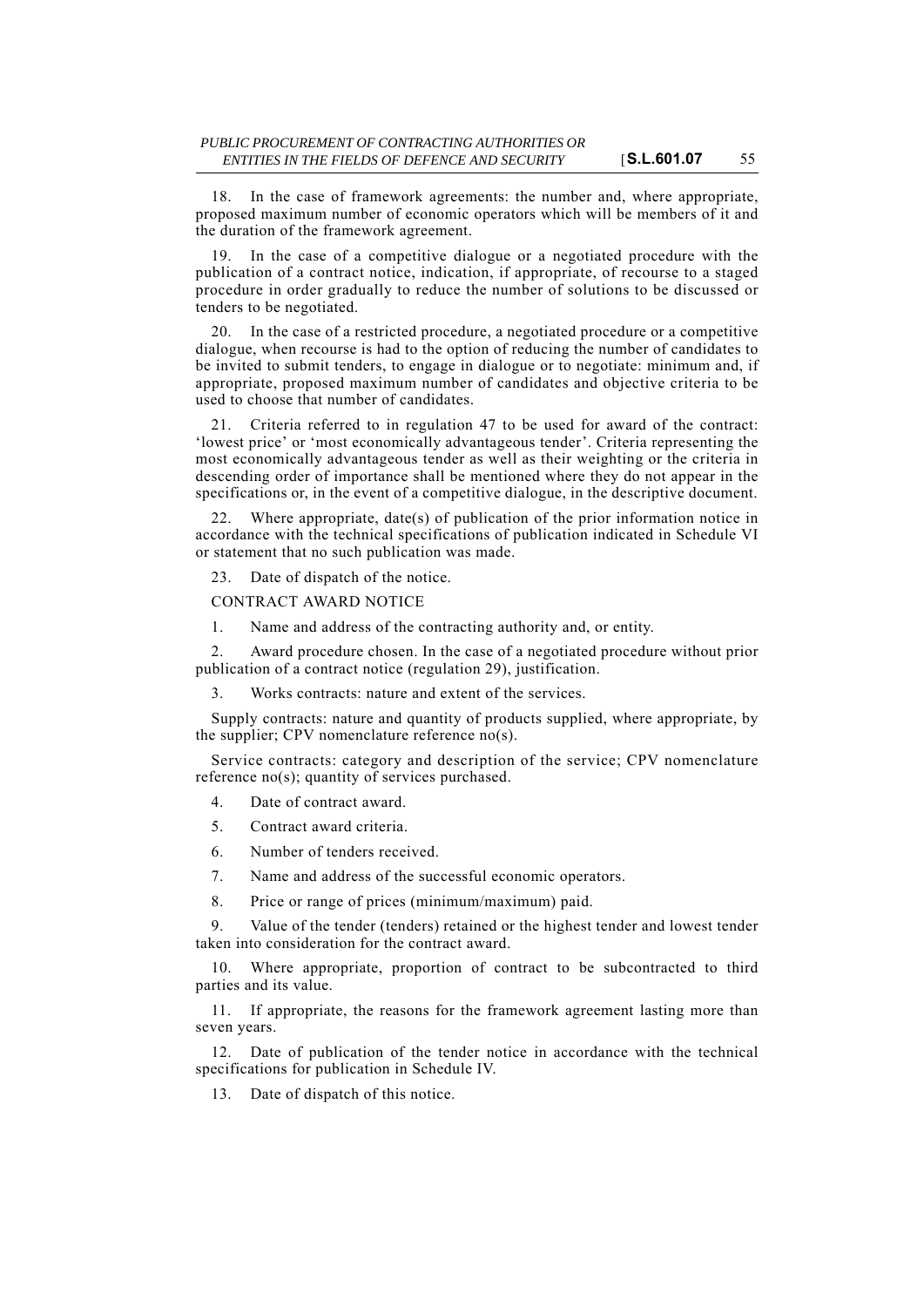18. In the case of framework agreements: the number and, where appropriate, proposed maximum number of economic operators which will be members of it and the duration of the framework agreement.

19. In the case of a competitive dialogue or a negotiated procedure with the publication of a contract notice, indication, if appropriate, of recourse to a staged procedure in order gradually to reduce the number of solutions to be discussed or tenders to be negotiated.

20. In the case of a restricted procedure, a negotiated procedure or a competitive dialogue, when recourse is had to the option of reducing the number of candidates to be invited to submit tenders, to engage in dialogue or to negotiate: minimum and, if appropriate, proposed maximum number of candidates and objective criteria to be used to choose that number of candidates.

21. Criteria referred to in regulation 47 to be used for award of the contract: 'lowest price' or 'most economically advantageous tender'. Criteria representing the most economically advantageous tender as well as their weighting or the criteria in descending order of importance shall be mentioned where they do not appear in the specifications or, in the event of a competitive dialogue, in the descriptive document.

22. Where appropriate, date(s) of publication of the prior information notice in accordance with the technical specifications of publication indicated in Schedule VI or statement that no such publication was made.

23. Date of dispatch of the notice.

CONTRACT AWARD NOTICE

1. Name and address of the contracting authority and, or entity.

2. Award procedure chosen. In the case of a negotiated procedure without prior publication of a contract notice (regulation 29), justification.

3. Works contracts: nature and extent of the services.

Supply contracts: nature and quantity of products supplied, where appropriate, by the supplier; CPV nomenclature reference no(s).

Service contracts: category and description of the service; CPV nomenclature reference no(s); quantity of services purchased.

4. Date of contract award.

5. Contract award criteria.

6. Number of tenders received.

7. Name and address of the successful economic operators.

8. Price or range of prices (minimum/maximum) paid.

9. Value of the tender (tenders) retained or the highest tender and lowest tender taken into consideration for the contract award.

10. Where appropriate, proportion of contract to be subcontracted to third parties and its value.

11. If appropriate, the reasons for the framework agreement lasting more than seven years.

12. Date of publication of the tender notice in accordance with the technical specifications for publication in Schedule IV.

13. Date of dispatch of this notice.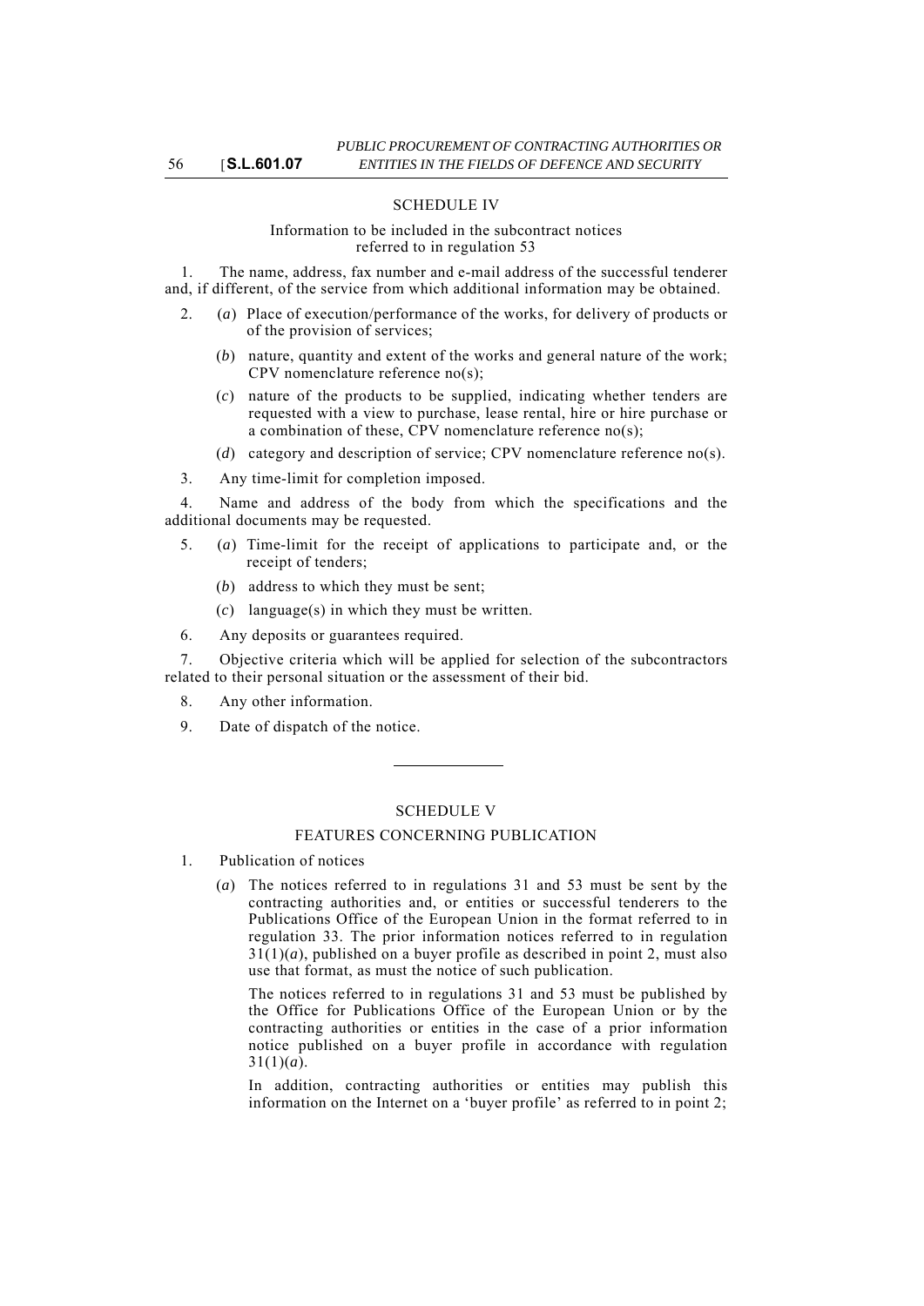## SCHEDULE IV

Information to be included in the subcontract notices referred to in regulation 53

1. The name, address, fax number and e-mail address of the successful tenderer and, if different, of the service from which additional information may be obtained.

2. (*a*) Place of execution/performance of the works, for delivery of products or of the provision of services;

   (*b*) nature, quantity and extent of the works and general nature of the work; CPV nomenclature reference no(s);

   (*c*) nature of the products to be supplied, indicating whether tenders are requested with a view to purchase, lease rental, hire or hire purchase or a combination of these, CPV nomenclature reference no(s);

   (*d*) category and description of service; CPV nomenclature reference no(s).

3. Any time-limit for completion imposed.

4. Name and address of the body from which the specifications and the additional documents may be requested.

5. (*a*) Time-limit for the receipt of applications to participate and, or the receipt of tenders;

   (*b*) address to which they must be sent;

   (*c*) language(s) in which they must be written.

6. Any deposits or guarantees required.

7. Objective criteria which will be applied for selection of the subcontractors related to their personal situation or the assessment of their bid.

8. Any other information.

9. Date of dispatch of the notice.

---

## SCHEDULE V

### FEATURES CONCERNING PUBLICATION

1. Publication of notices

   (*a*) The notices referred to in regulations 31 and 53 must be sent by the contracting authorities and, or entities or successful tenderers to the Publications Office of the European Union in the format referred to in regulation 33. The prior information notices referred to in regulation 31(1)(*a*), published on a buyer profile as described in point 2, must also use that format, as must the notice of such publication.

   The notices referred to in regulations 31 and 53 must be published by the Office for Publications Office of the European Union or by the contracting authorities or entities in the case of a prior information notice published on a buyer profile in accordance with regulation 31(1)(*a*).

   In addition, contracting authorities or entities may publish this information on the Internet on a 'buyer profile' as referred to in point 2;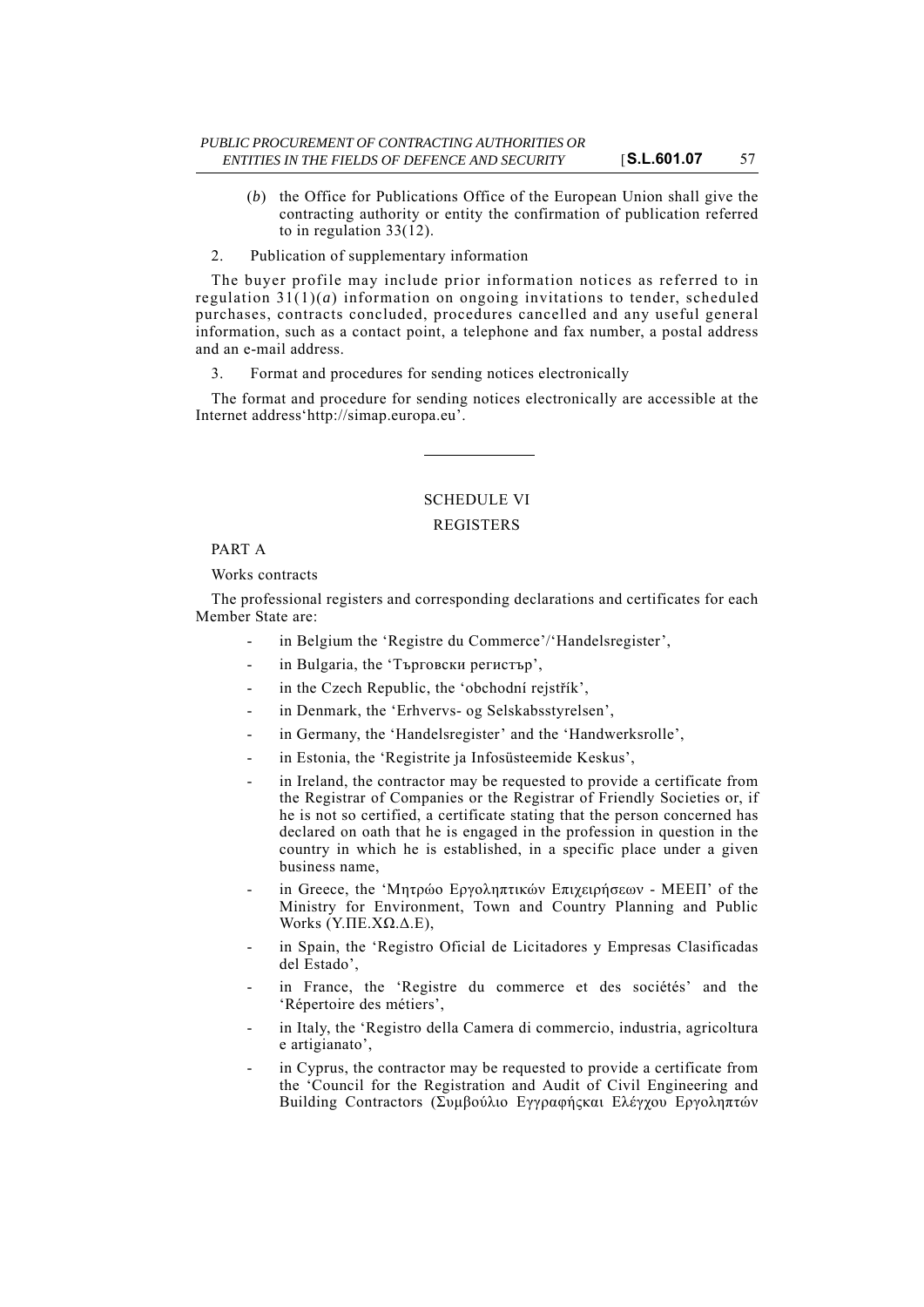(*b*) the Office for Publications Office of the European Union shall give the contracting authority or entity the confirmation of publication referred to in regulation 33(12).

2. Publication of supplementary information

The buyer profile may include prior information notices as referred to in regulation 31(1)(*a*) information on ongoing invitations to tender, scheduled purchases, contracts concluded, procedures cancelled and any useful general information, such as a contact point, a telephone and fax number, a postal address and an e-mail address.

3. Format and procedures for sending notices electronically

The format and procedure for sending notices electronically are accessible at the Internet address'http://simap.europa.eu'.

---

SCHEDULE VI

REGISTERS

PART A

Works contracts

The professional registers and corresponding declarations and certificates for each Member State are:

- in Belgium the 'Registre du Commerce'/'Handelsregister',
- in Bulgaria, the 'Търговски регистър',
- in the Czech Republic, the 'obchodní rejstřík',
- in Denmark, the 'Erhvervs- og Selskabsstyrelsen',
- in Germany, the 'Handelsregister' and the 'Handwerksrolle',
- in Estonia, the 'Registrite ja Infosüsteemide Keskus',
- in Ireland, the contractor may be requested to provide a certificate from the Registrar of Companies or the Registrar of Friendly Societies or, if he is not so certified, a certificate stating that the person concerned has declared on oath that he is engaged in the profession in question in the country in which he is established, in a specific place under a given business name,
- in Greece, the 'Μητρώο Εργοληπτικών Επιχειρήσεων - ΜΕΕΠ' of the Ministry for Environment, Town and Country Planning and Public Works (Υ.ΠΕ.ΧΩ.Δ.Ε),
- in Spain, the 'Registro Oficial de Licitadores y Empresas Clasificadas del Estado',
- in France, the 'Registre du commerce et des sociétés' and the 'Répertoire des métiers',
- in Italy, the 'Registro della Camera di commercio, industria, agricoltura e artigianato',
- in Cyprus, the contractor may be requested to provide a certificate from the 'Council for the Registration and Audit of Civil Engineering and Building Contractors (Συμβούλιο Εγγραφήςκαι Ελέγχου Εργοληπτών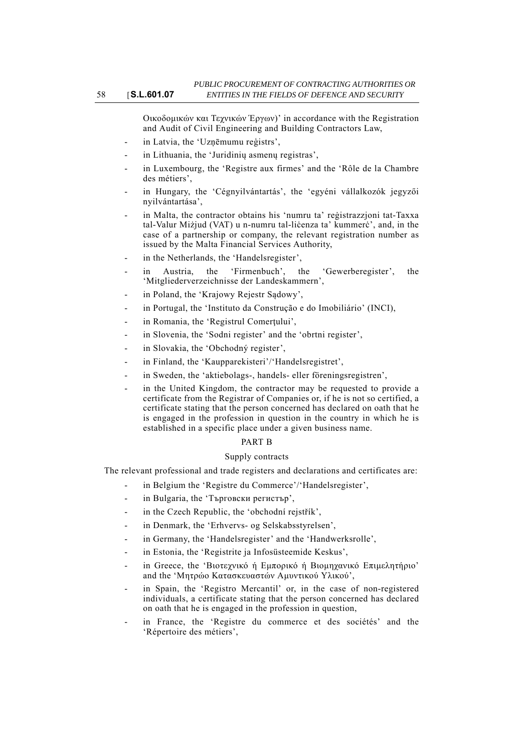Οικοδομικών και Τεχνικών Έργων)' in accordance with the Registration and Audit of Civil Engineering and Building Contractors Law,

- in Latvia, the 'Uzņēmumu reģistrs',
- in Lithuania, the 'Juridinių asmenų registras',
- in Luxembourg, the 'Registre aux firmes' and the 'Rôle de la Chambre des métiers',
- in Hungary, the 'Cégnyilvántartás', the 'egyéni vállalkozók jegyzői nyilvántartása',
- in Malta, the contractor obtains his 'numru ta' reġistrazzjoni tat-Taxxa tal-Valur Miżjud (VAT) u n-numru tal-liċenza ta' kummerċ', and, in the case of a partnership or company, the relevant registration number as issued by the Malta Financial Services Authority,
- in the Netherlands, the 'Handelsregister',
- in Austria, the 'Firmenbuch', the 'Gewerberegister', the 'Mitgliederverzeichnisse der Landeskammern',
- in Poland, the 'Krajowy Rejestr Sądowy',
- in Portugal, the 'Instituto da Construção e do Imobiliário' (INCI),
- in Romania, the 'Registrul Comerţului',
- in Slovenia, the 'Sodni register' and the 'obrtni register',
- in Slovakia, the 'Obchodný register',
- in Finland, the 'Kaupparekisteri'/'Handelsregistret',
- in Sweden, the 'aktiebolags-, handels- eller föreningsregistren',
- in the United Kingdom, the contractor may be requested to provide a certificate from the Registrar of Companies or, if he is not so certified, a certificate stating that the person concerned has declared on oath that he is engaged in the profession in question in the country in which he is established in a specific place under a given business name.

PART B

Supply contracts

The relevant professional and trade registers and declarations and certificates are:

- in Belgium the 'Registre du Commerce'/'Handelsregister',
- in Bulgaria, the 'Търговски регистър',
- in the Czech Republic, the 'obchodní rejstřík',
- in Denmark, the 'Erhvervs- og Selskabsstyrelsen',
- in Germany, the 'Handelsregister' and the 'Handwerksrolle',
- in Estonia, the 'Registrite ja Infosüsteemide Keskus',
- in Greece, the 'Βιοτεχνικό ή Εμπορικό ή Βιομηχανικό Επιμελητήριο' and the 'Μητρώο Κατασκευαστών Αμυντικού Υλικού',
- in Spain, the 'Registro Mercantil' or, in the case of non-registered individuals, a certificate stating that the person concerned has declared on oath that he is engaged in the profession in question,
- in France, the 'Registre du commerce et des sociétés' and the 'Répertoire des métiers',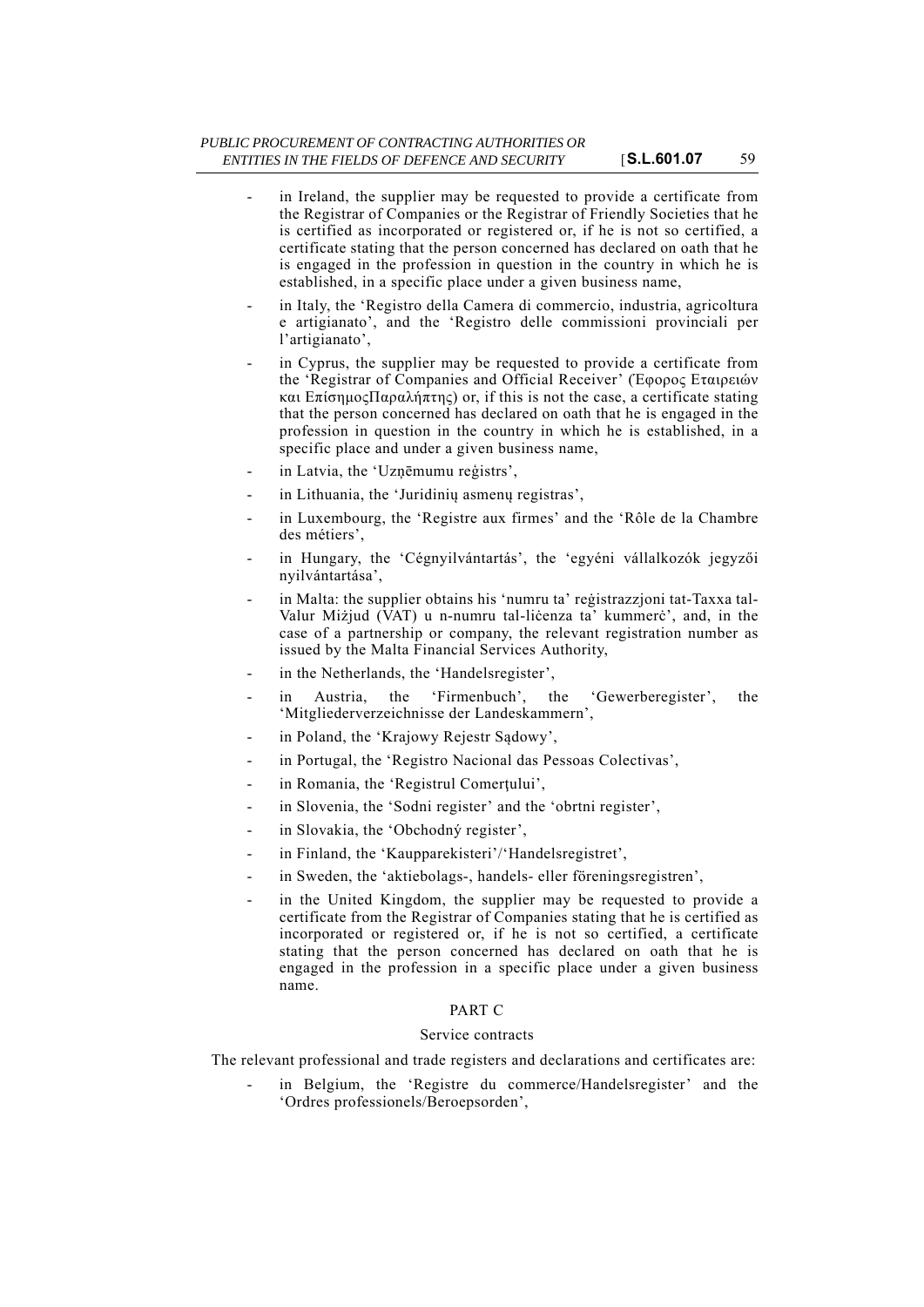- in Ireland, the supplier may be requested to provide a certificate from the Registrar of Companies or the Registrar of Friendly Societies that he is certified as incorporated or registered or, if he is not so certified, a certificate stating that the person concerned has declared on oath that he is engaged in the profession in question in the country in which he is established, in a specific place under a given business name,
- in Italy, the 'Registro della Camera di commercio, industria, agricoltura e artigianato', and the 'Registro delle commissioni provinciali per l'artigianato',
- in Cyprus, the supplier may be requested to provide a certificate from the 'Registrar of Companies and Official Receiver' (Έφορος Εταιρειών και ΕπίσημοςΠαραλήπτης) or, if this is not the case, a certificate stating that the person concerned has declared on oath that he is engaged in the profession in question in the country in which he is established, in a specific place and under a given business name,
- in Latvia, the 'Uzņēmumu reģistrs',
- in Lithuania, the 'Juridinių asmenų registras',
- in Luxembourg, the 'Registre aux firmes' and the 'Rôle de la Chambre des métiers',
- in Hungary, the 'Cégnyilvántartás', the 'egyéni vállalkozók jegyzői nyilvántartása',
- in Malta: the supplier obtains his 'numru ta' reġistrazzjoni tat-Taxxa tal-Valur Miżjud (VAT) u n-numru tal-liċenza ta' kummerċ', and, in the case of a partnership or company, the relevant registration number as issued by the Malta Financial Services Authority,
- in the Netherlands, the 'Handelsregister',
- in Austria, the 'Firmenbuch', the 'Gewerberegister', the 'Mitgliederverzeichnisse der Landeskammern',
- in Poland, the 'Krajowy Rejestr Sądowy',
- in Portugal, the 'Registro Nacional das Pessoas Colectivas',
- in Romania, the 'Registrul Comerţului',
- in Slovenia, the 'Sodni register' and the 'obrtni register',
- in Slovakia, the 'Obchodný register',
- in Finland, the 'Kaupparekisteri'/'Handelsregistret',
- in Sweden, the 'aktiebolags-, handels- eller föreningsregistren',
- in the United Kingdom, the supplier may be requested to provide a certificate from the Registrar of Companies stating that he is certified as incorporated or registered or, if he is not so certified, a certificate stating that the person concerned has declared on oath that he is engaged in the profession in a specific place under a given business name.

PART C

Service contracts

The relevant professional and trade registers and declarations and certificates are:

- in Belgium, the 'Registre du commerce/Handelsregister' and the 'Ordres professionels/Beroepsorden',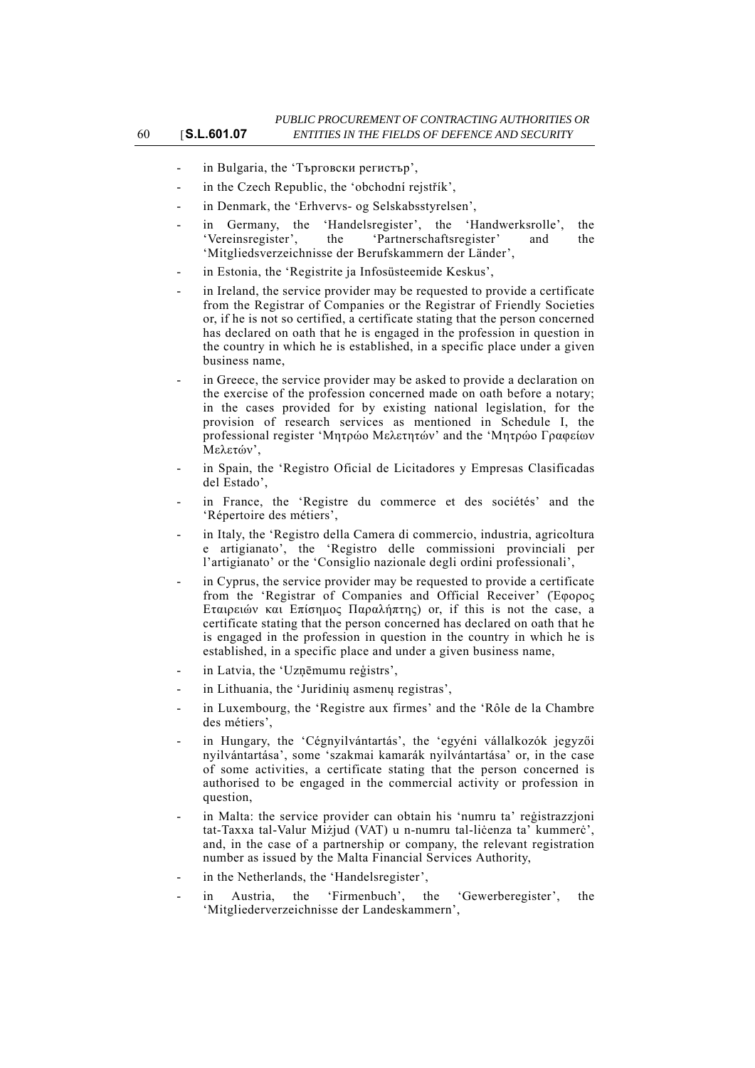- in Bulgaria, the 'Търговски регистър',
- in the Czech Republic, the 'obchodní rejstřík',
- in Denmark, the 'Erhvervs- og Selskabsstyrelsen',
- in Germany, the 'Handelsregister', the 'Handwerksrolle', the 'Vereinsregister', the 'Partnerschaftsregister' and the 'Mitgliedsverzeichnisse der Berufskammern der Länder',
- in Estonia, the 'Registrite ja Infosüsteemide Keskus',
- in Ireland, the service provider may be requested to provide a certificate from the Registrar of Companies or the Registrar of Friendly Societies or, if he is not so certified, a certificate stating that the person concerned has declared on oath that he is engaged in the profession in question in the country in which he is established, in a specific place under a given business name,
- in Greece, the service provider may be asked to provide a declaration on the exercise of the profession concerned made on oath before a notary; in the cases provided for by existing national legislation, for the provision of research services as mentioned in Schedule I, the professional register 'Μητρώο Μελετητών' and the 'Μητρώο Γραφείων Μελετών',
- in Spain, the 'Registro Oficial de Licitadores y Empresas Clasificadas del Estado',
- in France, the 'Registre du commerce et des sociétés' and the 'Répertoire des métiers',
- in Italy, the 'Registro della Camera di commercio, industria, agricoltura e artigianato', the 'Registro delle commissioni provinciali per l'artigianato' or the 'Consiglio nazionale degli ordini professionali',
- in Cyprus, the service provider may be requested to provide a certificate from the 'Registrar of Companies and Official Receiver' (Έφορος Εταιρειών και Επίσημος Παραλήπτης) or, if this is not the case, a certificate stating that the person concerned has declared on oath that he is engaged in the profession in question in the country in which he is established, in a specific place and under a given business name,
- in Latvia, the 'Uzņēmumu reģistrs',
- in Lithuania, the 'Juridinių asmenų registras',
- in Luxembourg, the 'Registre aux firmes' and the 'Rôle de la Chambre des métiers',
- in Hungary, the 'Cégnyilvántartás', the 'egyéni vállalkozók jegyzői nyilvántartása', some 'szakmai kamarák nyilvántartása' or, in the case of some activities, a certificate stating that the person concerned is authorised to be engaged in the commercial activity or profession in question,
- in Malta: the service provider can obtain his 'numru ta' reġistrazzjoni tat-Taxxa tal-Valur Miżjud (VAT) u n-numru tal-liċenza ta' kummerċ', and, in the case of a partnership or company, the relevant registration number as issued by the Malta Financial Services Authority,
- in the Netherlands, the 'Handelsregister',
- in Austria, the 'Firmenbuch', the 'Gewerberegister', the 'Mitgliederverzeichnisse der Landeskammern',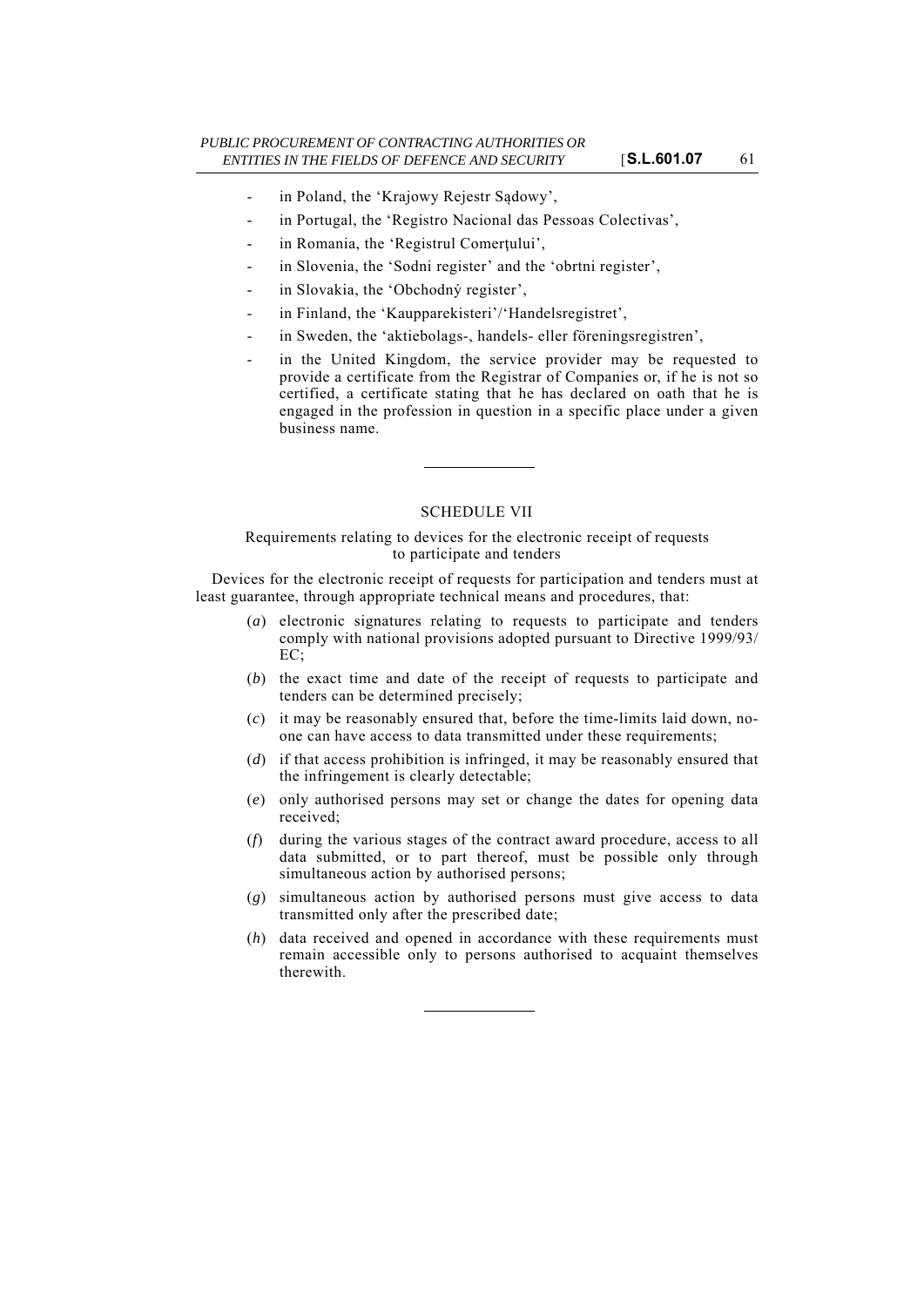- in Poland, the 'Krajowy Rejestr Sądowy',
- in Portugal, the 'Registro Nacional das Pessoas Colectivas',
- in Romania, the 'Registrul Comerţului',
- in Slovenia, the 'Sodni register' and the 'obrtni register',
- in Slovakia, the 'Obchodný register',
- in Finland, the 'Kaupparekisteri'/'Handelsregistret',
- in Sweden, the 'aktiebolags-, handels- eller föreningsregistren',
- in the United Kingdom, the service provider may be requested to provide a certificate from the Registrar of Companies or, if he is not so certified, a certificate stating that he has declared on oath that he is engaged in the profession in question in a specific place under a given business name.

---

## SCHEDULE VII

### Requirements relating to devices for the electronic receipt of requests to participate and tenders

Devices for the electronic receipt of requests for participation and tenders must at least guarantee, through appropriate technical means and procedures, that:

(*a*) electronic signatures relating to requests to participate and tenders comply with national provisions adopted pursuant to Directive 1999/93/EC;

(*b*) the exact time and date of the receipt of requests to participate and tenders can be determined precisely;

(*c*) it may be reasonably ensured that, before the time-limits laid down, no-one can have access to data transmitted under these requirements;

(*d*) if that access prohibition is infringed, it may be reasonably ensured that the infringement is clearly detectable;

(*e*) only authorised persons may set or change the dates for opening data received;

(*f*) during the various stages of the contract award procedure, access to all data submitted, or to part thereof, must be possible only through simultaneous action by authorised persons;

(*g*) simultaneous action by authorised persons must give access to data transmitted only after the prescribed date;

(*h*) data received and opened in accordance with these requirements must remain accessible only to persons authorised to acquaint themselves therewith.

---